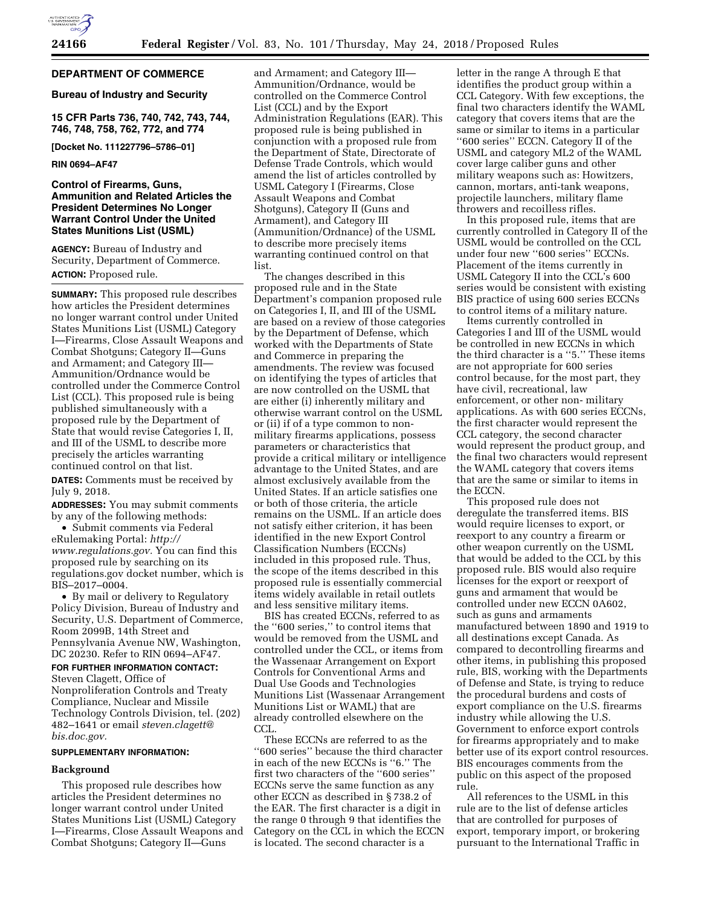**DEPARTMENT OF COMMERCE**

**Bureau of Industry and Security**

**15 CFR Parts 736, 740, 742, 743, 744, 746, 748, 758, 762, 772, and 774**

**[Docket No. 111227796–5786–01]**

**RIN 0694–AF47**

# Control of Firearms, Guns, Ammunition and Related Articles the President Determines No Longer Warrant Control Under the United States Munitions List (USML)

**AGENCY:** Bureau of Industry and Security, Department of Commerce.

**ACTION:** Proposed rule.

**SUMMARY:** This proposed rule describes how articles the President determines no longer warrant control under United States Munitions List (USML) Category I—Firearms, Close Assault Weapons and Combat Shotguns; Category II—Guns and Armament; and Category III—Ammunition/Ordnance would be controlled under the Commerce Control List (CCL). This proposed rule is being published simultaneously with a proposed rule by the Department of State that would revise Categories I, II, and III of the USML to describe more precisely the articles warranting continued control on that list.

**DATES:** Comments must be received by July 9, 2018.

**ADDRESSES:** You may submit comments by any of the following methods:

- Submit comments via Federal eRulemaking Portal: *http://www.regulations.gov.* You can find this proposed rule by searching on its regulations.gov docket number, which is BIS–2017–0004.
- By mail or delivery to Regulatory Policy Division, Bureau of Industry and Security, U.S. Department of Commerce, Room 2099B, 14th Street and Pennsylvania Avenue NW, Washington, DC 20230. Refer to RIN 0694–AF47.

**FOR FURTHER INFORMATION CONTACT:** Steven Clagett, Office of Nonproliferation Controls and Treaty Compliance, Nuclear and Missile Technology Controls Division, tel. (202) 482–1641 or email *steven.clagett@bis.doc.gov.*

**SUPPLEMENTARY INFORMATION:**

## Background

This proposed rule describes how articles the President determines no longer warrant control under United States Munitions List (USML) Category I—Firearms, Close Assault Weapons and Combat Shotguns; Category II—Guns and Armament; and Category III—Ammunition/Ordnance, would be controlled on the Commerce Control List (CCL) and by the Export Administration Regulations (EAR). This proposed rule is being published in conjunction with a proposed rule from the Department of State, Directorate of Defense Trade Controls, which would amend the list of articles controlled by USML Category I (Firearms, Close Assault Weapons and Combat Shotguns), Category II (Guns and Armament), and Category III (Ammunition/Ordnance) of the USML to describe more precisely items warranting continued control on that list.

The changes described in this proposed rule and in the State Department's companion proposed rule on Categories I, II, and III of the USML are based on a review of those categories by the Department of Defense, which worked with the Departments of State and Commerce in preparing the amendments. The review was focused on identifying the types of articles that are now controlled on the USML that are either (i) inherently military and otherwise warrant control on the USML or (ii) if of a type common to non-military firearms applications, possess parameters or characteristics that provide a critical military or intelligence advantage to the United States, and are almost exclusively available from the United States. If an article satisfies one or both of those criteria, the article remains on the USML. If an article does not satisfy either criterion, it has been identified in the new Export Control Classification Numbers (ECCNs) included in this proposed rule. Thus, the scope of the items described in this proposed rule is essentially commercial items widely available in retail outlets and less sensitive military items.

BIS has created ECCNs, referred to as the "600 series," to control items that would be removed from the USML and controlled under the CCL, or items from the Wassenaar Arrangement on Export Controls for Conventional Arms and Dual Use Goods and Technologies Munitions List (Wassenaar Arrangement Munitions List or WAML) that are already controlled elsewhere on the CCL.

These ECCNs are referred to as the "600 series" because the third character in each of the new ECCNs is "6." The first two characters of the "600 series" ECCNs serve the same function as any other ECCN as described in § 738.2 of the EAR. The first character is a digit in the range 0 through 9 that identifies the Category on the CCL in which the ECCN is located. The second character is a letter in the range A through E that identifies the product group within a CCL Category. With few exceptions, the final two characters identify the WAML category that covers items that are the same or similar to items in a particular "600 series" ECCN. Category II of the USML and category ML2 of the WAML cover large caliber guns and other military weapons such as: Howitzers, cannon, mortars, anti-tank weapons, projectile launchers, military flame throwers and recoilless rifles.

In this proposed rule, items that are currently controlled in Category II of the USML would be controlled on the CCL under four new "600 series" ECCNs. Placement of the items currently in USML Category II into the CCL's 600 series would be consistent with existing BIS practice of using 600 series ECCNs to control items of a military nature.

Items currently controlled in Categories I and III of the USML would be controlled in new ECCNs in which the third character is a "5." These items are not appropriate for 600 series control because, for the most part, they have civil, recreational, law enforcement, or other non- military applications. As with 600 series ECCNs, the first character would represent the CCL category, the second character would represent the product group, and the final two characters would represent the WAML category that covers items that are the same or similar to items in the ECCN.

This proposed rule does not deregulate the transferred items. BIS would require licenses to export, or reexport to any country a firearm or other weapon currently on the USML that would be added to the CCL by this proposed rule. BIS would also require licenses for the export or reexport of guns and armament that would be controlled under new ECCN 0A602, such as guns and armaments manufactured between 1890 and 1919 to all destinations except Canada. As compared to decontrolling firearms and other items, in publishing this proposed rule, BIS, working with the Departments of Defense and State, is trying to reduce the procedural burdens and costs of export compliance on the U.S. firearms industry while allowing the U.S. Government to enforce export controls for firearms appropriately and to make better use of its export control resources. BIS encourages comments from the public on this aspect of the proposed rule.

All references to the USML in this rule are to the list of defense articles that are controlled for purposes of export, temporary import, or brokering pursuant to the International Traffic in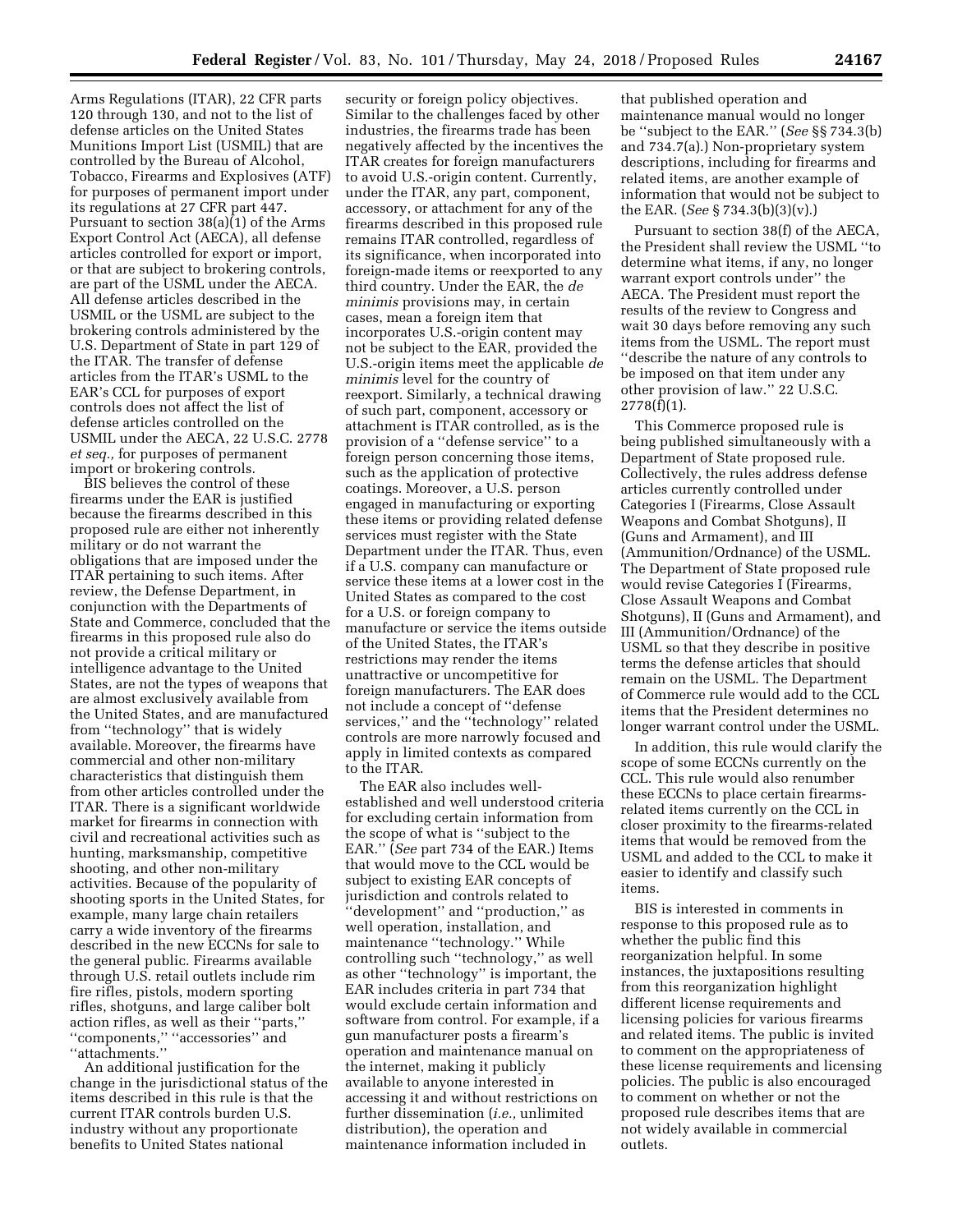Arms Regulations (ITAR), 22 CFR parts 120 through 130, and not to the list of defense articles on the United States Munitions Import List (USMIL) that are controlled by the Bureau of Alcohol, Tobacco, Firearms and Explosives (ATF) for purposes of permanent import under its regulations at 27 CFR part 447. Pursuant to section 38(a)(1) of the Arms Export Control Act (AECA), all defense articles controlled for export or import, or that are subject to brokering controls, are part of the USML under the AECA. All defense articles described in the USMIL or the USML are subject to the brokering controls administered by the U.S. Department of State in part 129 of the ITAR. The transfer of defense articles from the ITAR's USML to the EAR's CCL for purposes of export controls does not affect the list of defense articles controlled on the USMIL under the AECA, 22 U.S.C. 2778 *et seq.,* for purposes of permanent import or brokering controls.

BIS believes the control of these firearms under the EAR is justified because the firearms described in this proposed rule are either not inherently military or do not warrant the obligations that are imposed under the ITAR pertaining to such items. After review, the Defense Department, in conjunction with the Departments of State and Commerce, concluded that the firearms in this proposed rule also do not provide a critical military or intelligence advantage to the United States, are not the types of weapons that are almost exclusively available from the United States, and are manufactured from "technology" that is widely available. Moreover, the firearms have commercial and other non-military characteristics that distinguish them from other articles controlled under the ITAR. There is a significant worldwide market for firearms in connection with civil and recreational activities such as hunting, marksmanship, competitive shooting, and other non-military activities. Because of the popularity of shooting sports in the United States, for example, many large chain retailers carry a wide inventory of the firearms described in the new ECCNs for sale to the general public. Firearms available through U.S. retail outlets include rim fire rifles, pistols, modern sporting rifles, shotguns, and large caliber bolt action rifles, as well as their "parts," "components," "accessories" and "attachments."

An additional justification for the change in the jurisdictional status of the items described in this rule is that the current ITAR controls burden U.S. industry without any proportionate benefits to United States national security or foreign policy objectives. Similar to the challenges faced by other industries, the firearms trade has been negatively affected by the incentives the ITAR creates for foreign manufacturers to avoid U.S.-origin content. Currently, under the ITAR, any part, component, accessory, or attachment for any of the firearms described in this proposed rule remains ITAR controlled, regardless of its significance, when incorporated into foreign-made items or reexported to any third country. Under the EAR, the *de minimis* provisions may, in certain cases, mean a foreign item that incorporates U.S.-origin content may not be subject to the EAR, provided the U.S.-origin items meet the applicable *de minimis* level for the country of reexport. Similarly, a technical drawing of such part, component, accessory or attachment is ITAR controlled, as is the provision of a "defense service" to a foreign person concerning those items, such as the application of protective coatings. Moreover, a U.S. person engaged in manufacturing or exporting these items or providing related defense services must register with the State Department under the ITAR. Thus, even if a U.S. company can manufacture or service these items at a lower cost in the United States as compared to the cost for a U.S. or foreign company to manufacture or service the items outside of the United States, the ITAR's restrictions may render the items unattractive or uncompetitive for foreign manufacturers. The EAR does not include a concept of "defense services," and the "technology" related controls are more narrowly focused and apply in limited contexts as compared to the ITAR.

The EAR also includes well-established and well understood criteria for excluding certain information from the scope of what is "subject to the EAR." (*See* part 734 of the EAR.) Items that would move to the CCL would be subject to existing EAR concepts of jurisdiction and controls related to "development" and "production," as well operation, installation, and maintenance "technology." While controlling such "technology," as well as other "technology" is important, the EAR includes criteria in part 734 that would exclude certain information and software from control. For example, if a gun manufacturer posts a firearm's operation and maintenance manual on the internet, making it publicly available to anyone interested in accessing it and without restrictions on further dissemination (*i.e.,* unlimited distribution), the operation and maintenance information included in that published operation and maintenance manual would no longer be "subject to the EAR." (*See* §§ 734.3(b) and 734.7(a).) Non-proprietary system descriptions, including for firearms and related items, are another example of information that would not be subject to the EAR. (*See* § 734.3(b)(3)(v).)

Pursuant to section 38(f) of the AECA, the President shall review the USML "to determine what items, if any, no longer warrant export controls under" the AECA. The President must report the results of the review to Congress and wait 30 days before removing any such items from the USML. The report must "describe the nature of any controls to be imposed on that item under any other provision of law." 22 U.S.C. 2778(f)(1).

This Commerce proposed rule is being published simultaneously with a Department of State proposed rule. Collectively, the rules address defense articles currently controlled under Categories I (Firearms, Close Assault Weapons and Combat Shotguns), II (Guns and Armament), and III (Ammunition/Ordnance) of the USML. The Department of State proposed rule would revise Categories I (Firearms, Close Assault Weapons and Combat Shotguns), II (Guns and Armament), and III (Ammunition/Ordnance) of the USML so that they describe in positive terms the defense articles that should remain on the USML. The Department of Commerce rule would add to the CCL items that the President determines no longer warrant control under the USML.

In addition, this rule would clarify the scope of some ECCNs currently on the CCL. This rule would also renumber these ECCNs to place certain firearms-related items currently on the CCL in closer proximity to the firearms-related items that would be removed from the USML and added to the CCL to make it easier to identify and classify such items.

BIS is interested in comments in response to this proposed rule as to whether the public find this reorganization helpful. In some instances, the juxtapositions resulting from this reorganization highlight different license requirements and licensing policies for various firearms and related items. The public is invited to comment on the appropriateness of these license requirements and licensing policies. The public is also encouraged to comment on whether or not the proposed rule describes items that are not widely available in commercial outlets.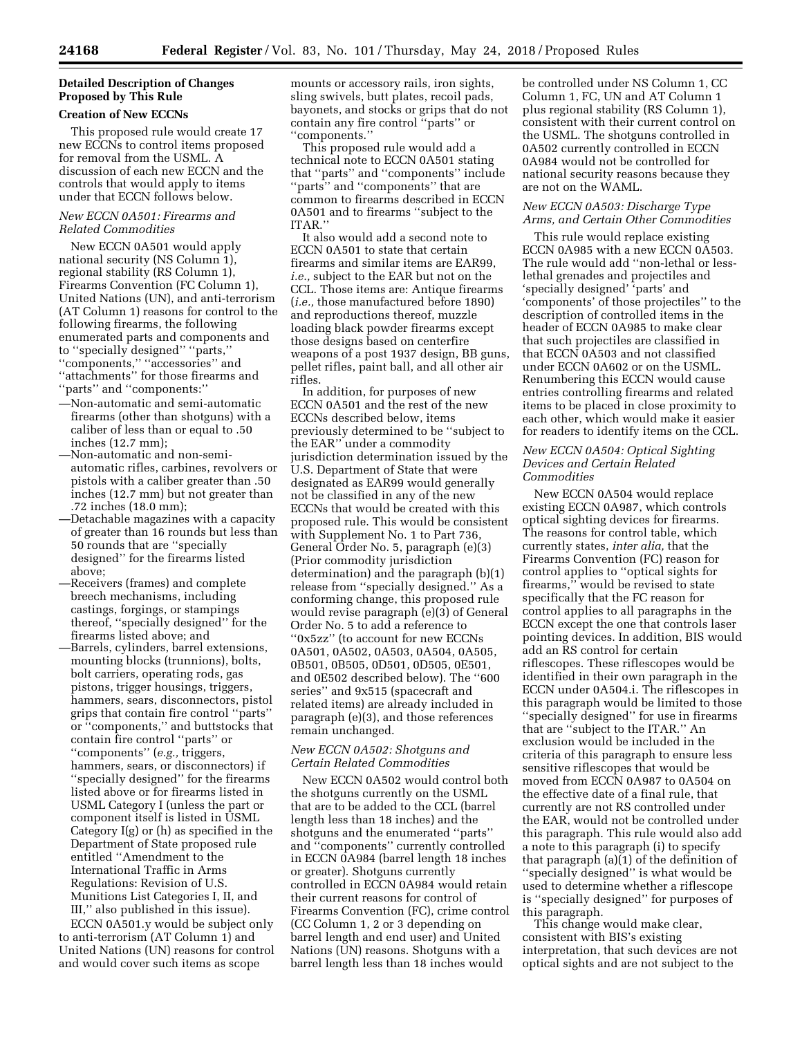## Detailed Description of Changes Proposed by This Rule

### Creation of New ECCNs

This proposed rule would create 17 new ECCNs to control items proposed for removal from the USML. A discussion of each new ECCN and the controls that would apply to items under that ECCN follows below.

#### *New ECCN 0A501: Firearms and Related Commodities*

New ECCN 0A501 would apply national security (NS Column 1), regional stability (RS Column 1), Firearms Convention (FC Column 1), United Nations (UN), and anti-terrorism (AT Column 1) reasons for control to the following firearms, the following enumerated parts and components and to ''specially designed'' ''parts,'' ''components,'' ''accessories'' and ''attachments'' for those firearms and ''parts'' and ''components:''

—Non-automatic and semi-automatic firearms (other than shotguns) with a caliber of less than or equal to .50 inches (12.7 mm);

—Non-automatic and non-semi-automatic rifles, carbines, revolvers or pistols with a caliber greater than .50 inches (12.7 mm) but not greater than .72 inches (18.0 mm);

—Detachable magazines with a capacity of greater than 16 rounds but less than 50 rounds that are ''specially designed'' for the firearms listed above;

—Receivers (frames) and complete breech mechanisms, including castings, forgings, or stampings thereof, ''specially designed'' for the firearms listed above; and

—Barrels, cylinders, barrel extensions, mounting blocks (trunnions), bolts, bolt carriers, operating rods, gas pistons, trigger housings, triggers, hammers, sears, disconnectors, pistol grips that contain fire control ''parts'' or ''components,'' and buttstocks that contain fire control ''parts'' or ''components'' (*e.g.,* triggers, hammers, sears, or disconnectors) if ''specially designed'' for the firearms listed above or for firearms listed in USML Category I (unless the part or component itself is listed in USML Category I(g) or (h) as specified in the Department of State proposed rule entitled ''Amendment to the International Traffic in Arms Regulations: Revision of U.S. Munitions List Categories I, II, and III,'' also published in this issue).

ECCN 0A501.y would be subject only to anti-terrorism (AT Column 1) and United Nations (UN) reasons for control and would cover such items as scope mounts or accessory rails, iron sights, sling swivels, butt plates, recoil pads, bayonets, and stocks or grips that do not contain any fire control ''parts'' or ''components.''

This proposed rule would add a technical note to ECCN 0A501 stating that ''parts'' and ''components'' include ''parts'' and ''components'' that are common to firearms described in ECCN 0A501 and to firearms ''subject to the ITAR.''

It also would add a second note to ECCN 0A501 to state that certain firearms and similar items are EAR99, *i.e.,* subject to the EAR but not on the CCL. Those items are: Antique firearms (*i.e.,* those manufactured before 1890) and reproductions thereof, muzzle loading black powder firearms except those designs based on centerfire weapons of a post 1937 design, BB guns, pellet rifles, paint ball, and all other air rifles.

In addition, for purposes of new ECCN 0A501 and the rest of the new ECCNs described below, items previously determined to be ''subject to the EAR'' under a commodity jurisdiction determination issued by the U.S. Department of State that were designated as EAR99 would generally not be classified in any of the new ECCNs that would be created with this proposed rule. This would be consistent with Supplement No. 1 to Part 736, General Order No. 5, paragraph (e)(3) (Prior commodity jurisdiction determination) and the paragraph (b)(1) release from ''specially designed.'' As a conforming change, this proposed rule would revise paragraph (e)(3) of General Order No. 5 to add a reference to ''0x5zz'' (to account for new ECCNs 0A501, 0A502, 0A503, 0A504, 0A505, 0B501, 0B505, 0D501, 0D505, 0E501, and 0E502 described below). The ''600 series'' and 9x515 (spacecraft and related items) are already included in paragraph (e)(3), and those references remain unchanged.

#### *New ECCN 0A502: Shotguns and Certain Related Commodities*

New ECCN 0A502 would control both the shotguns currently on the USML that are to be added to the CCL (barrel length less than 18 inches) and the shotguns and the enumerated ''parts'' and ''components'' currently controlled in ECCN 0A984 (barrel length 18 inches or greater). Shotguns currently controlled in ECCN 0A984 would retain their current reasons for control of Firearms Convention (FC), crime control (CC Column 1, 2 or 3 depending on barrel length and end user) and United Nations (UN) reasons. Shotguns with a barrel length less than 18 inches would be controlled under NS Column 1, CC Column 1, FC, UN and AT Column 1 plus regional stability (RS Column 1), consistent with their current control on the USML. The shotguns controlled in 0A502 currently controlled in ECCN 0A984 would not be controlled for national security reasons because they are not on the WAML.

#### *New ECCN 0A503: Discharge Type Arms, and Certain Other Commodities*

This rule would replace existing ECCN 0A985 with a new ECCN 0A503. The rule would add ''non-lethal or less-lethal grenades and projectiles and 'specially designed' 'parts' and 'components' of those projectiles'' to the description of controlled items in the header of ECCN 0A985 to make clear that such projectiles are classified in that ECCN 0A503 and not classified under ECCN 0A602 or on the USML. Renumbering this ECCN would cause entries controlling firearms and related items to be placed in close proximity to each other, which would make it easier for readers to identify items on the CCL.

#### *New ECCN 0A504: Optical Sighting Devices and Certain Related Commodities*

New ECCN 0A504 would replace existing ECCN 0A987, which controls optical sighting devices for firearms. The reasons for control table, which currently states, *inter alia,* that the Firearms Convention (FC) reason for control applies to ''optical sights for firearms,'' would be revised to state specifically that the FC reason for control applies to all paragraphs in the ECCN except the one that controls laser pointing devices. In addition, BIS would add an RS control for certain riflescopes. These riflescopes would be identified in their own paragraph in the ECCN under 0A504.i. The riflescopes in this paragraph would be limited to those ''specially designed'' for use in firearms that are ''subject to the ITAR.'' An exclusion would be included in the criteria of this paragraph to ensure less sensitive riflescopes that would be moved from ECCN 0A987 to 0A504 on the effective date of a final rule, that currently are not RS controlled under the EAR, would not be controlled under this paragraph. This rule would also add a note to this paragraph (i) to specify that paragraph (a)(1) of the definition of ''specially designed'' is what would be used to determine whether a riflescope is ''specially designed'' for purposes of this paragraph.

This change would make clear, consistent with BIS's existing interpretation, that such devices are not optical sights and are not subject to the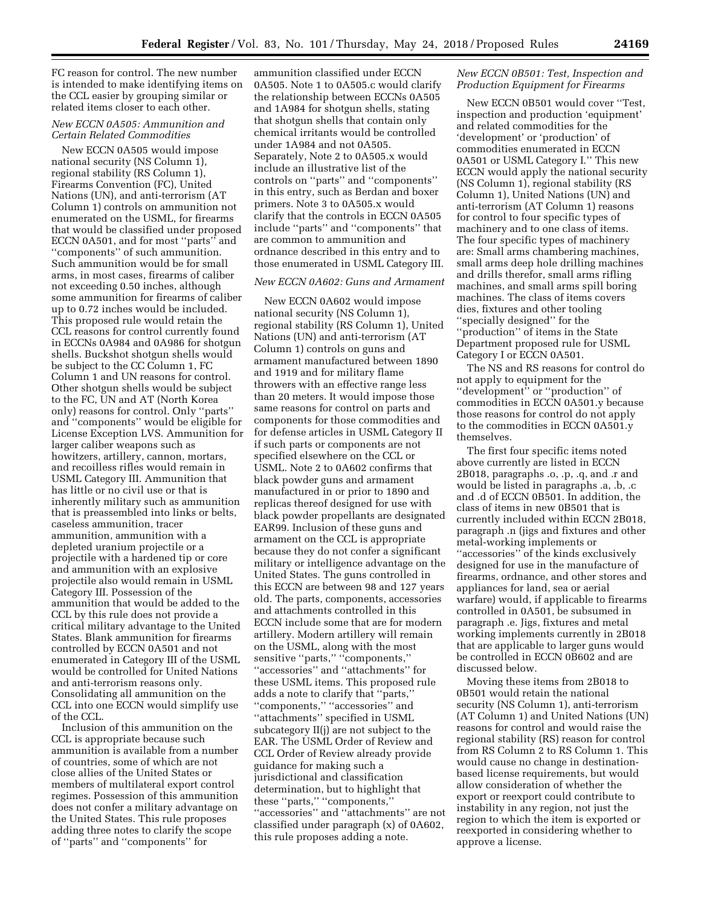FC reason for control. The new number is intended to make identifying items on the CCL easier by grouping similar or related items closer to each other.

### *New ECCN 0A505: Ammunition and Certain Related Commodities*

New ECCN 0A505 would impose national security (NS Column 1), regional stability (RS Column 1), Firearms Convention (FC), United Nations (UN), and anti-terrorism (AT Column 1) controls on ammunition not enumerated on the USML, for firearms that would be classified under proposed ECCN 0A501, and for most ''parts'' and ''components'' of such ammunition. Such ammunition would be for small arms, in most cases, firearms of caliber not exceeding 0.50 inches, although some ammunition for firearms of caliber up to 0.72 inches would be included. This proposed rule would retain the CCL reasons for control currently found in ECCNs 0A984 and 0A986 for shotgun shells. Buckshot shotgun shells would be subject to the CC Column 1, FC Column 1 and UN reasons for control. Other shotgun shells would be subject to the FC, UN and AT (North Korea only) reasons for control. Only ''parts'' and ''components'' would be eligible for License Exception LVS. Ammunition for larger caliber weapons such as howitzers, artillery, cannon, mortars, and recoilless rifles would remain in USML Category III. Ammunition that has little or no civil use or that is inherently military such as ammunition that is preassembled into links or belts, caseless ammunition, tracer ammunition, ammunition with a depleted uranium projectile or a projectile with a hardened tip or core and ammunition with an explosive projectile also would remain in USML Category III. Possession of the ammunition that would be added to the CCL by this rule does not provide a critical military advantage to the United States. Blank ammunition for firearms controlled by ECCN 0A501 and not enumerated in Category III of the USML would be controlled for United Nations and anti-terrorism reasons only. Consolidating all ammunition on the CCL into one ECCN would simplify use of the CCL.

Inclusion of this ammunition on the CCL is appropriate because such ammunition is available from a number of countries, some of which are not close allies of the United States or members of multilateral export control regimes. Possession of this ammunition does not confer a military advantage on the United States. This rule proposes adding three notes to clarify the scope of ''parts'' and ''components'' for ammunition classified under ECCN 0A505. Note 1 to 0A505.c would clarify the relationship between ECCNs 0A505 and 1A984 for shotgun shells, stating that shotgun shells that contain only chemical irritants would be controlled under 1A984 and not 0A505. Separately, Note 2 to 0A505.x would include an illustrative list of the controls on ''parts'' and ''components'' in this entry, such as Berdan and boxer primers. Note 3 to 0A505.x would clarify that the controls in ECCN 0A505 include ''parts'' and ''components'' that are common to ammunition and ordnance described in this entry and to those enumerated in USML Category III.

### *New ECCN 0A602: Guns and Armament*

New ECCN 0A602 would impose national security (NS Column 1), regional stability (RS Column 1), United Nations (UN) and anti-terrorism (AT Column 1) controls on guns and armament manufactured between 1890 and 1919 and for military flame throwers with an effective range less than 20 meters. It would impose those same reasons for control on parts and components for those commodities and for defense articles in USML Category II if such parts or components are not specified elsewhere on the CCL or USML. Note 2 to 0A602 confirms that black powder guns and armament manufactured in or prior to 1890 and replicas thereof designed for use with black powder propellants are designated EAR99. Inclusion of these guns and armament on the CCL is appropriate because they do not confer a significant military or intelligence advantage on the United States. The guns controlled in this ECCN are between 98 and 127 years old. The parts, components, accessories and attachments controlled in this ECCN include some that are for modern artillery. Modern artillery will remain on the USML, along with the most sensitive ''parts,'' ''components,'' ''accessories'' and ''attachments'' for these USML items. This proposed rule adds a note to clarify that ''parts,'' ''components,'' ''accessories'' and ''attachments'' specified in USML subcategory II(j) are not subject to the EAR. The USML Order of Review and CCL Order of Review already provide guidance for making such a jurisdictional and classification determination, but to highlight that these ''parts,'' ''components,'' ''accessories'' and ''attachments'' are not classified under paragraph (x) of 0A602, this rule proposes adding a note.

### *New ECCN 0B501: Test, Inspection and Production Equipment for Firearms*

New ECCN 0B501 would cover ''Test, inspection and production 'equipment' and related commodities for the 'development' or 'production' of commodities enumerated in ECCN 0A501 or USML Category I.'' This new ECCN would apply the national security (NS Column 1), regional stability (RS Column 1), United Nations (UN) and anti-terrorism (AT Column 1) reasons for control to four specific types of machinery and to one class of items. The four specific types of machinery are: Small arms chambering machines, small arms deep hole drilling machines and drills therefor, small arms rifling machines, and small arms spill boring machines. The class of items covers dies, fixtures and other tooling ''specially designed'' for the ''production'' of items in the State Department proposed rule for USML Category I or ECCN 0A501.

The NS and RS reasons for control do not apply to equipment for the ''development'' or ''production'' of commodities in ECCN 0A501.y because those reasons for control do not apply to the commodities in ECCN 0A501.y themselves.

The first four specific items noted above currently are listed in ECCN 2B018, paragraphs .o, .p, .q, and .r and would be listed in paragraphs .a, .b, .c and .d of ECCN 0B501. In addition, the class of items in new 0B501 that is currently included within ECCN 2B018, paragraph .n (jigs and fixtures and other metal-working implements or ''accessories'' of the kinds exclusively designed for use in the manufacture of firearms, ordnance, and other stores and appliances for land, sea or aerial warfare) would, if applicable to firearms controlled in 0A501, be subsumed in paragraph .e. Jigs, fixtures and metal working implements currently in 2B018 that are applicable to larger guns would be controlled in ECCN 0B602 and are discussed below.

Moving these items from 2B018 to 0B501 would retain the national security (NS Column 1), anti-terrorism (AT Column 1) and United Nations (UN) reasons for control and would raise the regional stability (RS) reason for control from RS Column 2 to RS Column 1. This would cause no change in destination-based license requirements, but would allow consideration of whether the export or reexport could contribute to instability in any region, not just the region to which the item is exported or reexported in considering whether to approve a license.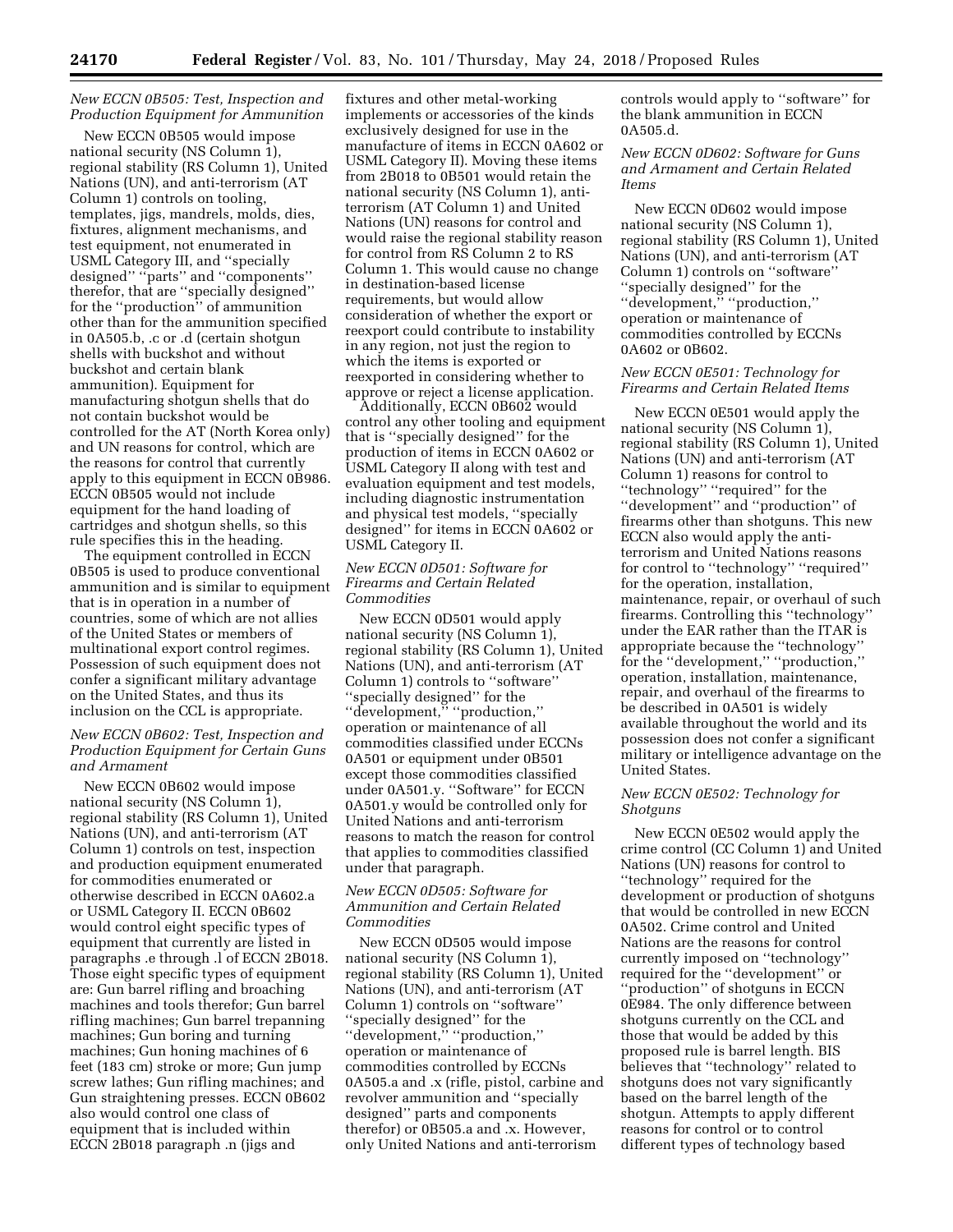### *New ECCN 0B505: Test, Inspection and Production Equipment for Ammunition*

New ECCN 0B505 would impose national security (NS Column 1), regional stability (RS Column 1), United Nations (UN), and anti-terrorism (AT Column 1) controls on tooling, templates, jigs, mandrels, molds, dies, fixtures, alignment mechanisms, and test equipment, not enumerated in USML Category III, and ''specially designed'' ''parts'' and ''components'' therefor, that are ''specially designed'' for the ''production'' of ammunition other than for the ammunition specified in 0A505.b, .c or .d (certain shotgun shells with buckshot and without buckshot and certain blank ammunition). Equipment for manufacturing shotgun shells that do not contain buckshot would be controlled for the AT (North Korea only) and UN reasons for control, which are the reasons for control that currently apply to this equipment in ECCN 0B986. ECCN 0B505 would not include equipment for the hand loading of cartridges and shotgun shells, so this rule specifies this in the heading.

The equipment controlled in ECCN 0B505 is used to produce conventional ammunition and is similar to equipment that is in operation in a number of countries, some of which are not allies of the United States or members of multinational export control regimes. Possession of such equipment does not confer a significant military advantage on the United States, and thus its inclusion on the CCL is appropriate.

### *New ECCN 0B602: Test, Inspection and Production Equipment for Certain Guns and Armament*

New ECCN 0B602 would impose national security (NS Column 1), regional stability (RS Column 1), United Nations (UN), and anti-terrorism (AT Column 1) controls on test, inspection and production equipment enumerated for commodities enumerated or otherwise described in ECCN 0A602.a or USML Category II. ECCN 0B602 would control eight specific types of equipment that currently are listed in paragraphs .e through .l of ECCN 2B018. Those eight specific types of equipment are: Gun barrel rifling and broaching machines and tools therefor; Gun barrel rifling machines; Gun barrel trepanning machines; Gun boring and turning machines; Gun honing machines of 6 feet (183 cm) stroke or more; Gun jump screw lathes; Gun rifling machines; and Gun straightening presses. ECCN 0B602 also would control one class of equipment that is included within ECCN 2B018 paragraph .n (jigs and fixtures and other metal-working implements or accessories of the kinds exclusively designed for use in the manufacture of items in ECCN 0A602 or USML Category II). Moving these items from 2B018 to 0B501 would retain the national security (NS Column 1), anti-terrorism (AT Column 1) and United Nations (UN) reasons for control and would raise the regional stability reason for control from RS Column 2 to RS Column 1. This would cause no change in destination-based license requirements, but would allow consideration of whether the export or reexport could contribute to instability in any region, not just the region to which the items is exported or reexported in considering whether to approve or reject a license application.

Additionally, ECCN 0B602 would control any other tooling and equipment that is ''specially designed'' for the production of items in ECCN 0A602 or USML Category II along with test and evaluation equipment and test models, including diagnostic instrumentation and physical test models, ''specially designed'' for items in ECCN 0A602 or USML Category II.

### *New ECCN 0D501: Software for Firearms and Certain Related Commodities*

New ECCN 0D501 would apply national security (NS Column 1), regional stability (RS Column 1), United Nations (UN), and anti-terrorism (AT Column 1) controls to ''software'' ''specially designed'' for the ''development,'' ''production,'' operation or maintenance of all commodities classified under ECCNs 0A501 or equipment under 0B501 except those commodities classified under 0A501.y. ''Software'' for ECCN 0A501.y would be controlled only for United Nations and anti-terrorism reasons to match the reason for control that applies to commodities classified under that paragraph.

### *New ECCN 0D505: Software for Ammunition and Certain Related Commodities*

New ECCN 0D505 would impose national security (NS Column 1), regional stability (RS Column 1), United Nations (UN), and anti-terrorism (AT Column 1) controls on ''software'' ''specially designed'' for the ''development,'' ''production,'' operation or maintenance of commodities controlled by ECCNs 0A505.a and .x (rifle, pistol, carbine and revolver ammunition and ''specially designed'' parts and components therefor) or 0B505.a and .x. However, only United Nations and anti-terrorism controls would apply to ''software'' for the blank ammunition in ECCN 0A505.d.

### *New ECCN 0D602: Software for Guns and Armament and Certain Related Items*

New ECCN 0D602 would impose national security (NS Column 1), regional stability (RS Column 1), United Nations (UN), and anti-terrorism (AT Column 1) controls on ''software'' ''specially designed'' for the ''development,'' ''production,'' operation or maintenance of commodities controlled by ECCNs 0A602 or 0B602.

### *New ECCN 0E501: Technology for Firearms and Certain Related Items*

New ECCN 0E501 would apply the national security (NS Column 1), regional stability (RS Column 1), United Nations (UN) and anti-terrorism (AT Column 1) reasons for control to ''technology'' ''required'' for the ''development'' and ''production'' of firearms other than shotguns. This new ECCN also would apply the anti-terrorism and United Nations reasons for control to ''technology'' ''required'' for the operation, installation, maintenance, repair, or overhaul of such firearms. Controlling this ''technology'' under the EAR rather than the ITAR is appropriate because the ''technology'' for the ''development,'' ''production,'' operation, installation, maintenance, repair, and overhaul of the firearms to be described in 0A501 is widely available throughout the world and its possession does not confer a significant military or intelligence advantage on the United States.

### *New ECCN 0E502: Technology for Shotguns*

New ECCN 0E502 would apply the crime control (CC Column 1) and United Nations (UN) reasons for control to ''technology'' required for the development or production of shotguns that would be controlled in new ECCN 0A502. Crime control and United Nations are the reasons for control currently imposed on ''technology'' required for the ''development'' or ''production'' of shotguns in ECCN 0E984. The only difference between shotguns currently on the CCL and those that would be added by this proposed rule is barrel length. BIS believes that ''technology'' related to shotguns does not vary significantly based on the barrel length of the shotgun. Attempts to apply different reasons for control or to control different types of technology based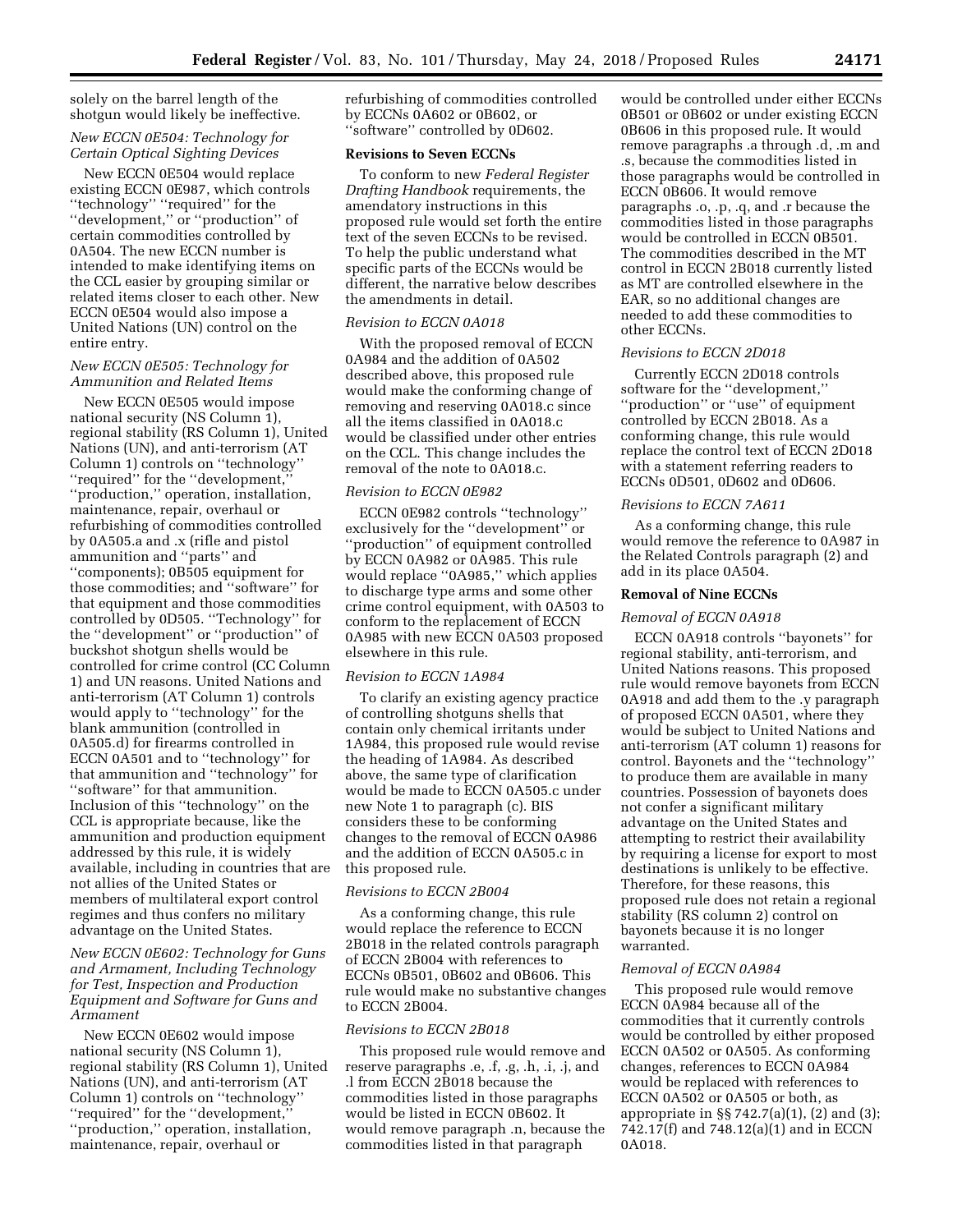solely on the barrel length of the shotgun would likely be ineffective.

*New ECCN 0E504: Technology for Certain Optical Sighting Devices*

New ECCN 0E504 would replace existing ECCN 0E987, which controls ''technology'' ''required'' for the ''development,'' or ''production'' of certain commodities controlled by 0A504. The new ECCN number is intended to make identifying items on the CCL easier by grouping similar or related items closer to each other. New ECCN 0E504 would also impose a United Nations (UN) control on the entire entry.

*New ECCN 0E505: Technology for Ammunition and Related Items*

New ECCN 0E505 would impose national security (NS Column 1), regional stability (RS Column 1), United Nations (UN), and anti-terrorism (AT Column 1) controls on ''technology'' ''required'' for the ''development,'' ''production,'' operation, installation, maintenance, repair, overhaul or refurbishing of commodities controlled by 0A505.a and .x (rifle and pistol ammunition and ''parts'' and ''components); 0B505 equipment for those commodities; and ''software'' for that equipment and those commodities controlled by 0D505. ''Technology'' for the ''development'' or ''production'' of buckshot shotgun shells would be controlled for crime control (CC Column 1) and UN reasons. United Nations and anti-terrorism (AT Column 1) controls would apply to ''technology'' for the blank ammunition (controlled in 0A505.d) for firearms controlled in ECCN 0A501 and to ''technology'' for that ammunition and ''technology'' for ''software'' for that ammunition. Inclusion of this ''technology'' on the CCL is appropriate because, like the ammunition and production equipment addressed by this rule, it is widely available, including in countries that are not allies of the United States or members of multilateral export control regimes and thus confers no military advantage on the United States.

*New ECCN 0E602: Technology for Guns and Armament, Including Technology for Test, Inspection and Production Equipment and Software for Guns and Armament*

New ECCN 0E602 would impose national security (NS Column 1), regional stability (RS Column 1), United Nations (UN), and anti-terrorism (AT Column 1) controls on ''technology'' ''required'' for the ''development,'' ''production,'' operation, installation, maintenance, repair, overhaul or refurbishing of commodities controlled by ECCNs 0A602 or 0B602, or ''software'' controlled by 0D602.

**Revisions to Seven ECCNs**

To conform to new *Federal Register Drafting Handbook* requirements, the amendatory instructions in this proposed rule would set forth the entire text of the seven ECCNs to be revised. To help the public understand what specific parts of the ECCNs would be different, the narrative below describes the amendments in detail.

*Revision to ECCN 0A018*

With the proposed removal of ECCN 0A984 and the addition of 0A502 described above, this proposed rule would make the conforming change of removing and reserving 0A018.c since all the items classified in 0A018.c would be classified under other entries on the CCL. This change includes the removal of the note to 0A018.c.

*Revision to ECCN 0E982*

ECCN 0E982 controls ''technology'' exclusively for the ''development'' or ''production'' of equipment controlled by ECCN 0A982 or 0A985. This rule would replace ''0A985,'' which applies to discharge type arms and some other crime control equipment, with 0A503 to conform to the replacement of ECCN 0A985 with new ECCN 0A503 proposed elsewhere in this rule.

*Revision to ECCN 1A984*

To clarify an existing agency practice of controlling shotguns shells that contain only chemical irritants under 1A984, this proposed rule would revise the heading of 1A984. As described above, the same type of clarification would be made to ECCN 0A505.c under new Note 1 to paragraph (c). BIS considers these to be conforming changes to the removal of ECCN 0A986 and the addition of ECCN 0A505.c in this proposed rule.

*Revisions to ECCN 2B004*

As a conforming change, this rule would replace the reference to ECCN 2B018 in the related controls paragraph of ECCN 2B004 with references to ECCNs 0B501, 0B602 and 0B606. This rule would make no substantive changes to ECCN 2B004.

*Revisions to ECCN 2B018*

This proposed rule would remove and reserve paragraphs .e, .f, .g, .h, .i, .j, and .l from ECCN 2B018 because the commodities listed in those paragraphs would be listed in ECCN 0B602. It would remove paragraph .n, because the commodities listed in that paragraph would be controlled under either ECCNs 0B501 or 0B602 or under existing ECCN 0B606 in this proposed rule. It would remove paragraphs .a through .d, .m and .s, because the commodities listed in those paragraphs would be controlled in ECCN 0B606. It would remove paragraphs .o, .p, .q, and .r because the commodities listed in those paragraphs would be controlled in ECCN 0B501. The commodities described in the MT control in ECCN 2B018 currently listed as MT are controlled elsewhere in the EAR, so no additional changes are needed to add these commodities to other ECCNs.

*Revisions to ECCN 2D018*

Currently ECCN 2D018 controls software for the ''development,'' ''production'' or ''use'' of equipment controlled by ECCN 2B018. As a conforming change, this rule would replace the control text of ECCN 2D018 with a statement referring readers to ECCNs 0D501, 0D602 and 0D606.

*Revisions to ECCN 7A611*

As a conforming change, this rule would remove the reference to 0A987 in the Related Controls paragraph (2) and add in its place 0A504.

**Removal of Nine ECCNs**

*Removal of ECCN 0A918*

ECCN 0A918 controls ''bayonets'' for regional stability, anti-terrorism, and United Nations reasons. This proposed rule would remove bayonets from ECCN 0A918 and add them to the .y paragraph of proposed ECCN 0A501, where they would be subject to United Nations and anti-terrorism (AT column 1) reasons for control. Bayonets and the ''technology'' to produce them are available in many countries. Possession of bayonets does not confer a significant military advantage on the United States and attempting to restrict their availability by requiring a license for export to most destinations is unlikely to be effective. Therefore, for these reasons, this proposed rule does not retain a regional stability (RS column 2) control on bayonets because it is no longer warranted.

*Removal of ECCN 0A984*

This proposed rule would remove ECCN 0A984 because all of the commodities that it currently controls would be controlled by either proposed ECCN 0A502 or 0A505. As conforming changes, references to ECCN 0A984 would be replaced with references to ECCN 0A502 or 0A505 or both, as appropriate in §§ 742.7(a)(1), (2) and (3); 742.17(f) and 748.12(a)(1) and in ECCN 0A018.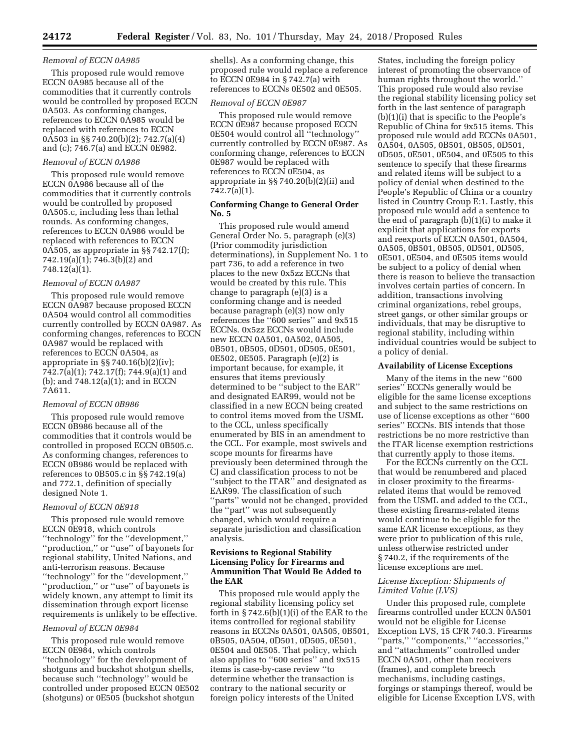*Removal of ECCN 0A985*

This proposed rule would remove ECCN 0A985 because all of the commodities that it currently controls would be controlled by proposed ECCN 0A503. As conforming changes, references to ECCN 0A985 would be replaced with references to ECCN 0A503 in §§ 740.20(b)(2); 742.7(a)(4) and (c); 746.7(a) and ECCN 0E982.

*Removal of ECCN 0A986*

This proposed rule would remove ECCN 0A986 because all of the commodities that it currently controls would be controlled by proposed 0A505.c, including less than lethal rounds. As conforming changes, references to ECCN 0A986 would be replaced with references to ECCN 0A505, as appropriate in §§ 742.17(f); 742.19(a)(1); 746.3(b)(2) and 748.12(a)(1).

*Removal of ECCN 0A987*

This proposed rule would remove ECCN 0A987 because proposed ECCN 0A504 would control all commodities currently controlled by ECCN 0A987. As conforming changes, references to ECCN 0A987 would be replaced with references to ECCN 0A504, as appropriate in §§ 740.16(b)(2)(iv); 742.7(a)(1); 742.17(f); 744.9(a)(1) and (b); and 748.12(a)(1); and in ECCN 7A611.

*Removal of ECCN 0B986*

This proposed rule would remove ECCN 0B986 because all of the commodities that it controls would be controlled in proposed ECCN 0B505.c. As conforming changes, references to ECCN 0B986 would be replaced with references to 0B505.c in §§ 742.19(a) and 772.1, definition of specially designed Note 1.

*Removal of ECCN 0E918*

This proposed rule would remove ECCN 0E918, which controls ''technology'' for the ''development,'' ''production,'' or ''use'' of bayonets for regional stability, United Nations, and anti-terrorism reasons. Because ''technology'' for the ''development,'' ''production,'' or ''use'' of bayonets is widely known, any attempt to limit its dissemination through export license requirements is unlikely to be effective.

*Removal of ECCN 0E984*

This proposed rule would remove ECCN 0E984, which controls ''technology'' for the development of shotguns and buckshot shotgun shells, because such ''technology'' would be controlled under proposed ECCN 0E502 (shotguns) or 0E505 (buckshot shotgun shells). As a conforming change, this proposed rule would replace a reference to ECCN 0E984 in § 742.7(a) with references to ECCNs 0E502 and 0E505.

*Removal of ECCN 0E987*

This proposed rule would remove ECCN 0E987 because proposed ECCN 0E504 would control all ''technology'' currently controlled by ECCN 0E987. As conforming change, references to ECCN 0E987 would be replaced with references to ECCN 0E504, as appropriate in §§ 740.20(b)(2)(ii) and 742.7(a)(1).

**Conforming Change to General Order No. 5**

This proposed rule would amend General Order No. 5, paragraph (e)(3) (Prior commodity jurisdiction determinations), in Supplement No. 1 to part 736, to add a reference in two places to the new 0x5zz ECCNs that would be created by this rule. This change to paragraph (e)(3) is a conforming change and is needed because paragraph (e)(3) now only references the ''600 series'' and 9x515 ECCNs. 0x5zz ECCNs would include new ECCN 0A501, 0A502, 0A505, 0B501, 0B505, 0D501, 0D505, 0E501, 0E502, 0E505. Paragraph (e)(2) is important because, for example, it ensures that items previously determined to be ''subject to the EAR'' and designated EAR99, would not be classified in a new ECCN being created to control items moved from the USML to the CCL, unless specifically enumerated by BIS in an amendment to the CCL. For example, most swivels and scope mounts for firearms have previously been determined through the CJ and classification process to not be ''subject to the ITAR'' and designated as EAR99. The classification of such ''parts'' would not be changed, provided the ''part'' was not subsequently changed, which would require a separate jurisdiction and classification analysis.

**Revisions to Regional Stability Licensing Policy for Firearms and Ammunition That Would Be Added to the EAR**

This proposed rule would apply the regional stability licensing policy set forth in § 742.6(b)(1)(i) of the EAR to the items controlled for regional stability reasons in ECCNs 0A501, 0A505, 0B501, 0B505, 0A504, 0D501, 0D505, 0E501, 0E504 and 0E505. That policy, which also applies to ''600 series'' and 9x515 items is case-by-case review ''to determine whether the transaction is contrary to the national security or foreign policy interests of the United States, including the foreign policy interest of promoting the observance of human rights throughout the world.'' This proposed rule would also revise the regional stability licensing policy set forth in the last sentence of paragraph (b)(1)(i) that is specific to the People's Republic of China for 9x515 items. This proposed rule would add ECCNs 0A501, 0A504, 0A505, 0B501, 0B505, 0D501, 0D505, 0E501, 0E504, and 0E505 to this sentence to specify that these firearms and related items will be subject to a policy of denial when destined to the People's Republic of China or a country listed in Country Group E:1. Lastly, this proposed rule would add a sentence to the end of paragraph (b)(1)(i) to make it explicit that applications for exports and reexports of ECCN 0A501, 0A504, 0A505, 0B501, 0B505, 0D501, 0D505, 0E501, 0E504, and 0E505 items would be subject to a policy of denial when there is reason to believe the transaction involves certain parties of concern. In addition, transactions involving criminal organizations, rebel groups, street gangs, or other similar groups or individuals, that may be disruptive to regional stability, including within individual countries would be subject to a policy of denial.

**Availability of License Exceptions**

Many of the items in the new ''600 series'' ECCNs generally would be eligible for the same license exceptions and subject to the same restrictions on use of license exceptions as other ''600 series'' ECCNs. BIS intends that those restrictions be no more restrictive than the ITAR license exemption restrictions that currently apply to those items.

For the ECCNs currently on the CCL that would be renumbered and placed in closer proximity to the firearms-related items that would be removed from the USML and added to the CCL, these existing firearms-related items would continue to be eligible for the same EAR license exceptions, as they were prior to publication of this rule, unless otherwise restricted under § 740.2, if the requirements of the license exceptions are met.

*License Exception: Shipments of Limited Value (LVS)*

Under this proposed rule, complete firearms controlled under ECCN 0A501 would not be eligible for License Exception LVS, 15 CFR 740.3. Firearms ''parts,'' ''components,'' ''accessories,'' and ''attachments'' controlled under ECCN 0A501, other than receivers (frames), and complete breech mechanisms, including castings, forgings or stampings thereof, would be eligible for License Exception LVS, with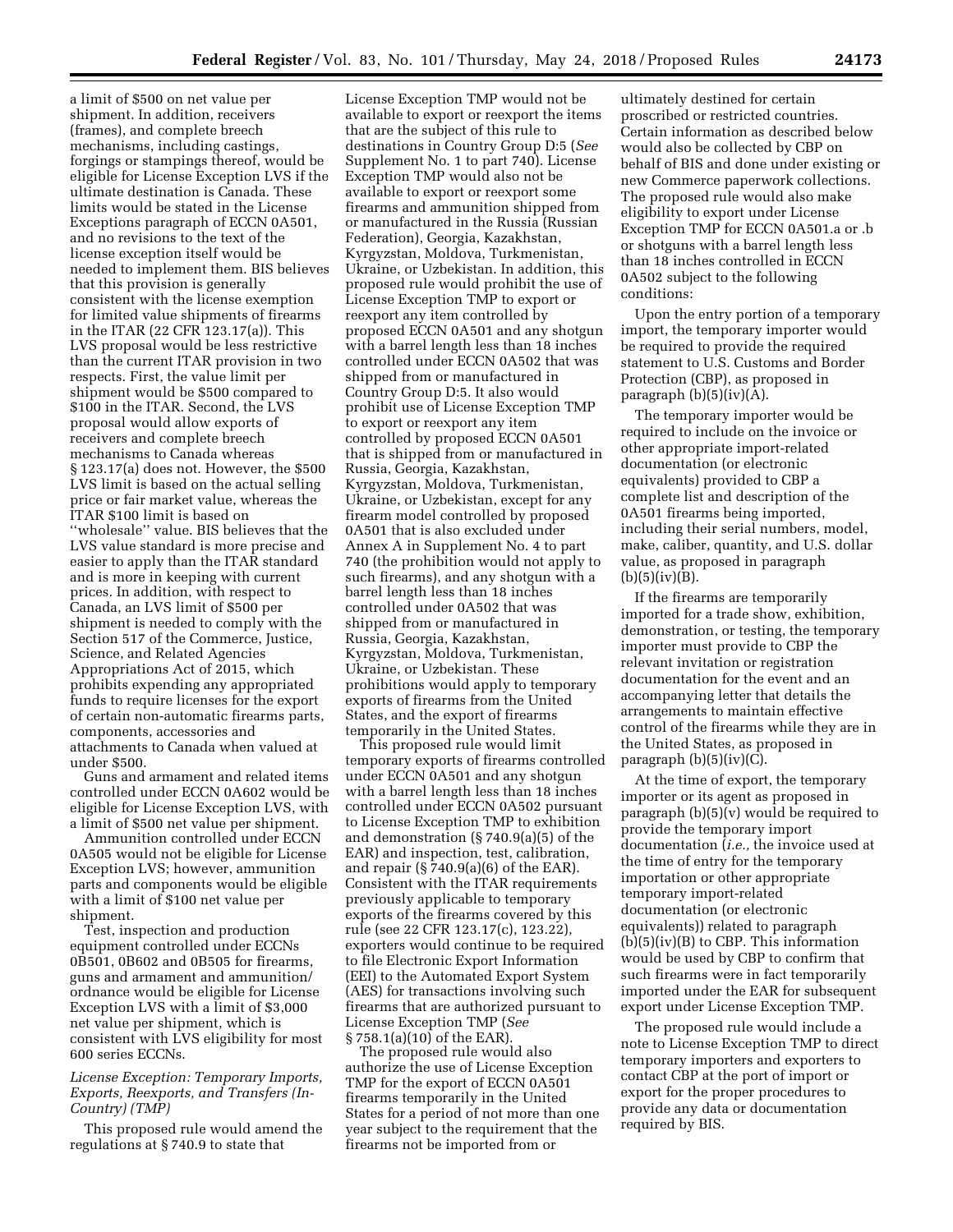a limit of $500 on net value per shipment. In addition, receivers (frames), and complete breech mechanisms, including castings, forgings or stampings thereof, would be eligible for License Exception LVS if the ultimate destination is Canada. These limits would be stated in the License Exceptions paragraph of ECCN 0A501, and no revisions to the text of the license exception itself would be needed to implement them. BIS believes that this provision is generally consistent with the license exemption for limited value shipments of firearms in the ITAR (22 CFR 123.17(a)). This LVS proposal would be less restrictive than the current ITAR provision in two respects. First, the value limit per shipment would be $500 compared to $100 in the ITAR. Second, the LVS proposal would allow exports of receivers and complete breech mechanisms to Canada whereas § 123.17(a) does not. However, the $500 LVS limit is based on the actual selling price or fair market value, whereas the ITAR $100 limit is based on ''wholesale'' value. BIS believes that the LVS value standard is more precise and easier to apply than the ITAR standard and is more in keeping with current prices. In addition, with respect to Canada, an LVS limit of $500 per shipment is needed to comply with the Section 517 of the Commerce, Justice, Science, and Related Agencies Appropriations Act of 2015, which prohibits expending any appropriated funds to require licenses for the export of certain non-automatic firearms parts, components, accessories and attachments to Canada when valued at under $500.

Guns and armament and related items controlled under ECCN 0A602 would be eligible for License Exception LVS, with a limit of $500 net value per shipment.

Ammunition controlled under ECCN 0A505 would not be eligible for License Exception LVS; however, ammunition parts and components would be eligible with a limit of $100 net value per shipment.

Test, inspection and production equipment controlled under ECCNs 0B501, 0B602 and 0B505 for firearms, guns and armament and ammunition/ordnance would be eligible for License Exception LVS with a limit of $3,000 net value per shipment, which is consistent with LVS eligibility for most 600 series ECCNs.

*License Exception: Temporary Imports, Exports, Reexports, and Transfers (In-Country) (TMP)*

This proposed rule would amend the regulations at § 740.9 to state that License Exception TMP would not be available to export or reexport the items that are the subject of this rule to destinations in Country Group D:5 (*See* Supplement No. 1 to part 740). License Exception TMP would also not be available to export or reexport some firearms and ammunition shipped from or manufactured in the Russia (Russian Federation), Georgia, Kazakhstan, Kyrgyzstan, Moldova, Turkmenistan, Ukraine, or Uzbekistan. In addition, this proposed rule would prohibit the use of License Exception TMP to export or reexport any item controlled by proposed ECCN 0A501 and any shotgun with a barrel length less than 18 inches controlled under ECCN 0A502 that was shipped from or manufactured in Country Group D:5. It also would prohibit use of License Exception TMP to export or reexport any item controlled by proposed ECCN 0A501 that is shipped from or manufactured in Russia, Georgia, Kazakhstan, Kyrgyzstan, Moldova, Turkmenistan, Ukraine, or Uzbekistan, except for any firearm model controlled by proposed 0A501 that is also excluded under Annex A in Supplement No. 4 to part 740 (the prohibition would not apply to such firearms), and any shotgun with a barrel length less than 18 inches controlled under 0A502 that was shipped from or manufactured in Russia, Georgia, Kazakhstan, Kyrgyzstan, Moldova, Turkmenistan, Ukraine, or Uzbekistan. These prohibitions would apply to temporary exports of firearms from the United States, and the export of firearms temporarily in the United States.

This proposed rule would limit temporary exports of firearms controlled under ECCN 0A501 and any shotgun with a barrel length less than 18 inches controlled under ECCN 0A502 pursuant to License Exception TMP to exhibition and demonstration (§ 740.9(a)(5) of the EAR) and inspection, test, calibration, and repair (§ 740.9(a)(6) of the EAR). Consistent with the ITAR requirements previously applicable to temporary exports of the firearms covered by this rule (see 22 CFR 123.17(c), 123.22), exporters would continue to be required to file Electronic Export Information (EEI) to the Automated Export System (AES) for transactions involving such firearms that are authorized pursuant to License Exception TMP (*See* § 758.1(a)(10) of the EAR).

The proposed rule would also authorize the use of License Exception TMP for the export of ECCN 0A501 firearms temporarily in the United States for a period of not more than one year subject to the requirement that the firearms not be imported from or ultimately destined for certain proscribed or restricted countries. Certain information as described below would also be collected by CBP on behalf of BIS and done under existing or new Commerce paperwork collections. The proposed rule would also make eligibility to export under License Exception TMP for ECCN 0A501.a or .b or shotguns with a barrel length less than 18 inches controlled in ECCN 0A502 subject to the following conditions:

Upon the entry portion of a temporary import, the temporary importer would be required to provide the required statement to U.S. Customs and Border Protection (CBP), as proposed in paragraph (b)(5)(iv)(A).

The temporary importer would be required to include on the invoice or other appropriate import-related documentation (or electronic equivalents) provided to CBP a complete list and description of the 0A501 firearms being imported, including their serial numbers, model, make, caliber, quantity, and U.S. dollar value, as proposed in paragraph (b)(5)(iv)(B).

If the firearms are temporarily imported for a trade show, exhibition, demonstration, or testing, the temporary importer must provide to CBP the relevant invitation or registration documentation for the event and an accompanying letter that details the arrangements to maintain effective control of the firearms while they are in the United States, as proposed in paragraph (b)(5)(iv)(C).

At the time of export, the temporary importer or its agent as proposed in paragraph (b)(5)(v) would be required to provide the temporary import documentation (*i.e.,* the invoice used at the time of entry for the temporary importation or other appropriate temporary import-related documentation (or electronic equivalents)) related to paragraph (b)(5)(iv)(B) to CBP. This information would be used by CBP to confirm that such firearms were in fact temporarily imported under the EAR for subsequent export under License Exception TMP.

The proposed rule would include a note to License Exception TMP to direct temporary importers and exporters to contact CBP at the port of import or export for the proper procedures to provide any data or documentation required by BIS.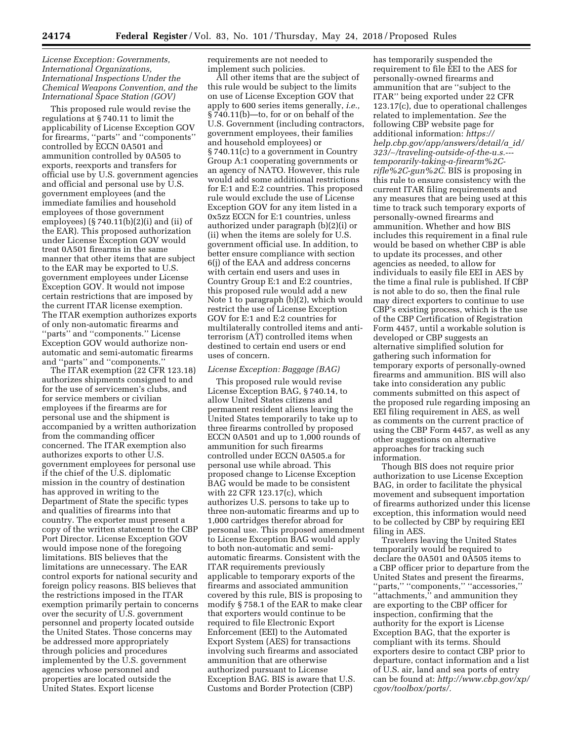*License Exception: Governments, International Organizations, International Inspections Under the Chemical Weapons Convention, and the International Space Station (GOV)*

This proposed rule would revise the regulations at § 740.11 to limit the applicability of License Exception GOV for firearms, ''parts'' and ''components'' controlled by ECCN 0A501 and ammunition controlled by 0A505 to exports, reexports and transfers for official use by U.S. government agencies and official and personal use by U.S. government employees (and the immediate families and household employees of those government employees) (§ 740.11(b)(2)(i) and (ii) of the EAR). This proposed authorization under License Exception GOV would treat 0A501 firearms in the same manner that other items that are subject to the EAR may be exported to U.S. government employees under License Exception GOV. It would not impose certain restrictions that are imposed by the current ITAR license exemption. The ITAR exemption authorizes exports of only non-automatic firearms and ''parts'' and ''components.'' License Exception GOV would authorize non-automatic and semi-automatic firearms and ''parts'' and ''components.''

The ITAR exemption (22 CFR 123.18) authorizes shipments consigned to and for the use of servicemen's clubs, and for service members or civilian employees if the firearms are for personal use and the shipment is accompanied by a written authorization from the commanding officer concerned. The ITAR exemption also authorizes exports to other U.S. government employees for personal use if the chief of the U.S. diplomatic mission in the country of destination has approved in writing to the Department of State the specific types and qualities of firearms into that country. The exporter must present a copy of the written statement to the CBP Port Director. License Exception GOV would impose none of the foregoing limitations. BIS believes that the limitations are unnecessary. The EAR control exports for national security and foreign policy reasons. BIS believes that the restrictions imposed in the ITAR exemption primarily pertain to concerns over the security of U.S. government personnel and property located outside the United States. Those concerns may be addressed more appropriately through policies and procedures implemented by the U.S. government agencies whose personnel and properties are located outside the United States. Export license requirements are not needed to implement such policies.

All other items that are the subject of this rule would be subject to the limits on use of License Exception GOV that apply to 600 series items generally, *i.e.,* § 740.11(b)—to, for or on behalf of the U.S. Government (including contractors, government employees, their families and household employees) or § 740.11(c) to a government in Country Group A:1 cooperating governments or an agency of NATO. However, this rule would add some additional restrictions for E:1 and E:2 countries. This proposed rule would exclude the use of License Exception GOV for any item listed in a 0x5zz ECCN for E:1 countries, unless authorized under paragraph (b)(2)(i) or (ii) when the items are solely for U.S. government official use. In addition, to better ensure compliance with section 6(j) of the EAA and address concerns with certain end users and uses in Country Group E:1 and E:2 countries, this proposed rule would add a new Note 1 to paragraph (b)(2), which would restrict the use of License Exception GOV for E:1 and E:2 countries for multilaterally controlled items and anti-terrorism (AT) controlled items when destined to certain end users or end uses of concern.

*License Exception: Baggage (BAG)*

This proposed rule would revise License Exception BAG, § 740.14, to allow United States citizens and permanent resident aliens leaving the United States temporarily to take up to three firearms controlled by proposed ECCN 0A501 and up to 1,000 rounds of ammunition for such firearms controlled under ECCN 0A505.a for personal use while abroad. This proposed change to License Exception BAG would be made to be consistent with 22 CFR 123.17(c), which authorizes U.S. persons to take up to three non-automatic firearms and up to 1,000 cartridges therefor abroad for personal use. This proposed amendment to License Exception BAG would apply to both non-automatic and semi-automatic firearms. Consistent with the ITAR requirements previously applicable to temporary exports of the firearms and associated ammunition covered by this rule, BIS is proposing to modify § 758.1 of the EAR to make clear that exporters would continue to be required to file Electronic Export Enforcement (EEI) to the Automated Export System (AES) for transactions involving such firearms and associated ammunition that are otherwise authorized pursuant to License Exception BAG. BIS is aware that U.S. Customs and Border Protection (CBP) has temporarily suspended the requirement to file EEI to the AES for personally-owned firearms and ammunition that are ''subject to the ITAR'' being exported under 22 CFR 123.17(c), due to operational challenges related to implementation. *See* the following CBP website page for additional information: *https://help.cbp.gov/app/answers/detail/a_id/323/~/traveling-outside-of-the-u.s.---temporarily-taking-a-firearm%2C-rifle%2C-gun%2C.* BIS is proposing in this rule to ensure consistency with the current ITAR filing requirements and any measures that are being used at this time to track such temporary exports of personally-owned firearms and ammunition. Whether and how BIS includes this requirement in a final rule would be based on whether CBP is able to update its processes, and other agencies as needed, to allow for individuals to easily file EEI in AES by the time a final rule is published. If CBP is not able to do so, then the final rule may direct exporters to continue to use CBP's existing process, which is the use of the CBP Certification of Registration Form 4457, until a workable solution is developed or CBP suggests an alternative simplified solution for gathering such information for temporary exports of personally-owned firearms and ammunition. BIS will also take into consideration any public comments submitted on this aspect of the proposed rule regarding imposing an EEI filing requirement in AES, as well as comments on the current practice of using the CBP Form 4457, as well as any other suggestions on alternative approaches for tracking such information.

Though BIS does not require prior authorization to use License Exception BAG, in order to facilitate the physical movement and subsequent importation of firearms authorized under this license exception, this information would need to be collected by CBP by requiring EEI filing in AES.

Travelers leaving the United States temporarily would be required to declare the 0A501 and 0A505 items to a CBP officer prior to departure from the United States and present the firearms, ''parts,'' ''components,'' ''accessories,'' ''attachments,'' and ammunition they are exporting to the CBP officer for inspection, confirming that the authority for the export is License Exception BAG, that the exporter is compliant with its terms. Should exporters desire to contact CBP prior to departure, contact information and a list of U.S. air, land and sea ports of entry can be found at: *http://www.cbp.gov/xp/cgov/toolbox/ports/.*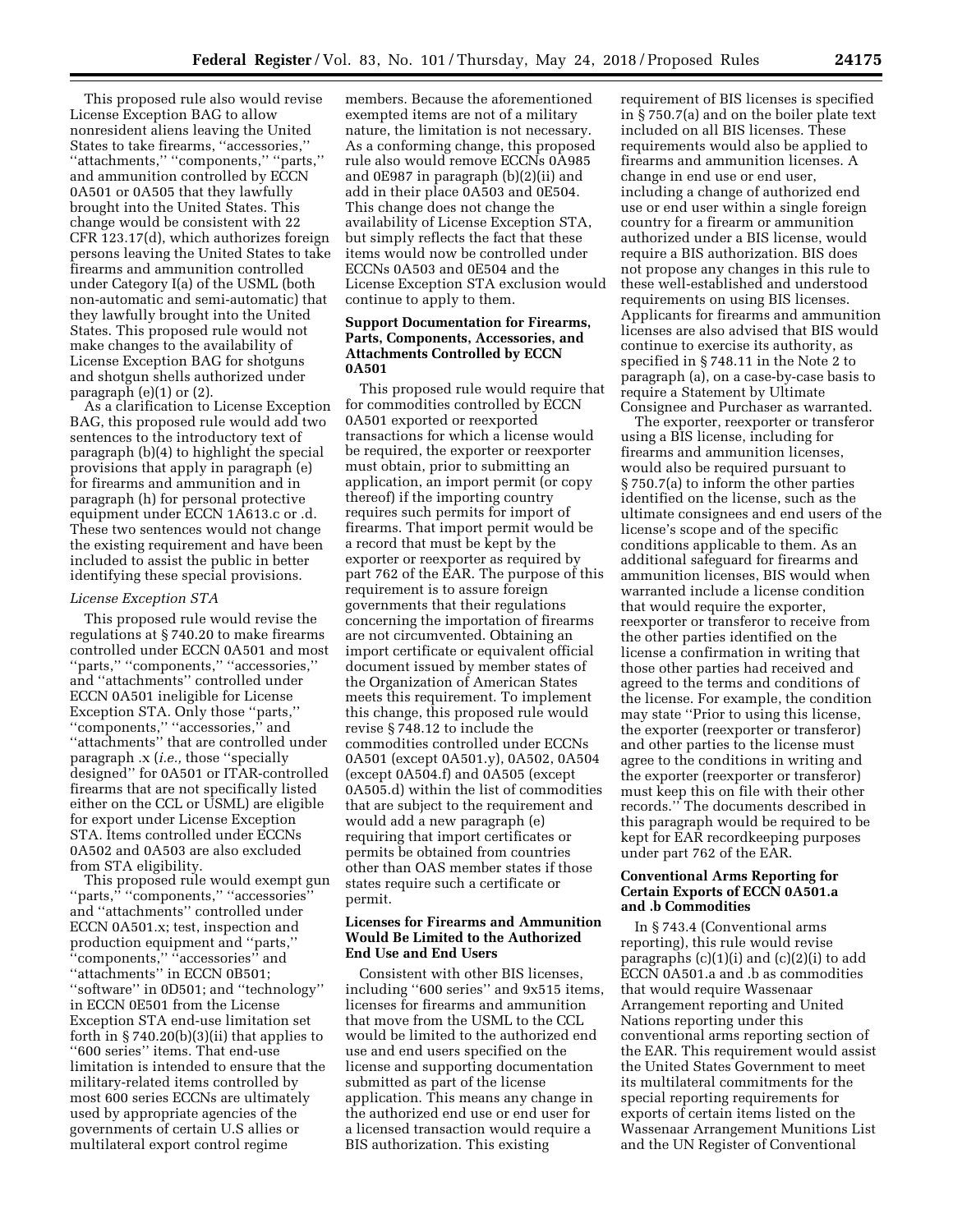This proposed rule also would revise License Exception BAG to allow nonresident aliens leaving the United States to take firearms, "accessories," "attachments," "components," "parts," and ammunition controlled by ECCN 0A501 or 0A505 that they lawfully brought into the United States. This change would be consistent with 22 CFR 123.17(d), which authorizes foreign persons leaving the United States to take firearms and ammunition controlled under Category I(a) of the USML (both non-automatic and semi-automatic) that they lawfully brought into the United States. This proposed rule would not make changes to the availability of License Exception BAG for shotguns and shotgun shells authorized under paragraph (e)(1) or (2).

As a clarification to License Exception BAG, this proposed rule would add two sentences to the introductory text of paragraph (b)(4) to highlight the special provisions that apply in paragraph (e) for firearms and ammunition and in paragraph (h) for personal protective equipment under ECCN 1A613.c or .d. These two sentences would not change the existing requirement and have been included to assist the public in better identifying these special provisions.

*License Exception STA*

This proposed rule would revise the regulations at § 740.20 to make firearms controlled under ECCN 0A501 and most "parts," "components," "accessories," and "attachments" controlled under ECCN 0A501 ineligible for License Exception STA. Only those "parts," "components," "accessories," and "attachments" that are controlled under paragraph .x (*i.e.,* those "specially designed" for 0A501 or ITAR-controlled firearms that are not specifically listed either on the CCL or USML) are eligible for export under License Exception STA. Items controlled under ECCNs 0A502 and 0A503 are also excluded from STA eligibility.

This proposed rule would exempt gun "parts," "components," "accessories" and "attachments" controlled under ECCN 0A501.x; test, inspection and production equipment and "parts," "components," "accessories" and "attachments" in ECCN 0B501; "software" in 0D501; and "technology" in ECCN 0E501 from the License Exception STA end-use limitation set forth in § 740.20(b)(3)(ii) that applies to "600 series" items. That end-use limitation is intended to ensure that the military-related items controlled by most 600 series ECCNs are ultimately used by appropriate agencies of the governments of certain U.S allies or multilateral export control regime members. Because the aforementioned exempted items are not of a military nature, the limitation is not necessary. As a conforming change, this proposed rule also would remove ECCNs 0A985 and 0E987 in paragraph (b)(2)(ii) and add in their place 0A503 and 0E504. This change does not change the availability of License Exception STA, but simply reflects the fact that these items would now be controlled under ECCNs 0A503 and 0E504 and the License Exception STA exclusion would continue to apply to them.

**Support Documentation for Firearms, Parts, Components, Accessories, and Attachments Controlled by ECCN 0A501**

This proposed rule would require that for commodities controlled by ECCN 0A501 exported or reexported transactions for which a license would be required, the exporter or reexporter must obtain, prior to submitting an application, an import permit (or copy thereof) if the importing country requires such permits for import of firearms. That import permit would be a record that must be kept by the exporter or reexporter as required by part 762 of the EAR. The purpose of this requirement is to assure foreign governments that their regulations concerning the importation of firearms are not circumvented. Obtaining an import certificate or equivalent official document issued by member states of the Organization of American States meets this requirement. To implement this change, this proposed rule would revise § 748.12 to include the commodities controlled under ECCNs 0A501 (except 0A501.y), 0A502, 0A504 (except 0A504.f) and 0A505 (except 0A505.d) within the list of commodities that are subject to the requirement and would add a new paragraph (e) requiring that import certificates or permits be obtained from countries other than OAS member states if those states require such a certificate or permit.

**Licenses for Firearms and Ammunition Would Be Limited to the Authorized End Use and End Users**

Consistent with other BIS licenses, including "600 series" and 9x515 items, licenses for firearms and ammunition that move from the USML to the CCL would be limited to the authorized end use and end users specified on the license and supporting documentation submitted as part of the license application. This means any change in the authorized end use or end user for a licensed transaction would require a BIS authorization. This existing requirement of BIS licenses is specified in § 750.7(a) and on the boiler plate text included on all BIS licenses. These requirements would also be applied to firearms and ammunition licenses. A change in end use or end user, including a change of authorized end use or end user within a single foreign country for a firearm or ammunition authorized under a BIS license, would require a BIS authorization. BIS does not propose any changes in this rule to these well-established and understood requirements on using BIS licenses. Applicants for firearms and ammunition licenses are also advised that BIS would continue to exercise its authority, as specified in § 748.11 in the Note 2 to paragraph (a), on a case-by-case basis to require a Statement by Ultimate Consignee and Purchaser as warranted.

The exporter, reexporter or transferor using a BIS license, including for firearms and ammunition licenses, would also be required pursuant to § 750.7(a) to inform the other parties identified on the license, such as the ultimate consignees and end users of the license's scope and of the specific conditions applicable to them. As an additional safeguard for firearms and ammunition licenses, BIS would when warranted include a license condition that would require the exporter, reexporter or transferor to receive from the other parties identified on the license a confirmation in writing that those other parties had received and agreed to the terms and conditions of the license. For example, the condition may state "Prior to using this license, the exporter (reexporter or transferor) and other parties to the license must agree to the conditions in writing and the exporter (reexporter or transferor) must keep this on file with their other records." The documents described in this paragraph would be required to be kept for EAR recordkeeping purposes under part 762 of the EAR.

**Conventional Arms Reporting for Certain Exports of ECCN 0A501.a and .b Commodities**

In § 743.4 (Conventional arms reporting), this rule would revise paragraphs (c)(1)(i) and (c)(2)(i) to add ECCN 0A501.a and .b as commodities that would require Wassenaar Arrangement reporting and United Nations reporting under this conventional arms reporting section of the EAR. This requirement would assist the United States Government to meet its multilateral commitments for the special reporting requirements for exports of certain items listed on the Wassenaar Arrangement Munitions List and the UN Register of Conventional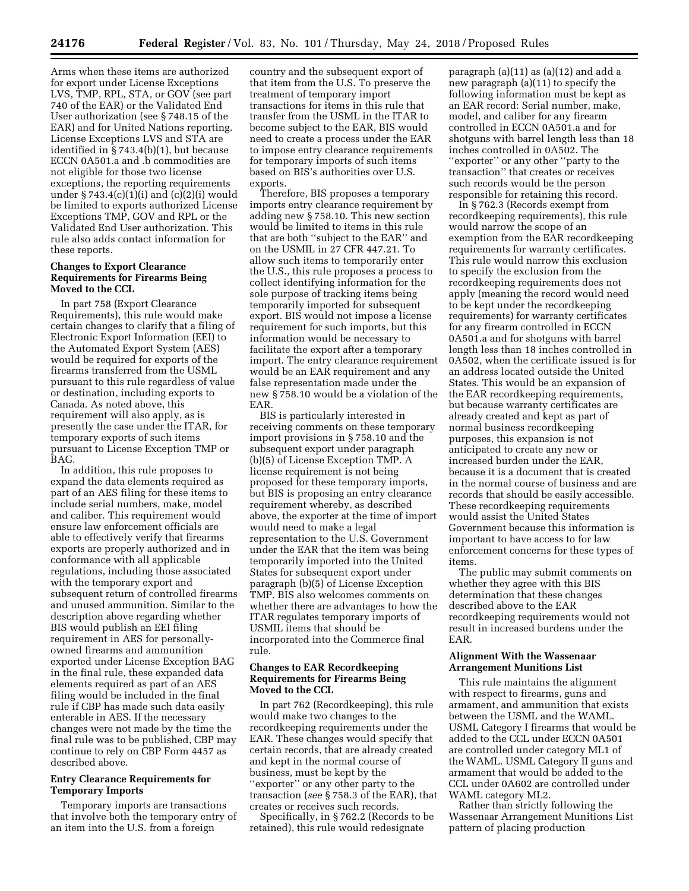Arms when these items are authorized for export under License Exceptions LVS, TMP, RPL, STA, or GOV (see part 740 of the EAR) or the Validated End User authorization (see § 748.15 of the EAR) and for United Nations reporting. License Exceptions LVS and STA are identified in § 743.4(b)(1), but because ECCN 0A501.a and .b commodities are not eligible for those two license exceptions, the reporting requirements under § 743.4(c)(1)(i) and (c)(2)(i) would be limited to exports authorized License Exceptions TMP, GOV and RPL or the Validated End User authorization. This rule also adds contact information for these reports.

### Changes to Export Clearance Requirements for Firearms Being Moved to the CCL

In part 758 (Export Clearance Requirements), this rule would make certain changes to clarify that a filing of Electronic Export Information (EEI) to the Automated Export System (AES) would be required for exports of the firearms transferred from the USML pursuant to this rule regardless of value or destination, including exports to Canada. As noted above, this requirement will also apply, as is presently the case under the ITAR, for temporary exports of such items pursuant to License Exception TMP or BAG.

In addition, this rule proposes to expand the data elements required as part of an AES filing for these items to include serial numbers, make, model and caliber. This requirement would ensure law enforcement officials are able to effectively verify that firearms exports are properly authorized and in conformance with all applicable regulations, including those associated with the temporary export and subsequent return of controlled firearms and unused ammunition. Similar to the description above regarding whether BIS would publish an EEI filing requirement in AES for personally-owned firearms and ammunition exported under License Exception BAG in the final rule, these expanded data elements required as part of an AES filing would be included in the final rule if CBP has made such data easily enterable in AES. If the necessary changes were not made by the time the final rule was to be published, CBP may continue to rely on CBP Form 4457 as described above.

### Entry Clearance Requirements for Temporary Imports

Temporary imports are transactions that involve both the temporary entry of an item into the U.S. from a foreign country and the subsequent export of that item from the U.S. To preserve the treatment of temporary import transactions for items in this rule that transfer from the USML in the ITAR to become subject to the EAR, BIS would need to create a process under the EAR to impose entry clearance requirements for temporary imports of such items based on BIS's authorities over U.S. exports.

Therefore, BIS proposes a temporary imports entry clearance requirement by adding new § 758.10. This new section would be limited to items in this rule that are both "subject to the EAR" and on the USMIL in 27 CFR 447.21. To allow such items to temporarily enter the U.S., this rule proposes a process to collect identifying information for the sole purpose of tracking items being temporarily imported for subsequent export. BIS would not impose a license requirement for such imports, but this information would be necessary to facilitate the export after a temporary import. The entry clearance requirement would be an EAR requirement and any false representation made under the new § 758.10 would be a violation of the EAR.

BIS is particularly interested in receiving comments on these temporary import provisions in § 758.10 and the subsequent export under paragraph (b)(5) of License Exception TMP. A license requirement is not being proposed for these temporary imports, but BIS is proposing an entry clearance requirement whereby, as described above, the exporter at the time of import would need to make a legal representation to the U.S. Government under the EAR that the item was being temporarily imported into the United States for subsequent export under paragraph (b)(5) of License Exception TMP. BIS also welcomes comments on whether there are advantages to how the ITAR regulates temporary imports of USMIL items that should be incorporated into the Commerce final rule.

### Changes to EAR Recordkeeping Requirements for Firearms Being Moved to the CCL

In part 762 (Recordkeeping), this rule would make two changes to the recordkeeping requirements under the EAR. These changes would specify that certain records, that are already created and kept in the normal course of business, must be kept by the "exporter" or any other party to the transaction (*see* § 758.3 of the EAR), that creates or receives such records.

Specifically, in § 762.2 (Records to be retained), this rule would redesignate paragraph (a)(11) as (a)(12) and add a new paragraph (a)(11) to specify the following information must be kept as an EAR record: Serial number, make, model, and caliber for any firearm controlled in ECCN 0A501.a and for shotguns with barrel length less than 18 inches controlled in 0A502. The "exporter" or any other "party to the transaction" that creates or receives such records would be the person responsible for retaining this record.

In § 762.3 (Records exempt from recordkeeping requirements), this rule would narrow the scope of an exemption from the EAR recordkeeping requirements for warranty certificates. This rule would narrow this exclusion to specify the exclusion from the recordkeeping requirements does not apply (meaning the record would need to be kept under the recordkeeping requirements) for warranty certificates for any firearm controlled in ECCN 0A501.a and for shotguns with barrel length less than 18 inches controlled in 0A502, when the certificate issued is for an address located outside the United States. This would be an expansion of the EAR recordkeeping requirements, but because warranty certificates are already created and kept as part of normal business recordkeeping purposes, this expansion is not anticipated to create any new or increased burden under the EAR, because it is a document that is created in the normal course of business and are records that should be easily accessible. These recordkeeping requirements would assist the United States Government because this information is important to have access to for law enforcement concerns for these types of items.

The public may submit comments on whether they agree with this BIS determination that these changes described above to the EAR recordkeeping requirements would not result in increased burdens under the EAR.

### Alignment With the Wassenaar Arrangement Munitions List

This rule maintains the alignment with respect to firearms, guns and armament, and ammunition that exists between the USML and the WAML. USML Category I firearms that would be added to the CCL under ECCN 0A501 are controlled under category ML1 of the WAML. USML Category II guns and armament that would be added to the CCL under 0A602 are controlled under WAML category ML2.

Rather than strictly following the Wassenaar Arrangement Munitions List pattern of placing production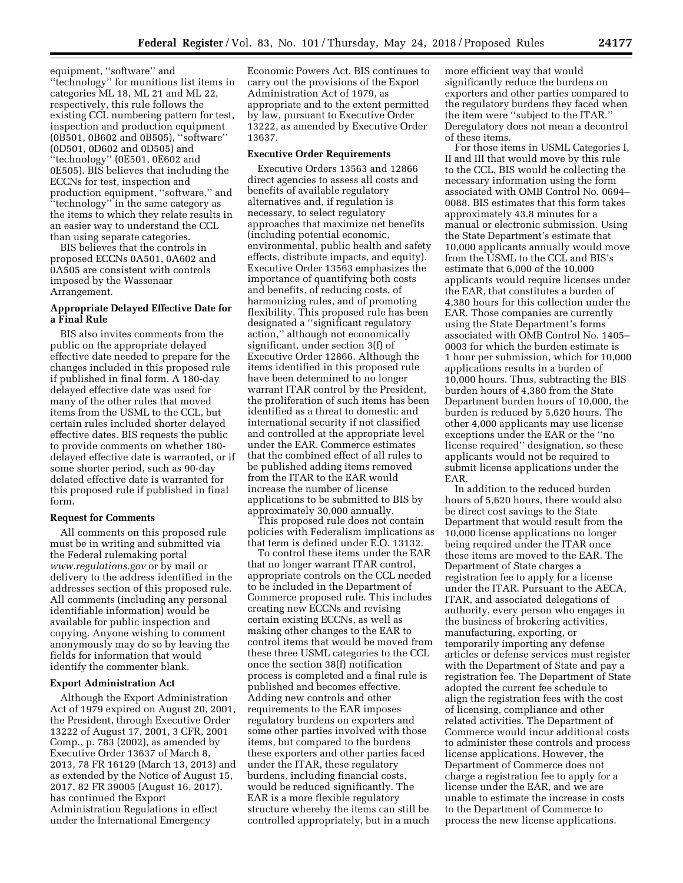equipment, ''software'' and ''technology'' for munitions list items in categories ML 18, ML 21 and ML 22, respectively, this rule follows the existing CCL numbering pattern for test, inspection and production equipment (0B501, 0B602 and 0B505), ''software'' (0D501, 0D602 and 0D505) and ''technology'' (0E501, 0E602 and 0E505). BIS believes that including the ECCNs for test, inspection and production equipment, ''software,'' and ''technology'' in the same category as the items to which they relate results in an easier way to understand the CCL than using separate categories.

BIS believes that the controls in proposed ECCNs 0A501, 0A602 and 0A505 are consistent with controls imposed by the Wassenaar Arrangement.

**Appropriate Delayed Effective Date for a Final Rule**

BIS also invites comments from the public on the appropriate delayed effective date needed to prepare for the changes included in this proposed rule if published in final form. A 180-day delayed effective date was used for many of the other rules that moved items from the USML to the CCL, but certain rules included shorter delayed effective dates. BIS requests the public to provide comments on whether 180-delayed effective date is warranted, or if some shorter period, such as 90-day delated effective date is warranted for this proposed rule if published in final form.

**Request for Comments**

All comments on this proposed rule must be in writing and submitted via the Federal rulemaking portal *www.regulations.gov* or by mail or delivery to the address identified in the addresses section of this proposed rule. All comments (including any personal identifiable information) would be available for public inspection and copying. Anyone wishing to comment anonymously may do so by leaving the fields for information that would identify the commenter blank.

**Export Administration Act**

Although the Export Administration Act of 1979 expired on August 20, 2001, the President, through Executive Order 13222 of August 17, 2001, 3 CFR, 2001 Comp., p. 783 (2002), as amended by Executive Order 13637 of March 8, 2013, 78 FR 16129 (March 13, 2013) and as extended by the Notice of August 15, 2017, 82 FR 39005 (August 16, 2017), has continued the Export Administration Regulations in effect under the International Emergency Economic Powers Act. BIS continues to carry out the provisions of the Export Administration Act of 1979, as appropriate and to the extent permitted by law, pursuant to Executive Order 13222, as amended by Executive Order 13637.

**Executive Order Requirements**

Executive Orders 13563 and 12866 direct agencies to assess all costs and benefits of available regulatory alternatives and, if regulation is necessary, to select regulatory approaches that maximize net benefits (including potential economic, environmental, public health and safety effects, distribute impacts, and equity). Executive Order 13563 emphasizes the importance of quantifying both costs and benefits, of reducing costs, of harmonizing rules, and of promoting flexibility. This proposed rule has been designated a ''significant regulatory action,'' although not economically significant, under section 3(f) of Executive Order 12866. Although the items identified in this proposed rule have been determined to no longer warrant ITAR control by the President, the proliferation of such items has been identified as a threat to domestic and international security if not classified and controlled at the appropriate level under the EAR. Commerce estimates that the combined effect of all rules to be published adding items removed from the ITAR to the EAR would increase the number of license applications to be submitted to BIS by approximately 30,000 annually.

This proposed rule does not contain policies with Federalism implications as that term is defined under E.O. 13132.

To control these items under the EAR that no longer warrant ITAR control, appropriate controls on the CCL needed to be included in the Department of Commerce proposed rule. This includes creating new ECCNs and revising certain existing ECCNs, as well as making other changes to the EAR to control items that would be moved from these three USML categories to the CCL once the section 38(f) notification process is completed and a final rule is published and becomes effective. Adding new controls and other requirements to the EAR imposes regulatory burdens on exporters and some other parties involved with those items, but compared to the burdens these exporters and other parties faced under the ITAR, these regulatory burdens, including financial costs, would be reduced significantly. The EAR is a more flexible regulatory structure whereby the items can still be controlled appropriately, but in a much more efficient way that would significantly reduce the burdens on exporters and other parties compared to the regulatory burdens they faced when the item were ''subject to the ITAR.'' Deregulatory does not mean a decontrol of these items.

For those items in USML Categories I, II and III that would move by this rule to the CCL, BIS would be collecting the necessary information using the form associated with OMB Control No. 0694–0088. BIS estimates that this form takes approximately 43.8 minutes for a manual or electronic submission. Using the State Department's estimate that 10,000 applicants annually would move from the USML to the CCL and BIS's estimate that 6,000 of the 10,000 applicants would require licenses under the EAR, that constitutes a burden of 4,380 hours for this collection under the EAR. Those companies are currently using the State Department's forms associated with OMB Control No. 1405–0003 for which the burden estimate is 1 hour per submission, which for 10,000 applications results in a burden of 10,000 hours. Thus, subtracting the BIS burden hours of 4,380 from the State Department burden hours of 10,000, the burden is reduced by 5,620 hours. The other 4,000 applicants may use license exceptions under the EAR or the ''no license required'' designation, so these applicants would not be required to submit license applications under the EAR.

In addition to the reduced burden hours of 5,620 hours, there would also be direct cost savings to the State Department that would result from the 10,000 license applications no longer being required under the ITAR once these items are moved to the EAR. The Department of State charges a registration fee to apply for a license under the ITAR. Pursuant to the AECA, ITAR, and associated delegations of authority, every person who engages in the business of brokering activities, manufacturing, exporting, or temporarily importing any defense articles or defense services must register with the Department of State and pay a registration fee. The Department of State adopted the current fee schedule to align the registration fees with the cost of licensing, compliance and other related activities. The Department of Commerce would incur additional costs to administer these controls and process license applications. However, the Department of Commerce does not charge a registration fee to apply for a license under the EAR, and we are unable to estimate the increase in costs to the Department of Commerce to process the new license applications.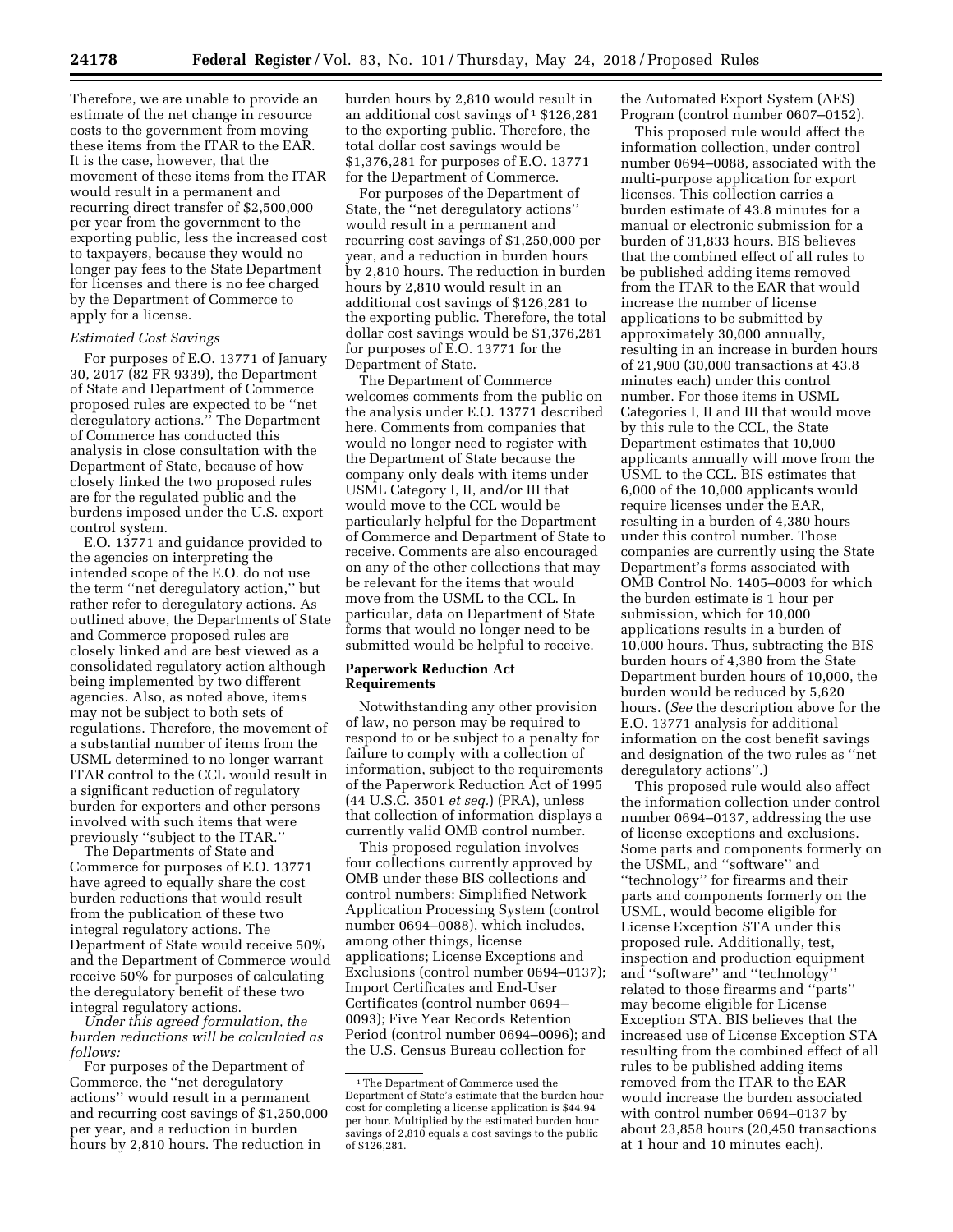Therefore, we are unable to provide an estimate of the net change in resource costs to the government from moving these items from the ITAR to the EAR. It is the case, however, that the movement of these items from the ITAR would result in a permanent and recurring direct transfer of $2,500,000 per year from the government to the exporting public, less the increased cost to taxpayers, because they would no longer pay fees to the State Department for licenses and there is no fee charged by the Department of Commerce to apply for a license.

*Estimated Cost Savings*

For purposes of E.O. 13771 of January 30, 2017 (82 FR 9339), the Department of State and Department of Commerce proposed rules are expected to be ''net deregulatory actions.'' The Department of Commerce has conducted this analysis in close consultation with the Department of State, because of how closely linked the two proposed rules are for the regulated public and the burdens imposed under the U.S. export control system.

E.O. 13771 and guidance provided to the agencies on interpreting the intended scope of the E.O. do not use the term ''net deregulatory action,'' but rather refer to deregulatory actions. As outlined above, the Departments of State and Commerce proposed rules are closely linked and are best viewed as a consolidated regulatory action although being implemented by two different agencies. Also, as noted above, items may not be subject to both sets of regulations. Therefore, the movement of a substantial number of items from the USML determined to no longer warrant ITAR control to the CCL would result in a significant reduction of regulatory burden for exporters and other persons involved with such items that were previously ''subject to the ITAR.''

The Departments of State and Commerce for purposes of E.O. 13771 have agreed to equally share the cost burden reductions that would result from the publication of these two integral regulatory actions. The Department of State would receive 50% and the Department of Commerce would receive 50% for purposes of calculating the deregulatory benefit of these two integral regulatory actions.

*Under this agreed formulation, the burden reductions will be calculated as follows:*

For purposes of the Department of Commerce, the ''net deregulatory actions'' would result in a permanent and recurring cost savings of $1,250,000 per year, and a reduction in burden hours by 2,810 hours. The reduction in burden hours by 2,810 would result in an additional cost savings of [1] $126,281 to the exporting public. Therefore, the total dollar cost savings would be $1,376,281 for purposes of E.O. 13771 for the Department of Commerce.

For purposes of the Department of State, the ''net deregulatory actions'' would result in a permanent and recurring cost savings of $1,250,000 per year, and a reduction in burden hours by 2,810 hours. The reduction in burden hours by 2,810 would result in an additional cost savings of $126,281 to the exporting public. Therefore, the total dollar cost savings would be $1,376,281 for purposes of E.O. 13771 for the Department of State.

The Department of Commerce welcomes comments from the public on the analysis under E.O. 13771 described here. Comments from companies that would no longer need to register with the Department of State because the company only deals with items under USML Category I, II, and/or III that would move to the CCL would be particularly helpful for the Department of Commerce and Department of State to receive. Comments are also encouraged on any of the other collections that may be relevant for the items that would move from the USML to the CCL. In particular, data on Department of State forms that would no longer need to be submitted would be helpful to receive.

**Paperwork Reduction Act Requirements**

Notwithstanding any other provision of law, no person may be required to respond to or be subject to a penalty for failure to comply with a collection of information, subject to the requirements of the Paperwork Reduction Act of 1995 (44 U.S.C. 3501 *et seq.*) (PRA), unless that collection of information displays a currently valid OMB control number.

This proposed regulation involves four collections currently approved by OMB under these BIS collections and control numbers: Simplified Network Application Processing System (control number 0694–0088), which includes, among other things, license applications; License Exceptions and Exclusions (control number 0694–0137); Import Certificates and End-User Certificates (control number 0694–0093); Five Year Records Retention Period (control number 0694–0096); and the U.S. Census Bureau collection for the Automated Export System (AES) Program (control number 0607–0152).

This proposed rule would affect the information collection, under control number 0694–0088, associated with the multi-purpose application for export licenses. This collection carries a burden estimate of 43.8 minutes for a manual or electronic submission for a burden of 31,833 hours. BIS believes that the combined effect of all rules to be published adding items removed from the ITAR to the EAR that would increase the number of license applications to be submitted by approximately 30,000 annually, resulting in an increase in burden hours of 21,900 (30,000 transactions at 43.8 minutes each) under this control number. For those items in USML Categories I, II and III that would move by this rule to the CCL, the State Department estimates that 10,000 applicants annually will move from the USML to the CCL. BIS estimates that 6,000 of the 10,000 applicants would require licenses under the EAR, resulting in a burden of 4,380 hours under this control number. Those companies are currently using the State Department's forms associated with OMB Control No. 1405–0003 for which the burden estimate is 1 hour per submission, which for 10,000 applications results in a burden of 10,000 hours. Thus, subtracting the BIS burden hours of 4,380 from the State Department burden hours of 10,000, the burden would be reduced by 5,620 hours. (*See* the description above for the E.O. 13771 analysis for additional information on the cost benefit savings and designation of the two rules as ''net deregulatory actions''.)

This proposed rule would also affect the information collection under control number 0694–0137, addressing the use of license exceptions and exclusions. Some parts and components formerly on the USML, and ''software'' and ''technology'' for firearms and their parts and components formerly on the USML, would become eligible for License Exception STA under this proposed rule. Additionally, test, inspection and production equipment and ''software'' and ''technology'' related to those firearms and ''parts'' may become eligible for License Exception STA. BIS believes that the increased use of License Exception STA resulting from the combined effect of all rules to be published adding items removed from the ITAR to the EAR would increase the burden associated with control number 0694–0137 by about 23,858 hours (20,450 transactions at 1 hour and 10 minutes each).

[1] The Department of Commerce used the Department of State's estimate that the burden hour cost for completing a license application is $44.94 per hour. Multiplied by the estimated burden hour savings of 2,810 equals a cost savings to the public of $126,281.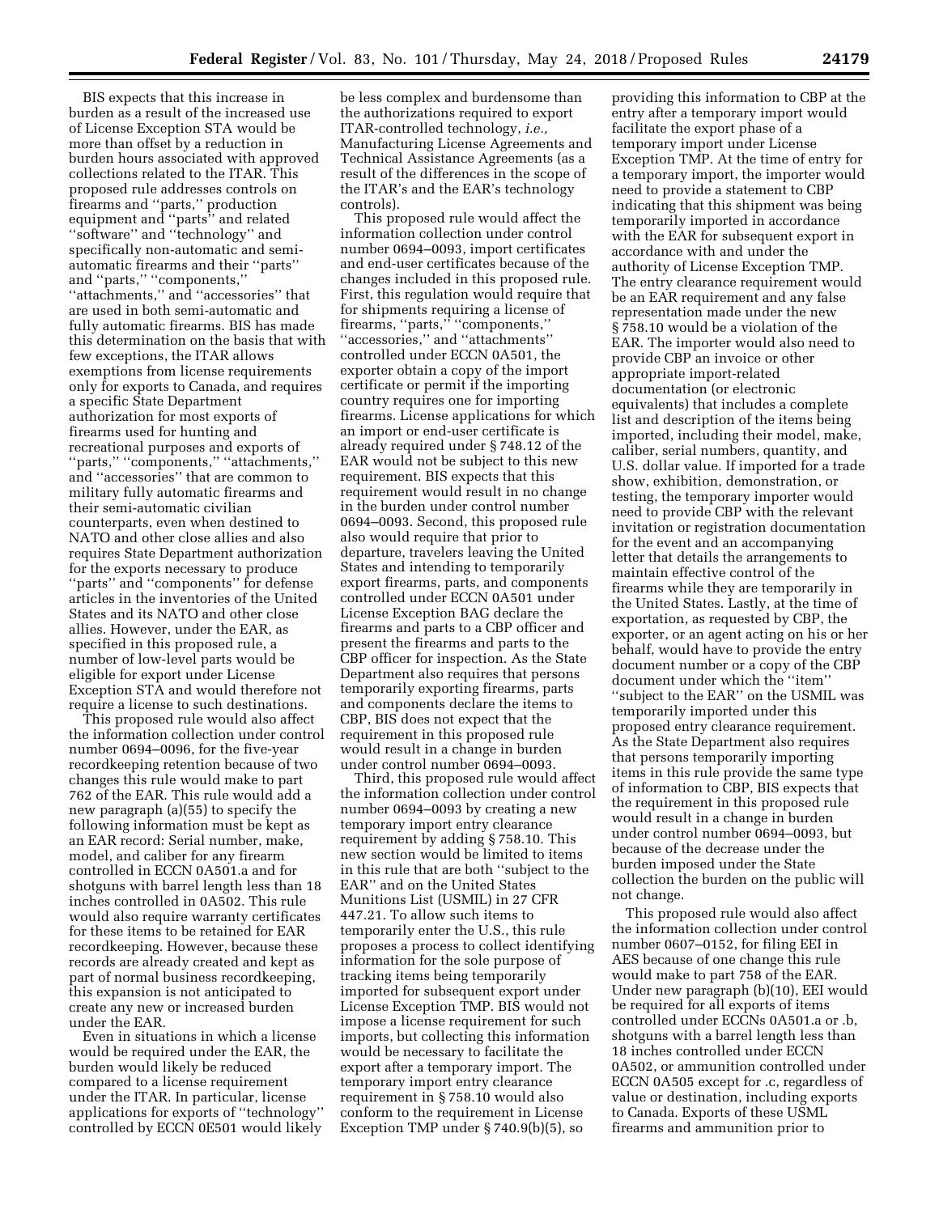BIS expects that this increase in burden as a result of the increased use of License Exception STA would be more than offset by a reduction in burden hours associated with approved collections related to the ITAR. This proposed rule addresses controls on firearms and ''parts,'' production equipment and ''parts'' and related ''software'' and ''technology'' and specifically non-automatic and semi-automatic firearms and their ''parts'' and ''parts,'' ''components,'' ''attachments,'' and ''accessories'' that are used in both semi-automatic and fully automatic firearms. BIS has made this determination on the basis that with few exceptions, the ITAR allows exemptions from license requirements only for exports to Canada, and requires a specific State Department authorization for most exports of firearms used for hunting and recreational purposes and exports of ''parts,'' ''components,'' ''attachments,'' and ''accessories'' that are common to military fully automatic firearms and their semi-automatic civilian counterparts, even when destined to NATO and other close allies and also requires State Department authorization for the exports necessary to produce ''parts'' and ''components'' for defense articles in the inventories of the United States and its NATO and other close allies. However, under the EAR, as specified in this proposed rule, a number of low-level parts would be eligible for export under License Exception STA and would therefore not require a license to such destinations.

This proposed rule would also affect the information collection under control number 0694–0096, for the five-year recordkeeping retention because of two changes this rule would make to part 762 of the EAR. This rule would add a new paragraph (a)(55) to specify the following information must be kept as an EAR record: Serial number, make, model, and caliber for any firearm controlled in ECCN 0A501.a and for shotguns with barrel length less than 18 inches controlled in 0A502. This rule would also require warranty certificates for these items to be retained for EAR recordkeeping. However, because these records are already created and kept as part of normal business recordkeeping, this expansion is not anticipated to create any new or increased burden under the EAR.

Even in situations in which a license would be required under the EAR, the burden would likely be reduced compared to a license requirement under the ITAR. In particular, license applications for exports of ''technology'' controlled by ECCN 0E501 would likely be less complex and burdensome than the authorizations required to export ITAR-controlled technology, *i.e.,* Manufacturing License Agreements and Technical Assistance Agreements (as a result of the differences in the scope of the ITAR's and the EAR's technology controls).

This proposed rule would affect the information collection under control number 0694–0093, import certificates and end-user certificates because of the changes included in this proposed rule. First, this regulation would require that for shipments requiring a license of firearms, ''parts,'' ''components,'' ''accessories,'' and ''attachments'' controlled under ECCN 0A501, the exporter obtain a copy of the import certificate or permit if the importing country requires one for importing firearms. License applications for which an import or end-user certificate is already required under § 748.12 of the EAR would not be subject to this new requirement. BIS expects that this requirement would result in no change in the burden under control number 0694–0093. Second, this proposed rule also would require that prior to departure, travelers leaving the United States and intending to temporarily export firearms, parts, and components controlled under ECCN 0A501 under License Exception BAG declare the firearms and parts to a CBP officer and present the firearms and parts to the CBP officer for inspection. As the State Department also requires that persons temporarily exporting firearms, parts and components declare the items to CBP, BIS does not expect that the requirement in this proposed rule would result in a change in burden under control number 0694–0093.

Third, this proposed rule would affect the information collection under control number 0694–0093 by creating a new temporary import entry clearance requirement by adding § 758.10. This new section would be limited to items in this rule that are both ''subject to the EAR'' and on the United States Munitions List (USMIL) in 27 CFR 447.21. To allow such items to temporarily enter the U.S., this rule proposes a process to collect identifying information for the sole purpose of tracking items being temporarily imported for subsequent export under License Exception TMP. BIS would not impose a license requirement for such imports, but collecting this information would be necessary to facilitate the export after a temporary import. The temporary import entry clearance requirement in § 758.10 would also conform to the requirement in License Exception TMP under § 740.9(b)(5), so providing this information to CBP at the entry after a temporary import would facilitate the export phase of a temporary import under License Exception TMP. At the time of entry for a temporary import, the importer would need to provide a statement to CBP indicating that this shipment was being temporarily imported in accordance with the EAR for subsequent export in accordance with and under the authority of License Exception TMP. The entry clearance requirement would be an EAR requirement and any false representation made under the new § 758.10 would be a violation of the EAR. The importer would also need to provide CBP an invoice or other appropriate import-related documentation (or electronic equivalents) that includes a complete list and description of the items being imported, including their model, make, caliber, serial numbers, quantity, and U.S. dollar value. If imported for a trade show, exhibition, demonstration, or testing, the temporary importer would need to provide CBP with the relevant invitation or registration documentation for the event and an accompanying letter that details the arrangements to maintain effective control of the firearms while they are temporarily in the United States. Lastly, at the time of exportation, as requested by CBP, the exporter, or an agent acting on his or her behalf, would have to provide the entry document number or a copy of the CBP document under which the ''item'' ''subject to the EAR'' on the USMIL was temporarily imported under this proposed entry clearance requirement. As the State Department also requires that persons temporarily importing items in this rule provide the same type of information to CBP, BIS expects that the requirement in this proposed rule would result in a change in burden under control number 0694–0093, but because of the decrease under the burden imposed under the State collection the burden on the public will not change.

This proposed rule would also affect the information collection under control number 0607–0152, for filing EEI in AES because of one change this rule would make to part 758 of the EAR. Under new paragraph (b)(10), EEI would be required for all exports of items controlled under ECCNs 0A501.a or .b, shotguns with a barrel length less than 18 inches controlled under ECCN 0A502, or ammunition controlled under ECCN 0A505 except for .c, regardless of value or destination, including exports to Canada. Exports of these USML firearms and ammunition prior to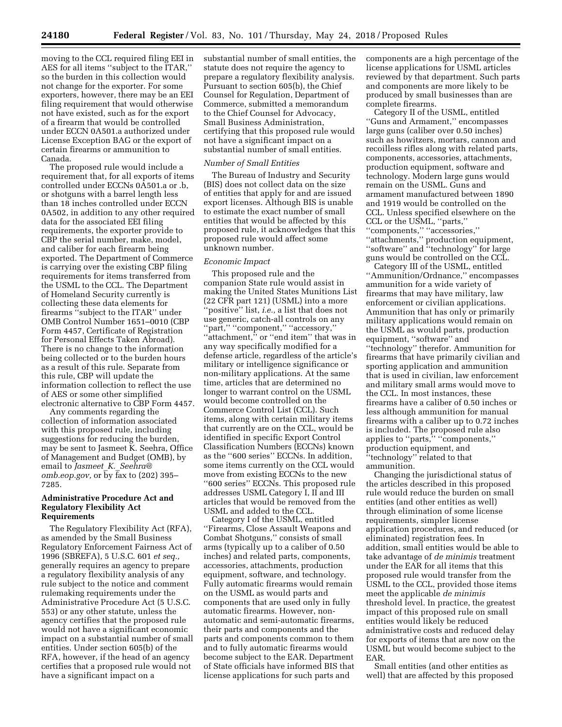moving to the CCL required filing EEI in AES for all items "subject to the ITAR," so the burden in this collection would not change for the exporter. For some exporters, however, there may be an EEI filing requirement that would otherwise not have existed, such as for the export of a firearm that would be controlled under ECCN 0A501.a authorized under License Exception BAG or the export of certain firearms or ammunition to Canada.

The proposed rule would include a requirement that, for all exports of items controlled under ECCNs 0A501.a or .b, or shotguns with a barrel length less than 18 inches controlled under ECCN 0A502, in addition to any other required data for the associated EEI filing requirements, the exporter provide to CBP the serial number, make, model, and caliber for each firearm being exported. The Department of Commerce is carrying over the existing CBP filing requirements for items transferred from the USML to the CCL. The Department of Homeland Security currently is collecting these data elements for firearms "subject to the ITAR" under OMB Control Number 1651–0010 (CBP Form 4457, Certificate of Registration for Personal Effects Taken Abroad). There is no change to the information being collected or to the burden hours as a result of this rule. Separate from this rule, CBP will update the information collection to reflect the use of AES or some other simplified electronic alternative to CBP Form 4457.

Any comments regarding the collection of information associated with this proposed rule, including suggestions for reducing the burden, may be sent to Jasmeet K. Seehra, Office of Management and Budget (OMB), by email to *Jasmeet_K._Seehra@omb.eop.gov,* or by fax to (202) 395–7285.

## Administrative Procedure Act and Regulatory Flexibility Act Requirements

The Regulatory Flexibility Act (RFA), as amended by the Small Business Regulatory Enforcement Fairness Act of 1996 (SBREFA), 5 U.S.C. 601 *et seq.,* generally requires an agency to prepare a regulatory flexibility analysis of any rule subject to the notice and comment rulemaking requirements under the Administrative Procedure Act (5 U.S.C. 553) or any other statute, unless the agency certifies that the proposed rule would not have a significant economic impact on a substantial number of small entities. Under section 605(b) of the RFA, however, if the head of an agency certifies that a proposed rule would not have a significant impact on a substantial number of small entities, the statute does not require the agency to prepare a regulatory flexibility analysis. Pursuant to section 605(b), the Chief Counsel for Regulation, Department of Commerce, submitted a memorandum to the Chief Counsel for Advocacy, Small Business Administration, certifying that this proposed rule would not have a significant impact on a substantial number of small entities.

### *Number of Small Entities*

The Bureau of Industry and Security (BIS) does not collect data on the size of entities that apply for and are issued export licenses. Although BIS is unable to estimate the exact number of small entities that would be affected by this proposed rule, it acknowledges that this proposed rule would affect some unknown number.

### *Economic Impact*

This proposed rule and the companion State rule would assist in making the United States Munitions List (22 CFR part 121) (USML) into a more "positive" list, *i.e.,* a list that does not use generic, catch-all controls on any "part," "component," "accessory," "attachment," or "end item" that was in any way specifically modified for a defense article, regardless of the article's military or intelligence significance or non-military applications. At the same time, articles that are determined no longer to warrant control on the USML would become controlled on the Commerce Control List (CCL). Such items, along with certain military items that currently are on the CCL, would be identified in specific Export Control Classification Numbers (ECCNs) known as the "600 series" ECCNs. In addition, some items currently on the CCL would move from existing ECCNs to the new "600 series" ECCNs. This proposed rule addresses USML Category I, II and III articles that would be removed from the USML and added to the CCL.

Category I of the USML, entitled "Firearms, Close Assault Weapons and Combat Shotguns," consists of small arms (typically up to a caliber of 0.50 inches) and related parts, components, accessories, attachments, production equipment, software, and technology. Fully automatic firearms would remain on the USML as would parts and components that are used only in fully automatic firearms. However, non-automatic and semi-automatic firearms, their parts and components and the parts and components common to them and to fully automatic firearms would become subject to the EAR. Department of State officials have informed BIS that license applications for such parts and components are a high percentage of the license applications for USML articles reviewed by that department. Such parts and components are more likely to be produced by small businesses than are complete firearms.

Category II of the USML, entitled "Guns and Armament," encompasses large guns (caliber over 0.50 inches) such as howitzers, mortars, cannon and recoilless rifles along with related parts, components, accessories, attachments, production equipment, software and technology. Modern large guns would remain on the USML. Guns and armament manufactured between 1890 and 1919 would be controlled on the CCL. Unless specified elsewhere on the CCL or the USML, "parts," "components," "accessories," "attachments," production equipment, "software" and "technology" for large guns would be controlled on the CCL.

Category III of the USML, entitled "Ammunition/Ordnance," encompasses ammunition for a wide variety of firearms that may have military, law enforcement or civilian applications. Ammunition that has only or primarily military applications would remain on the USML as would parts, production equipment, "software" and "technology" therefor. Ammunition for firearms that have primarily civilian and sporting application and ammunition that is used in civilian, law enforcement and military small arms would move to the CCL. In most instances, these firearms have a caliber of 0.50 inches or less although ammunition for manual firearms with a caliber up to 0.72 inches is included. The proposed rule also applies to "parts," "components," production equipment, and "technology" related to that ammunition.

Changing the jurisdictional status of the articles described in this proposed rule would reduce the burden on small entities (and other entities as well) through elimination of some license requirements, simpler license application procedures, and reduced (or eliminated) registration fees. In addition, small entities would be able to take advantage of *de minimis* treatment under the EAR for all items that this proposed rule would transfer from the USML to the CCL, provided those items meet the applicable *de minimis* threshold level. In practice, the greatest impact of this proposed rule on small entities would likely be reduced administrative costs and reduced delay for exports of items that are now on the USML but would become subject to the EAR.

Small entities (and other entities as well) that are affected by this proposed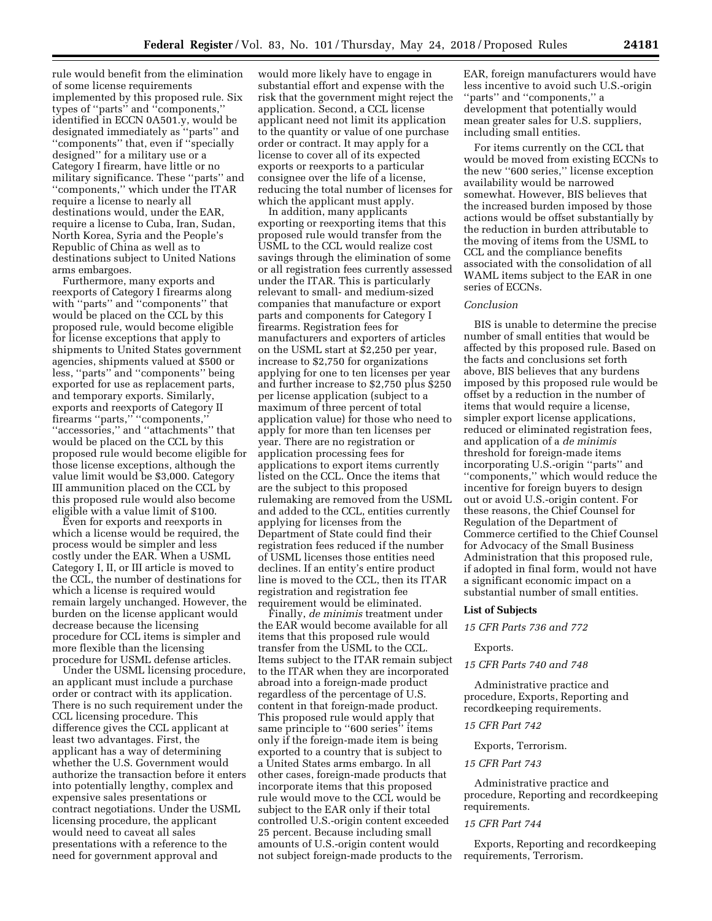rule would benefit from the elimination of some license requirements implemented by this proposed rule. Six types of ''parts'' and ''components,'' identified in ECCN 0A501.y, would be designated immediately as ''parts'' and ''components'' that, even if ''specially designed'' for a military use or a Category I firearm, have little or no military significance. These ''parts'' and ''components,'' which under the ITAR require a license to nearly all destinations would, under the EAR, require a license to Cuba, Iran, Sudan, North Korea, Syria and the People's Republic of China as well as to destinations subject to United Nations arms embargoes.

Furthermore, many exports and reexports of Category I firearms along with ''parts'' and ''components'' that would be placed on the CCL by this proposed rule, would become eligible for license exceptions that apply to shipments to United States government agencies, shipments valued at $500 or less, ''parts'' and ''components'' being exported for use as replacement parts, and temporary exports. Similarly, exports and reexports of Category II firearms ''parts,'' ''components,'' ''accessories,'' and ''attachments'' that would be placed on the CCL by this proposed rule would become eligible for those license exceptions, although the value limit would be $3,000. Category III ammunition placed on the CCL by this proposed rule would also become eligible with a value limit of $100.

Even for exports and reexports in which a license would be required, the process would be simpler and less costly under the EAR. When a USML Category I, II, or III article is moved to the CCL, the number of destinations for which a license is required would remain largely unchanged. However, the burden on the license applicant would decrease because the licensing procedure for CCL items is simpler and more flexible than the licensing procedure for USML defense articles.

Under the USML licensing procedure, an applicant must include a purchase order or contract with its application. There is no such requirement under the CCL licensing procedure. This difference gives the CCL applicant at least two advantages. First, the applicant has a way of determining whether the U.S. Government would authorize the transaction before it enters into potentially lengthy, complex and expensive sales presentations or contract negotiations. Under the USML licensing procedure, the applicant would need to caveat all sales presentations with a reference to the need for government approval and would more likely have to engage in substantial effort and expense with the risk that the government might reject the application. Second, a CCL license applicant need not limit its application to the quantity or value of one purchase order or contract. It may apply for a license to cover all of its expected exports or reexports to a particular consignee over the life of a license, reducing the total number of licenses for which the applicant must apply.

In addition, many applicants exporting or reexporting items that this proposed rule would transfer from the USML to the CCL would realize cost savings through the elimination of some or all registration fees currently assessed under the ITAR. This is particularly relevant to small- and medium-sized companies that manufacture or export parts and components for Category I firearms. Registration fees for manufacturers and exporters of articles on the USML start at $2,250 per year, increase to $2,750 for organizations applying for one to ten licenses per year and further increase to $2,750 plus $250 per license application (subject to a maximum of three percent of total application value) for those who need to apply for more than ten licenses per year. There are no registration or application processing fees for applications to export items currently listed on the CCL. Once the items that are the subject to this proposed rulemaking are removed from the USML and added to the CCL, entities currently applying for licenses from the Department of State could find their registration fees reduced if the number of USML licenses those entities need declines. If an entity's entire product line is moved to the CCL, then its ITAR registration and registration fee requirement would be eliminated.

Finally, *de minimis* treatment under the EAR would become available for all items that this proposed rule would transfer from the USML to the CCL. Items subject to the ITAR remain subject to the ITAR when they are incorporated abroad into a foreign-made product regardless of the percentage of U.S. content in that foreign-made product. This proposed rule would apply that same principle to ''600 series'' items only if the foreign-made item is being exported to a country that is subject to a United States arms embargo. In all other cases, foreign-made products that incorporate items that this proposed rule would move to the CCL would be subject to the EAR only if their total controlled U.S.-origin content exceeded 25 percent. Because including small amounts of U.S.-origin content would not subject foreign-made products to the EAR, foreign manufacturers would have less incentive to avoid such U.S.-origin ''parts'' and ''components,'' a development that potentially would mean greater sales for U.S. suppliers, including small entities.

For items currently on the CCL that would be moved from existing ECCNs to the new ''600 series,'' license exception availability would be narrowed somewhat. However, BIS believes that the increased burden imposed by those actions would be offset substantially by the reduction in burden attributable to the moving of items from the USML to CCL and the compliance benefits associated with the consolidation of all WAML items subject to the EAR in one series of ECCNs.

*Conclusion*

BIS is unable to determine the precise number of small entities that would be affected by this proposed rule. Based on the facts and conclusions set forth above, BIS believes that any burdens imposed by this proposed rule would be offset by a reduction in the number of items that would require a license, simpler export license applications, reduced or eliminated registration fees, and application of a *de minimis* threshold for foreign-made items incorporating U.S.-origin ''parts'' and ''components,'' which would reduce the incentive for foreign buyers to design out or avoid U.S.-origin content. For these reasons, the Chief Counsel for Regulation of the Department of Commerce certified to the Chief Counsel for Advocacy of the Small Business Administration that this proposed rule, if adopted in final form, would not have a significant economic impact on a substantial number of small entities.

**List of Subjects**

*15 CFR Parts 736 and 772*

Exports.

*15 CFR Parts 740 and 748*

Administrative practice and procedure, Exports, Reporting and recordkeeping requirements.

*15 CFR Part 742*

Exports, Terrorism.

*15 CFR Part 743*

Administrative practice and procedure, Reporting and recordkeeping requirements.

*15 CFR Part 744*

Exports, Reporting and recordkeeping requirements, Terrorism.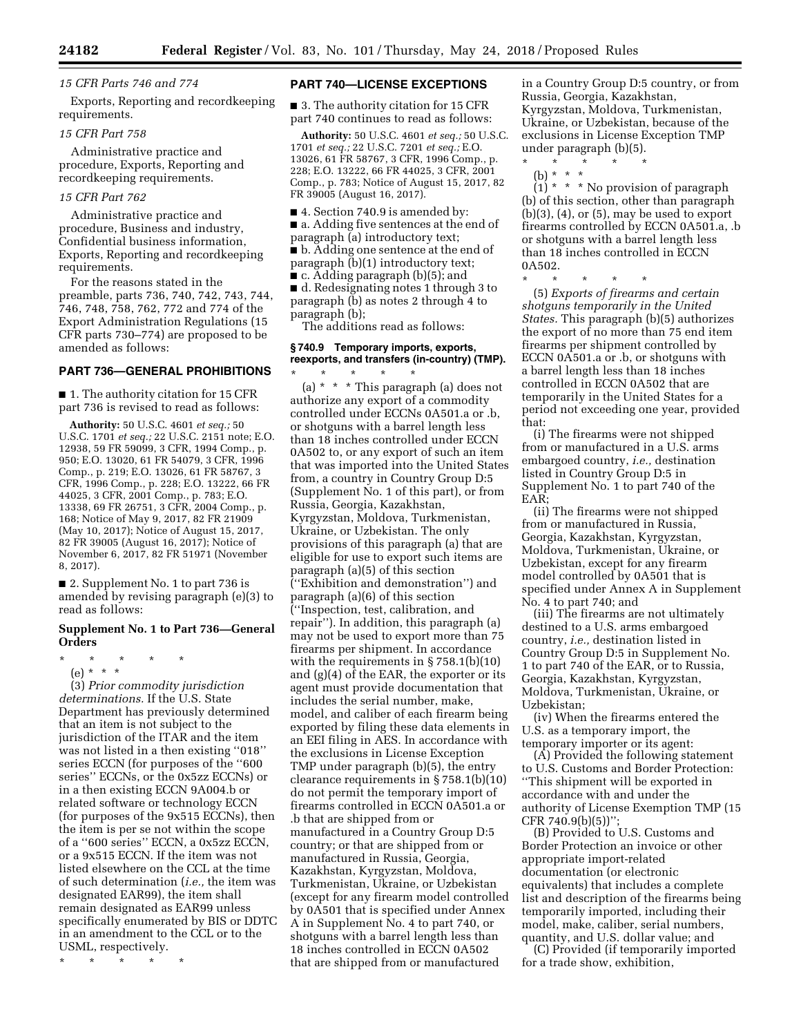*15 CFR Parts 746 and 774*

Exports, Reporting and recordkeeping requirements.

*15 CFR Part 758*

Administrative practice and procedure, Exports, Reporting and recordkeeping requirements.

*15 CFR Part 762*

Administrative practice and procedure, Business and industry, Confidential business information, Exports, Reporting and recordkeeping requirements.

For the reasons stated in the preamble, parts 736, 740, 742, 743, 744, 746, 748, 758, 762, 772 and 774 of the Export Administration Regulations (15 CFR parts 730–774) are proposed to be amended as follows:

## PART 736—GENERAL PROHIBITIONS

■ 1. The authority citation for 15 CFR part 736 is revised to read as follows:

**Authority:** 50 U.S.C. 4601 *et seq.;* 50 U.S.C. 1701 *et seq.;* 22 U.S.C. 2151 note; E.O. 12938, 59 FR 59099, 3 CFR, 1994 Comp., p. 950; E.O. 13020, 61 FR 54079, 3 CFR, 1996 Comp., p. 219; E.O. 13026, 61 FR 58767, 3 CFR, 1996 Comp., p. 228; E.O. 13222, 66 FR 44025, 3 CFR, 2001 Comp., p. 783; E.O. 13338, 69 FR 26751, 3 CFR, 2004 Comp., p. 168; Notice of May 9, 2017, 82 FR 21909 (May 10, 2017); Notice of August 15, 2017, 82 FR 39005 (August 16, 2017); Notice of November 6, 2017, 82 FR 51971 (November 8, 2017).

■ 2. Supplement No. 1 to part 736 is amended by revising paragraph (e)(3) to read as follows:

### Supplement No. 1 to Part 736—General Orders

\* \* \* \* \*

(e) \* \* \*

(3) *Prior commodity jurisdiction determinations.* If the U.S. State Department has previously determined that an item is not subject to the jurisdiction of the ITAR and the item was not listed in a then existing ''018'' series ECCN (for purposes of the ''600 series'' ECCNs, or the 0x5zz ECCNs) or in a then existing ECCN 9A004.b or related software or technology ECCN (for purposes of the 9x515 ECCNs), then the item is per se not within the scope of a ''600 series'' ECCN, a 0x5zz ECCN, or a 9x515 ECCN. If the item was not listed elsewhere on the CCL at the time of such determination (*i.e.,* the item was designated EAR99), the item shall remain designated as EAR99 unless specifically enumerated by BIS or DDTC in an amendment to the CCL or to the USML, respectively.

\* \* \* \* \*

## PART 740—LICENSE EXCEPTIONS

■ 3. The authority citation for 15 CFR part 740 continues to read as follows:

**Authority:** 50 U.S.C. 4601 *et seq.;* 50 U.S.C. 1701 *et seq.;* 22 U.S.C. 7201 *et seq.;* E.O. 13026, 61 FR 58767, 3 CFR, 1996 Comp., p. 228; E.O. 13222, 66 FR 44025, 3 CFR, 2001 Comp., p. 783; Notice of August 15, 2017, 82 FR 39005 (August 16, 2017).

■ 4. Section 740.9 is amended by:

■ a. Adding five sentences at the end of paragraph (a) introductory text;

■ b. Adding one sentence at the end of paragraph (b)(1) introductory text;

■ c. Adding paragraph (b)(5); and

■ d. Redesignating notes 1 through 3 to paragraph (b) as notes 2 through 4 to paragraph (b);

The additions read as follows:

### § 740.9 Temporary imports, exports, reexports, and transfers (in-country) (TMP).

\* \* \* \* \*

(a) \* \* \* This paragraph (a) does not authorize any export of a commodity controlled under ECCNs 0A501.a or .b, or shotguns with a barrel length less than 18 inches controlled under ECCN 0A502 to, or any export of such an item that was imported into the United States from, a country in Country Group D:5 (Supplement No. 1 of this part), or from Russia, Georgia, Kazakhstan, Kyrgyzstan, Moldova, Turkmenistan, Ukraine, or Uzbekistan. The only provisions of this paragraph (a) that are eligible for use to export such items are paragraph (a)(5) of this section (''Exhibition and demonstration'') and paragraph (a)(6) of this section (''Inspection, test, calibration, and repair''). In addition, this paragraph (a) may not be used to export more than 75 firearms per shipment. In accordance with the requirements in § 758.1(b)(10) and (g)(4) of the EAR, the exporter or its agent must provide documentation that includes the serial number, make, model, and caliber of each firearm being exported by filing these data elements in an EEI filing in AES. In accordance with the exclusions in License Exception TMP under paragraph (b)(5), the entry clearance requirements in § 758.1(b)(10) do not permit the temporary import of firearms controlled in ECCN 0A501.a or .b that are shipped from or manufactured in a Country Group D:5 country; or that are shipped from or manufactured in Russia, Georgia, Kazakhstan, Kyrgyzstan, Moldova, Turkmenistan, Ukraine, or Uzbekistan (except for any firearm model controlled by 0A501 that is specified under Annex A in Supplement No. 4 to part 740, or shotguns with a barrel length less than 18 inches controlled in ECCN 0A502 that are shipped from or manufactured in a Country Group D:5 country, or from Russia, Georgia, Kazakhstan, Kyrgyzstan, Moldova, Turkmenistan, Ukraine, or Uzbekistan, because of the exclusions in License Exception TMP under paragraph (b)(5).

\* \* \* \* \*

(b) \* \* \*

(1) \* \* \* No provision of paragraph (b) of this section, other than paragraph (b)(3), (4), or (5), may be used to export firearms controlled by ECCN 0A501.a, .b or shotguns with a barrel length less than 18 inches controlled in ECCN 0A502.

\* \* \* \* \*

(5) *Exports of firearms and certain shotguns temporarily in the United States.* This paragraph (b)(5) authorizes the export of no more than 75 end item firearms per shipment controlled by ECCN 0A501.a or .b, or shotguns with a barrel length less than 18 inches controlled in ECCN 0A502 that are temporarily in the United States for a period not exceeding one year, provided that:

(i) The firearms were not shipped from or manufactured in a U.S. arms embargoed country, *i.e.,* destination listed in Country Group D:5 in Supplement No. 1 to part 740 of the EAR;

(ii) The firearms were not shipped from or manufactured in Russia, Georgia, Kazakhstan, Kyrgyzstan, Moldova, Turkmenistan, Ukraine, or Uzbekistan, except for any firearm model controlled by 0A501 that is specified under Annex A in Supplement No. 4 to part 740; and

(iii) The firearms are not ultimately destined to a U.S. arms embargoed country, *i.e.,* destination listed in Country Group D:5 in Supplement No. 1 to part 740 of the EAR, or to Russia, Georgia, Kazakhstan, Kyrgyzstan, Moldova, Turkmenistan, Ukraine, or Uzbekistan;

(iv) When the firearms entered the U.S. as a temporary import, the temporary importer or its agent:

(A) Provided the following statement to U.S. Customs and Border Protection: ''This shipment will be exported in accordance with and under the authority of License Exemption TMP (15 CFR 740.9(b)(5))'';

(B) Provided to U.S. Customs and Border Protection an invoice or other appropriate import-related documentation (or electronic equivalents) that includes a complete list and description of the firearms being temporarily imported, including their model, make, caliber, serial numbers, quantity, and U.S. dollar value; and

(C) Provided (if temporarily imported for a trade show, exhibition,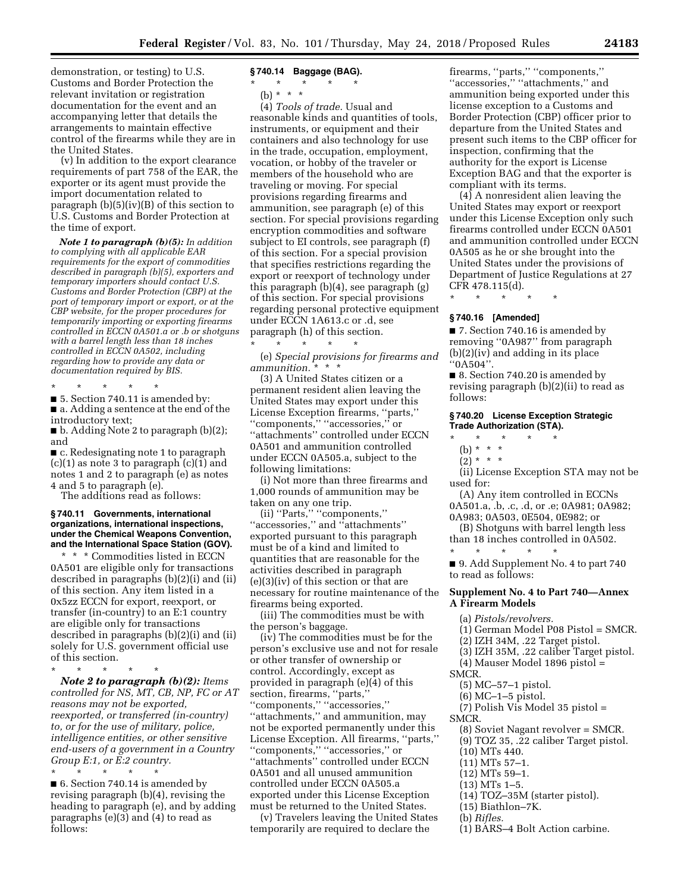demonstration, or testing) to U.S. Customs and Border Protection the relevant invitation or registration documentation for the event and an accompanying letter that details the arrangements to maintain effective control of the firearms while they are in the United States.

(v) In addition to the export clearance requirements of part 758 of the EAR, the exporter or its agent must provide the import documentation related to paragraph (b)(5)(iv)(B) of this section to U.S. Customs and Border Protection at the time of export.

***Note 1 to paragraph (b)(5):*** *In addition to complying with all applicable EAR requirements for the export of commodities described in paragraph (b)(5), exporters and temporary importers should contact U.S. Customs and Border Protection (CBP) at the port of temporary import or export, or at the CBP website, for the proper procedures for temporarily importing or exporting firearms controlled in ECCN 0A501.a or .b or shotguns with a barrel length less than 18 inches controlled in ECCN 0A502, including regarding how to provide any data or documentation required by BIS.*

\* \* \* \* \*

■ 5. Section 740.11 is amended by:

■ a. Adding a sentence at the end of the introductory text;

■ b. Adding Note 2 to paragraph (b)(2); and

■ c. Redesignating note 1 to paragraph (c)(1) as note 3 to paragraph (c)(1) and notes 1 and 2 to paragraph (e) as notes 4 and 5 to paragraph (e).

The additions read as follows:

**§ 740.11 Governments, international organizations, international inspections, under the Chemical Weapons Convention, and the International Space Station (GOV).**

\* \* \* Commodities listed in ECCN 0A501 are eligible only for transactions described in paragraphs (b)(2)(i) and (ii) of this section. Any item listed in a 0x5zz ECCN for export, reexport, or transfer (in-country) to an E:1 country are eligible only for transactions described in paragraphs (b)(2)(i) and (ii) solely for U.S. government official use of this section.

\* \* \* \* \*

***Note 2 to paragraph (b)(2):*** *Items controlled for NS, MT, CB, NP, FC or AT reasons may not be exported, reexported, or transferred (in-country) to, or for the use of military, police, intelligence entities, or other sensitive end-users of a government in a Country Group E:1, or E:2 country.*

\* \* \* \* \*

■ 6. Section 740.14 is amended by revising paragraph (b)(4), revising the heading to paragraph (e), and by adding paragraphs (e)(3) and (4) to read as follows:

**§ 740.14 Baggage (BAG).**

\* \* \* \* \*

(b) \* \* \*

(4) *Tools of trade.* Usual and reasonable kinds and quantities of tools, instruments, or equipment and their containers and also technology for use in the trade, occupation, employment, vocation, or hobby of the traveler or members of the household who are traveling or moving. For special provisions regarding firearms and ammunition, see paragraph (e) of this section. For special provisions regarding encryption commodities and software subject to EI controls, see paragraph (f) of this section. For a special provision that specifies restrictions regarding the export or reexport of technology under this paragraph (b)(4), see paragraph (g) of this section. For special provisions regarding personal protective equipment under ECCN 1A613.c or .d, see paragraph (h) of this section.

\* \* \* \* \*

(e) *Special provisions for firearms and ammunition.* \* \* \*

(3) A United States citizen or a permanent resident alien leaving the United States may export under this License Exception firearms, ''parts,'' ''components,'' ''accessories,'' or ''attachments'' controlled under ECCN 0A501 and ammunition controlled under ECCN 0A505.a, subject to the following limitations:

(i) Not more than three firearms and 1,000 rounds of ammunition may be taken on any one trip.

(ii) ''Parts,'' ''components,'' ''accessories,'' and ''attachments'' exported pursuant to this paragraph must be of a kind and limited to quantities that are reasonable for the activities described in paragraph (e)(3)(iv) of this section or that are necessary for routine maintenance of the firearms being exported.

(iii) The commodities must be with the person's baggage.

(iv) The commodities must be for the person's exclusive use and not for resale or other transfer of ownership or control. Accordingly, except as provided in paragraph (e)(4) of this section, firearms, ''parts,'' ''components,'' ''accessories,'' ''attachments,'' and ammunition, may not be exported permanently under this License Exception. All firearms, ''parts,'' ''components,'' ''accessories,'' or ''attachments'' controlled under ECCN 0A501 and all unused ammunition controlled under ECCN 0A505.a exported under this License Exception must be returned to the United States.

(v) Travelers leaving the United States temporarily are required to declare the firearms, ''parts,'' ''components,'' ''accessories,'' ''attachments,'' and ammunition being exported under this license exception to a Customs and Border Protection (CBP) officer prior to departure from the United States and present such items to the CBP officer for inspection, confirming that the authority for the export is License Exception BAG and that the exporter is compliant with its terms.

(4) A nonresident alien leaving the United States may export or reexport under this License Exception only such firearms controlled under ECCN 0A501 and ammunition controlled under ECCN 0A505 as he or she brought into the United States under the provisions of Department of Justice Regulations at 27 CFR 478.115(d).

\* \* \* \* \*

**§ 740.16 [Amended]**

■ 7. Section 740.16 is amended by removing ''0A987'' from paragraph (b)(2)(iv) and adding in its place ''0A504''.

■ 8. Section 740.20 is amended by revising paragraph (b)(2)(ii) to read as follows:

**§ 740.20 License Exception Strategic Trade Authorization (STA).**

\* \* \* \* \*

(b) \* \* \*

(2) \* \* \*

(ii) License Exception STA may not be used for:

(A) Any item controlled in ECCNs 0A501.a, .b, .c, .d, or .e; 0A981; 0A982; 0A983; 0A503, 0E504, 0E982; or

(B) Shotguns with barrel length less than 18 inches controlled in 0A502.

\* \* \* \* \*

■ 9. Add Supplement No. 4 to part 740 to read as follows:

**Supplement No. 4 to Part 740—Annex A Firearm Models**

(a) *Pistols/revolvers.*

(1) German Model P08 Pistol = SMCR.

(2) IZH 34M, .22 Target pistol.

(3) IZH 35M, .22 caliber Target pistol.

(4) Mauser Model 1896 pistol = SMCR.

(5) MC–57–1 pistol.

(6) MC–1–5 pistol.

(7) Polish Vis Model 35 pistol = SMCR.

(8) Soviet Nagant revolver = SMCR.

(9) TOZ 35, .22 caliber Target pistol.

(10) MTs 440.

(11) MTs 57–1.

(12) MTs 59–1.

(13) MTs 1–5.

(14) TOZ–35M (starter pistol).

(15) Biathlon–7K.

(b) *Rifles.*

(1) BARS–4 Bolt Action carbine.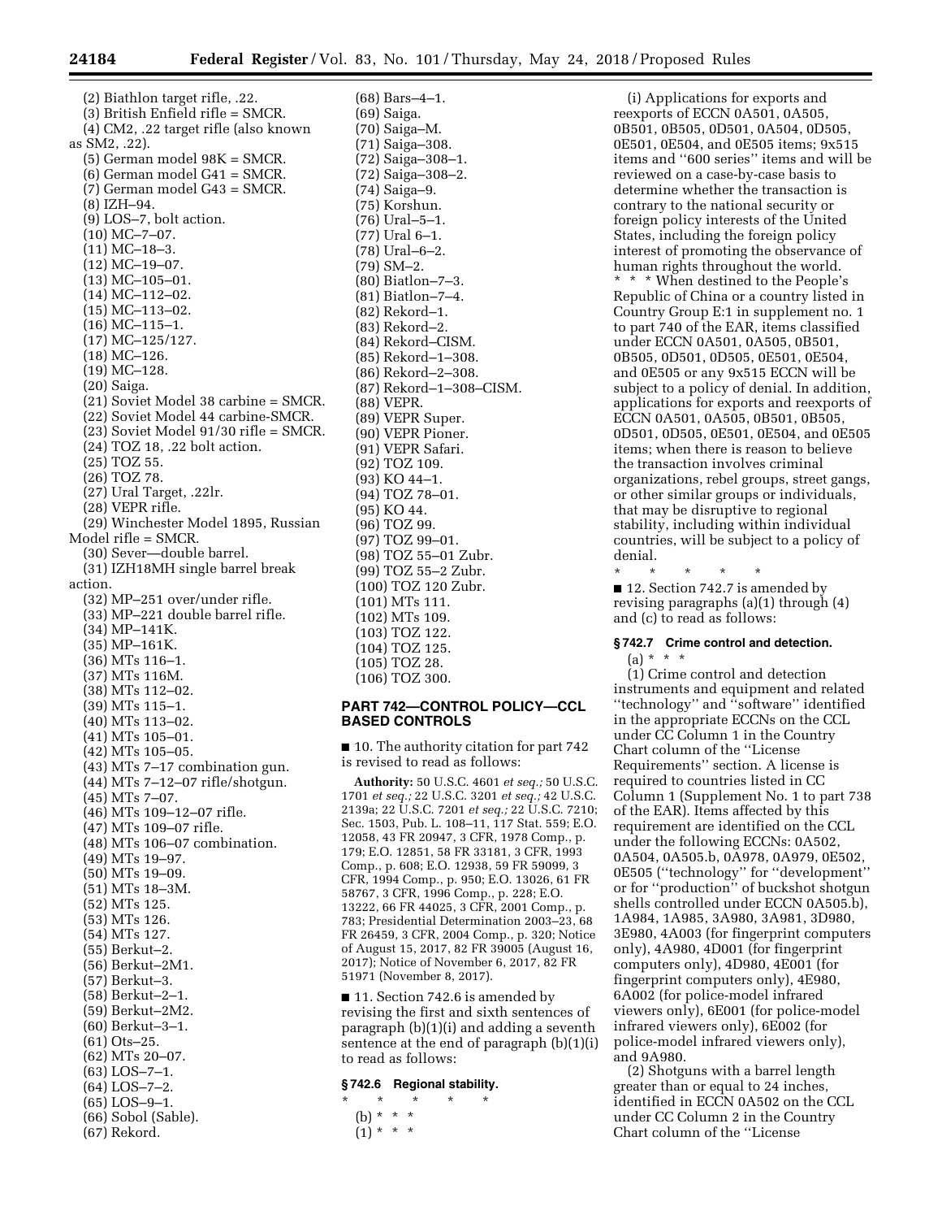(2) Biathlon target rifle, .22.
(3) British Enfield rifle = SMCR.
(4) CM2, .22 target rifle (also known as SM2, .22).
(5) German model 98K = SMCR.
(6) German model G41 = SMCR.
(7) German model G43 = SMCR.
(8) IZH–94.
(9) LOS–7, bolt action.
(10) MC–7–07.
(11) MC–18–3.
(12) MC–19–07.
(13) MC–105–01.
(14) MC–112–02.
(15) MC–113–02.
(16) MC–115–1.
(17) MC–125/127.
(18) MC–126.
(19) MC–128.
(20) Saiga.
(21) Soviet Model 38 carbine = SMCR.
(22) Soviet Model 44 carbine-SMCR.
(23) Soviet Model 91/30 rifle = SMCR.
(24) TOZ 18, .22 bolt action.
(25) TOZ 55.
(26) TOZ 78.
(27) Ural Target, .22lr.
(28) VEPR rifle.
(29) Winchester Model 1895, Russian Model rifle = SMCR.
(30) Sever—double barrel.
(31) IZH18MH single barrel break action.
(32) MP–251 over/under rifle.
(33) MP–221 double barrel rifle.
(34) MP–141K.
(35) MP–161K.
(36) MTs 116–1.
(37) MTs 116M.
(38) MTs 112–02.
(39) MTs 115–1.
(40) MTs 113–02.
(41) MTs 105–01.
(42) MTs 105–05.
(43) MTs 7–17 combination gun.
(44) MTs 7–12–07 rifle/shotgun.
(45) MTs 7–07.
(46) MTs 109–12–07 rifle.
(47) MTs 109–07 rifle.
(48) MTs 106–07 combination.
(49) MTs 19–97.
(50) MTs 19–09.
(51) MTs 18–3M.
(52) MTs 125.
(53) MTs 126.
(54) MTs 127.
(55) Berkut–2.
(56) Berkut–2M1.
(57) Berkut–3.
(58) Berkut–2–1.
(59) Berkut–2M2.
(60) Berkut–3–1.
(61) Ots–25.
(62) MTs 20–07.
(63) LOS–7–1.
(64) LOS–7–2.
(65) LOS–9–1.
(66) Sobol (Sable).
(67) Rekord.
(68) Bars–4–1.
(69) Saiga.
(70) Saiga–M.
(71) Saiga–308.
(72) Saiga–308–1.
(72) Saiga–308–2.
(74) Saiga–9.
(75) Korshun.
(76) Ural–5–1.
(77) Ural 6–1.
(78) Ural–6–2.
(79) SM–2.
(80) Biatlon–7–3.
(81) Biatlon–7–4.
(82) Rekord–1.
(83) Rekord–2.
(84) Rekord–CISM.
(85) Rekord–1–308.
(86) Rekord–2–308.
(87) Rekord–1–308–CISM.
(88) VEPR.
(89) VEPR Super.
(90) VEPR Pioner.
(91) VEPR Safari.
(92) TOZ 109.
(93) KO 44–1.
(94) TOZ 78–01.
(95) KO 44.
(96) TOZ 99.
(97) TOZ 99–01.
(98) TOZ 55–01 Zubr.
(99) TOZ 55–2 Zubr.
(100) TOZ 120 Zubr.
(101) MTs 111.
(102) MTs 109.
(103) TOZ 122.
(104) TOZ 125.
(105) TOZ 28.
(106) TOZ 300.

## PART 742—CONTROL POLICY—CCL BASED CONTROLS

■ 10. The authority citation for part 742 is revised to read as follows:

**Authority:** 50 U.S.C. 4601 *et seq.;* 50 U.S.C. 1701 *et seq.;* 22 U.S.C. 3201 *et seq.;* 42 U.S.C. 2139a; 22 U.S.C. 7201 *et seq.;* 22 U.S.C. 7210; Sec. 1503, Pub. L. 108–11, 117 Stat. 559; E.O. 12058, 43 FR 20947, 3 CFR, 1978 Comp., p. 179; E.O. 12851, 58 FR 33181, 3 CFR, 1993 Comp., p. 608; E.O. 12938, 59 FR 59099, 3 CFR, 1994 Comp., p. 950; E.O. 13026, 61 FR 58767, 3 CFR, 1996 Comp., p. 228; E.O. 13222, 66 FR 44025, 3 CFR, 2001 Comp., p. 783; Presidential Determination 2003–23, 68 FR 26459, 3 CFR, 2004 Comp., p. 320; Notice of August 15, 2017, 82 FR 39005 (August 16, 2017); Notice of November 6, 2017, 82 FR 51971 (November 8, 2017).

■ 11. Section 742.6 is amended by revising the first and sixth sentences of paragraph (b)(1)(i) and adding a seventh sentence at the end of paragraph (b)(1)(i) to read as follows:

### § 742.6 Regional stability.

\* \* \* \* \*

(b) * * *

(1) * * *

(i) Applications for exports and reexports of ECCN 0A501, 0A505, 0B501, 0B505, 0D501, 0A504, 0D505, 0E501, 0E504, and 0E505 items; 9x515 items and ''600 series'' items and will be reviewed on a case-by-case basis to determine whether the transaction is contrary to the national security or foreign policy interests of the United States, including the foreign policy interest of promoting the observance of human rights throughout the world. * * * When destined to the People's Republic of China or a country listed in Country Group E:1 in supplement no. 1 to part 740 of the EAR, items classified under ECCN 0A501, 0A505, 0B501, 0B505, 0D501, 0D505, 0E501, 0E504, and 0E505 or any 9x515 ECCN will be subject to a policy of denial. In addition, applications for exports and reexports of ECCN 0A501, 0A505, 0B501, 0B505, 0D501, 0D505, 0E501, 0E504, and 0E505 items; when there is reason to believe the transaction involves criminal organizations, rebel groups, street gangs, or other similar groups or individuals, that may be disruptive to regional stability, including within individual countries, will be subject to a policy of denial.

\* \* \* \* \*

■ 12. Section 742.7 is amended by revising paragraphs (a)(1) through (4) and (c) to read as follows:

### § 742.7 Crime control and detection.

(a) * * *

(1) Crime control and detection instruments and equipment and related ''technology'' and ''software'' identified in the appropriate ECCNs on the CCL under CC Column 1 in the Country Chart column of the ''License Requirements'' section. A license is required to countries listed in CC Column 1 (Supplement No. 1 to part 738 of the EAR). Items affected by this requirement are identified on the CCL under the following ECCNs: 0A502, 0A504, 0A505.b, 0A978, 0A979, 0E502, 0E505 (''technology'' for ''development'' or for ''production'' of buckshot shotgun shells controlled under ECCN 0A505.b), 1A984, 1A985, 3A980, 3A981, 3D980, 3E980, 4A003 (for fingerprint computers only), 4A980, 4D001 (for fingerprint computers only), 4D980, 4E001 (for fingerprint computers only), 4E980, 6A002 (for police-model infrared viewers only), 6E001 (for police-model infrared viewers only), 6E002 (for police-model infrared viewers only), and 9A980.

(2) Shotguns with a barrel length greater than or equal to 24 inches, identified in ECCN 0A502 on the CCL under CC Column 2 in the Country Chart column of the ''License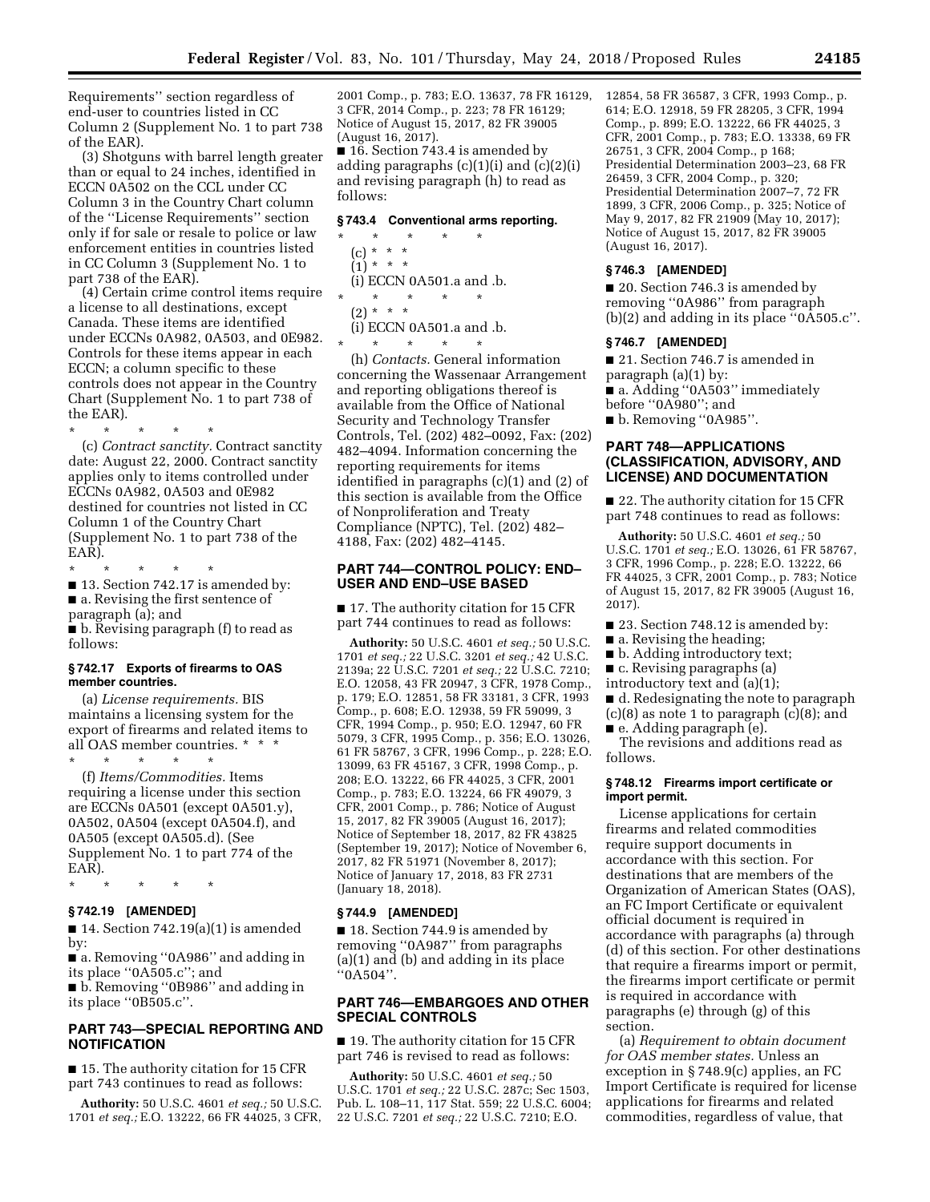Requirements'' section regardless of end-user to countries listed in CC Column 2 (Supplement No. 1 to part 738 of the EAR).

(3) Shotguns with barrel length greater than or equal to 24 inches, identified in ECCN 0A502 on the CCL under CC Column 3 in the Country Chart column of the ''License Requirements'' section only if for sale or resale to police or law enforcement entities in countries listed in CC Column 3 (Supplement No. 1 to part 738 of the EAR).

(4) Certain crime control items require a license to all destinations, except Canada. These items are identified under ECCNs 0A982, 0A503, and 0E982. Controls for these items appear in each ECCN; a column specific to these controls does not appear in the Country Chart (Supplement No. 1 to part 738 of the EAR).

\* \* \* \* \*

(c) *Contract sanctity.* Contract sanctity date: August 22, 2000. Contract sanctity applies only to items controlled under ECCNs 0A982, 0A503 and 0E982 destined for countries not listed in CC Column 1 of the Country Chart (Supplement No. 1 to part 738 of the EAR).

\* \* \* \* \*

■ 13. Section 742.17 is amended by:

■ a. Revising the first sentence of paragraph (a); and

■ b. Revising paragraph (f) to read as follows:

**§ 742.17 Exports of firearms to OAS member countries.**

(a) *License requirements.* BIS maintains a licensing system for the export of firearms and related items to all OAS member countries. \* \* \*

\* \* \* \* \*

(f) *Items/Commodities.* Items requiring a license under this section are ECCNs 0A501 (except 0A501.y), 0A502, 0A504 (except 0A504.f), and 0A505 (except 0A505.d). (See Supplement No. 1 to part 774 of the EAR).

\* \* \* \* \*

**§ 742.19 [AMENDED]**

■ 14. Section 742.19(a)(1) is amended by:

■ a. Removing ''0A986'' and adding in its place ''0A505.c''; and

■ b. Removing ''0B986'' and adding in its place ''0B505.c''.

## PART 743—SPECIAL REPORTING AND NOTIFICATION

■ 15. The authority citation for 15 CFR part 743 continues to read as follows:

**Authority:** 50 U.S.C. 4601 *et seq.;* 50 U.S.C. 1701 *et seq.;* E.O. 13222, 66 FR 44025, 3 CFR, 2001 Comp., p. 783; E.O. 13637, 78 FR 16129, 3 CFR, 2014 Comp., p. 223; 78 FR 16129; Notice of August 15, 2017, 82 FR 39005 (August 16, 2017).

■ 16. Section 743.4 is amended by adding paragraphs (c)(1)(i) and (c)(2)(i) and revising paragraph (h) to read as follows:

**§ 743.4 Conventional arms reporting.**

\* \* \* \* \*

(c) \* \* \*

(1) \* \* \*

(i) ECCN 0A501.a and .b.

\* \* \* \* \*

(2) \* \* \*

(i) ECCN 0A501.a and .b.

\* \* \* \* \*

(h) *Contacts.* General information concerning the Wassenaar Arrangement and reporting obligations thereof is available from the Office of National Security and Technology Transfer Controls, Tel. (202) 482–0092, Fax: (202) 482–4094. Information concerning the reporting requirements for items identified in paragraphs (c)(1) and (2) of this section is available from the Office of Nonproliferation and Treaty Compliance (NPTC), Tel. (202) 482–4188, Fax: (202) 482–4145.

## PART 744—CONTROL POLICY: END–USER AND END–USE BASED

■ 17. The authority citation for 15 CFR part 744 continues to read as follows:

**Authority:** 50 U.S.C. 4601 *et seq.;* 50 U.S.C. 1701 *et seq.;* 22 U.S.C. 3201 *et seq.;* 42 U.S.C. 2139a; 22 U.S.C. 7201 *et seq.;* 22 U.S.C. 7210; E.O. 12058, 43 FR 20947, 3 CFR, 1978 Comp., p. 179; E.O. 12851, 58 FR 33181, 3 CFR, 1993 Comp., p. 608; E.O. 12938, 59 FR 59099, 3 CFR, 1994 Comp., p. 950; E.O. 12947, 60 FR 5079, 3 CFR, 1995 Comp., p. 356; E.O. 13026, 61 FR 58767, 3 CFR, 1996 Comp., p. 228; E.O. 13099, 63 FR 45167, 3 CFR, 1998 Comp., p. 208; E.O. 13222, 66 FR 44025, 3 CFR, 2001 Comp., p. 783; E.O. 13224, 66 FR 49079, 3 CFR, 2001 Comp., p. 786; Notice of August 15, 2017, 82 FR 39005 (August 16, 2017); Notice of September 18, 2017, 82 FR 43825 (September 19, 2017); Notice of November 6, 2017, 82 FR 51971 (November 8, 2017); Notice of January 17, 2018, 83 FR 2731 (January 18, 2018).

**§ 744.9 [AMENDED]**

■ 18. Section 744.9 is amended by removing ''0A987'' from paragraphs (a)(1) and (b) and adding in its place ''0A504''.

## PART 746—EMBARGOES AND OTHER SPECIAL CONTROLS

■ 19. The authority citation for 15 CFR part 746 is revised to read as follows:

**Authority:** 50 U.S.C. 4601 *et seq.;* 50 U.S.C. 1701 *et seq.;* 22 U.S.C. 287c; Sec 1503, Pub. L. 108–11, 117 Stat. 559; 22 U.S.C. 6004; 22 U.S.C. 7201 *et seq.;* 22 U.S.C. 7210; E.O. 12854, 58 FR 36587, 3 CFR, 1993 Comp., p. 614; E.O. 12918, 59 FR 28205, 3 CFR, 1994 Comp., p. 899; E.O. 13222, 66 FR 44025, 3 CFR, 2001 Comp., p. 783; E.O. 13338, 69 FR 26751, 3 CFR, 2004 Comp., p 168; Presidential Determination 2003–23, 68 FR 26459, 3 CFR, 2004 Comp., p. 320; Presidential Determination 2007–7, 72 FR 1899, 3 CFR, 2006 Comp., p. 325; Notice of May 9, 2017, 82 FR 21909 (May 10, 2017); Notice of August 15, 2017, 82 FR 39005 (August 16, 2017).

**§ 746.3 [AMENDED]**

■ 20. Section 746.3 is amended by removing ''0A986'' from paragraph (b)(2) and adding in its place ''0A505.c''.

**§ 746.7 [AMENDED]**

■ 21. Section 746.7 is amended in paragraph (a)(1) by:

■ a. Adding ''0A503'' immediately before ''0A980''; and

■ b. Removing ''0A985''.

## PART 748—APPLICATIONS (CLASSIFICATION, ADVISORY, AND LICENSE) AND DOCUMENTATION

■ 22. The authority citation for 15 CFR part 748 continues to read as follows:

**Authority:** 50 U.S.C. 4601 *et seq.;* 50 U.S.C. 1701 *et seq.;* E.O. 13026, 61 FR 58767, 3 CFR, 1996 Comp., p. 228; E.O. 13222, 66 FR 44025, 3 CFR, 2001 Comp., p. 783; Notice of August 15, 2017, 82 FR 39005 (August 16, 2017).

■ 23. Section 748.12 is amended by:

■ a. Revising the heading;

■ b. Adding introductory text;

■ c. Revising paragraphs (a) introductory text and (a)(1);

■ d. Redesignating the note to paragraph (c)(8) as note 1 to paragraph (c)(8); and

■ e. Adding paragraph (e).

The revisions and additions read as follows:

**§ 748.12 Firearms import certificate or import permit.**

License applications for certain firearms and related commodities require support documents in accordance with this section. For destinations that are members of the Organization of American States (OAS), an FC Import Certificate or equivalent official document is required in accordance with paragraphs (a) through (d) of this section. For other destinations that require a firearms import or permit, the firearms import certificate or permit is required in accordance with paragraphs (e) through (g) of this section.

(a) *Requirement to obtain document for OAS member states.* Unless an exception in § 748.9(c) applies, an FC Import Certificate is required for license applications for firearms and related commodities, regardless of value, that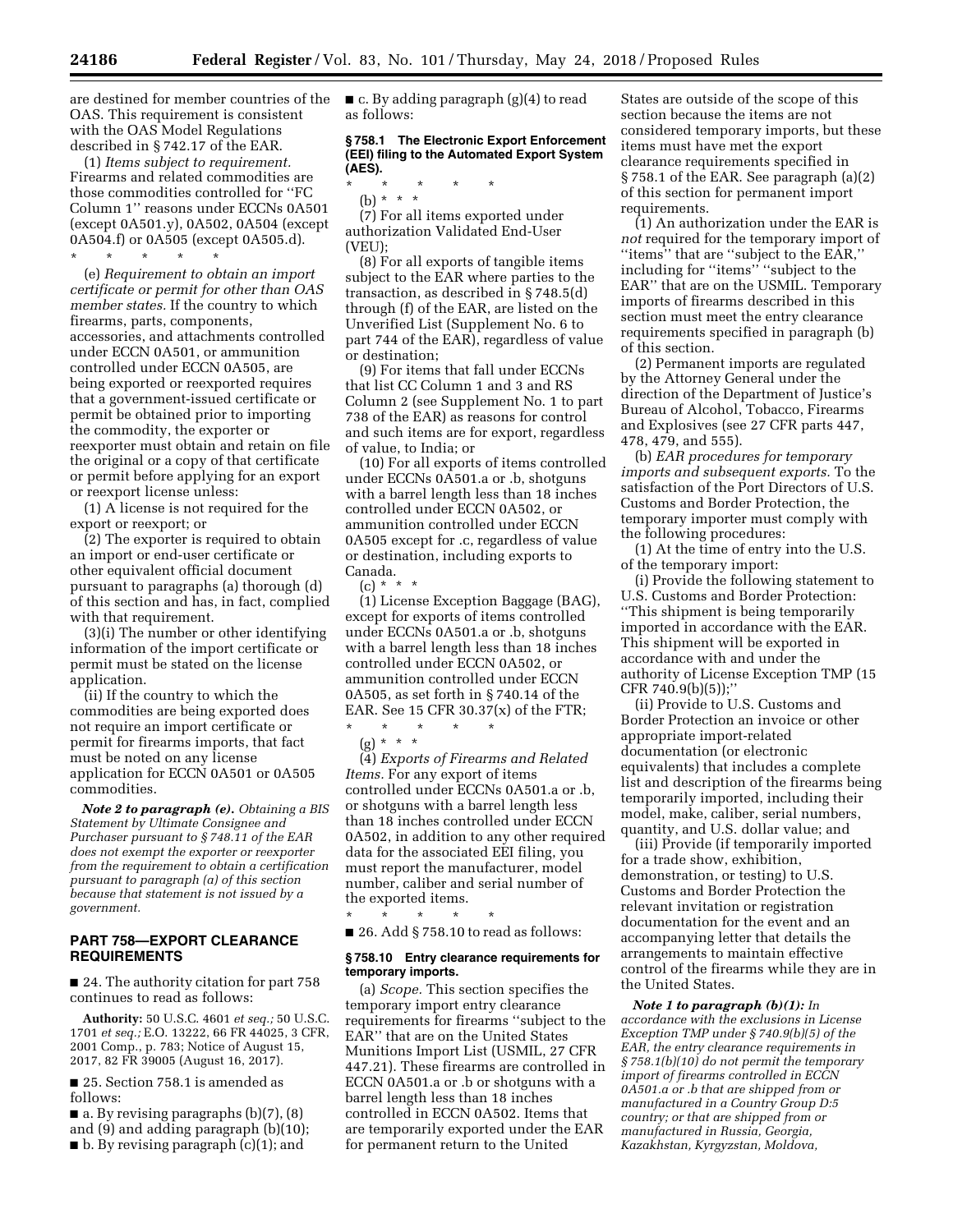are destined for member countries of the OAS. This requirement is consistent with the OAS Model Regulations described in § 742.17 of the EAR.

(1) *Items subject to requirement.* Firearms and related commodities are those commodities controlled for ''FC Column 1'' reasons under ECCNs 0A501 (except 0A501.y), 0A502, 0A504 (except 0A504.f) or 0A505 (except 0A505.d).

\* \* \* \* \*

(e) *Requirement to obtain an import certificate or permit for other than OAS member states.* If the country to which firearms, parts, components, accessories, and attachments controlled under ECCN 0A501, or ammunition controlled under ECCN 0A505, are being exported or reexported requires that a government-issued certificate or permit be obtained prior to importing the commodity, the exporter or reexporter must obtain and retain on file the original or a copy of that certificate or permit before applying for an export or reexport license unless:

(1) A license is not required for the export or reexport; or

(2) The exporter is required to obtain an import or end-user certificate or other equivalent official document pursuant to paragraphs (a) thorough (d) of this section and has, in fact, complied with that requirement.

(3)(i) The number or other identifying information of the import certificate or permit must be stated on the license application.

(ii) If the country to which the commodities are being exported does not require an import certificate or permit for firearms imports, that fact must be noted on any license application for ECCN 0A501 or 0A505 commodities.

***Note 2 to paragraph (e).*** *Obtaining a BIS Statement by Ultimate Consignee and Purchaser pursuant to § 748.11 of the EAR does not exempt the exporter or reexporter from the requirement to obtain a certification pursuant to paragraph (a) of this section because that statement is not issued by a government.*

## PART 758—EXPORT CLEARANCE REQUIREMENTS

■ 24. The authority citation for part 758 continues to read as follows:

**Authority:** 50 U.S.C. 4601 *et seq.;* 50 U.S.C. 1701 *et seq.;* E.O. 13222, 66 FR 44025, 3 CFR, 2001 Comp., p. 783; Notice of August 15, 2017, 82 FR 39005 (August 16, 2017).

■ 25. Section 758.1 is amended as follows:

■ a. By revising paragraphs (b)(7), (8) and (9) and adding paragraph (b)(10);

■ b. By revising paragraph (c)(1); and

■ c. By adding paragraph (g)(4) to read as follows:

### § 758.1 The Electronic Export Enforcement (EEI) filing to the Automated Export System (AES).

\* \* \* \* \*

(b) \* \* \*

(7) For all items exported under authorization Validated End-User (VEU);

(8) For all exports of tangible items subject to the EAR where parties to the transaction, as described in § 748.5(d) through (f) of the EAR, are listed on the Unverified List (Supplement No. 6 to part 744 of the EAR), regardless of value or destination;

(9) For items that fall under ECCNs that list CC Column 1 and 3 and RS Column 2 (see Supplement No. 1 to part 738 of the EAR) as reasons for control and such items are for export, regardless of value, to India; or

(10) For all exports of items controlled under ECCNs 0A501.a or .b, shotguns with a barrel length less than 18 inches controlled under ECCN 0A502, or ammunition controlled under ECCN 0A505 except for .c, regardless of value or destination, including exports to Canada.

(c) \* \* \*

(1) License Exception Baggage (BAG), except for exports of items controlled under ECCNs 0A501.a or .b, shotguns with a barrel length less than 18 inches controlled under ECCN 0A502, or ammunition controlled under ECCN 0A505, as set forth in § 740.14 of the EAR. See 15 CFR 30.37(x) of the FTR;

\* \* \* \* \*

(g) \* \* \*

(4) *Exports of Firearms and Related Items.* For any export of items controlled under ECCNs 0A501.a or .b, or shotguns with a barrel length less than 18 inches controlled under ECCN 0A502, in addition to any other required data for the associated EEI filing, you must report the manufacturer, model number, caliber and serial number of the exported items.

\* \* \* \* \*

■ 26. Add § 758.10 to read as follows:

### § 758.10 Entry clearance requirements for temporary imports.

(a) *Scope.* This section specifies the temporary import entry clearance requirements for firearms ''subject to the EAR'' that are on the United States Munitions Import List (USMIL, 27 CFR 447.21). These firearms are controlled in ECCN 0A501.a or .b or shotguns with a barrel length less than 18 inches controlled in ECCN 0A502. Items that are temporarily exported under the EAR for permanent return to the United States are outside of the scope of this section because the items are not considered temporary imports, but these items must have met the export clearance requirements specified in § 758.1 of the EAR. See paragraph (a)(2) of this section for permanent import requirements.

(1) An authorization under the EAR is *not* required for the temporary import of ''items'' that are ''subject to the EAR,'' including for ''items'' ''subject to the EAR'' that are on the USMIL. Temporary imports of firearms described in this section must meet the entry clearance requirements specified in paragraph (b) of this section.

(2) Permanent imports are regulated by the Attorney General under the direction of the Department of Justice's Bureau of Alcohol, Tobacco, Firearms and Explosives (see 27 CFR parts 447, 478, 479, and 555).

(b) *EAR procedures for temporary imports and subsequent exports.* To the satisfaction of the Port Directors of U.S. Customs and Border Protection, the temporary importer must comply with the following procedures:

(1) At the time of entry into the U.S. of the temporary import:

(i) Provide the following statement to U.S. Customs and Border Protection: ''This shipment is being temporarily imported in accordance with the EAR. This shipment will be exported in accordance with and under the authority of License Exception TMP (15 CFR 740.9(b)(5));''

(ii) Provide to U.S. Customs and Border Protection an invoice or other appropriate import-related documentation (or electronic equivalents) that includes a complete list and description of the firearms being temporarily imported, including their model, make, caliber, serial numbers, quantity, and U.S. dollar value; and

(iii) Provide (if temporarily imported for a trade show, exhibition, demonstration, or testing) to U.S. Customs and Border Protection the relevant invitation or registration documentation for the event and an accompanying letter that details the arrangements to maintain effective control of the firearms while they are in the United States.

***Note 1 to paragraph (b)(1):*** *In accordance with the exclusions in License Exception TMP under § 740.9(b)(5) of the EAR, the entry clearance requirements in § 758.1(b)(10) do not permit the temporary import of firearms controlled in ECCN 0A501.a or .b that are shipped from or manufactured in a Country Group D:5 country; or that are shipped from or manufactured in Russia, Georgia, Kazakhstan, Kyrgyzstan, Moldova,*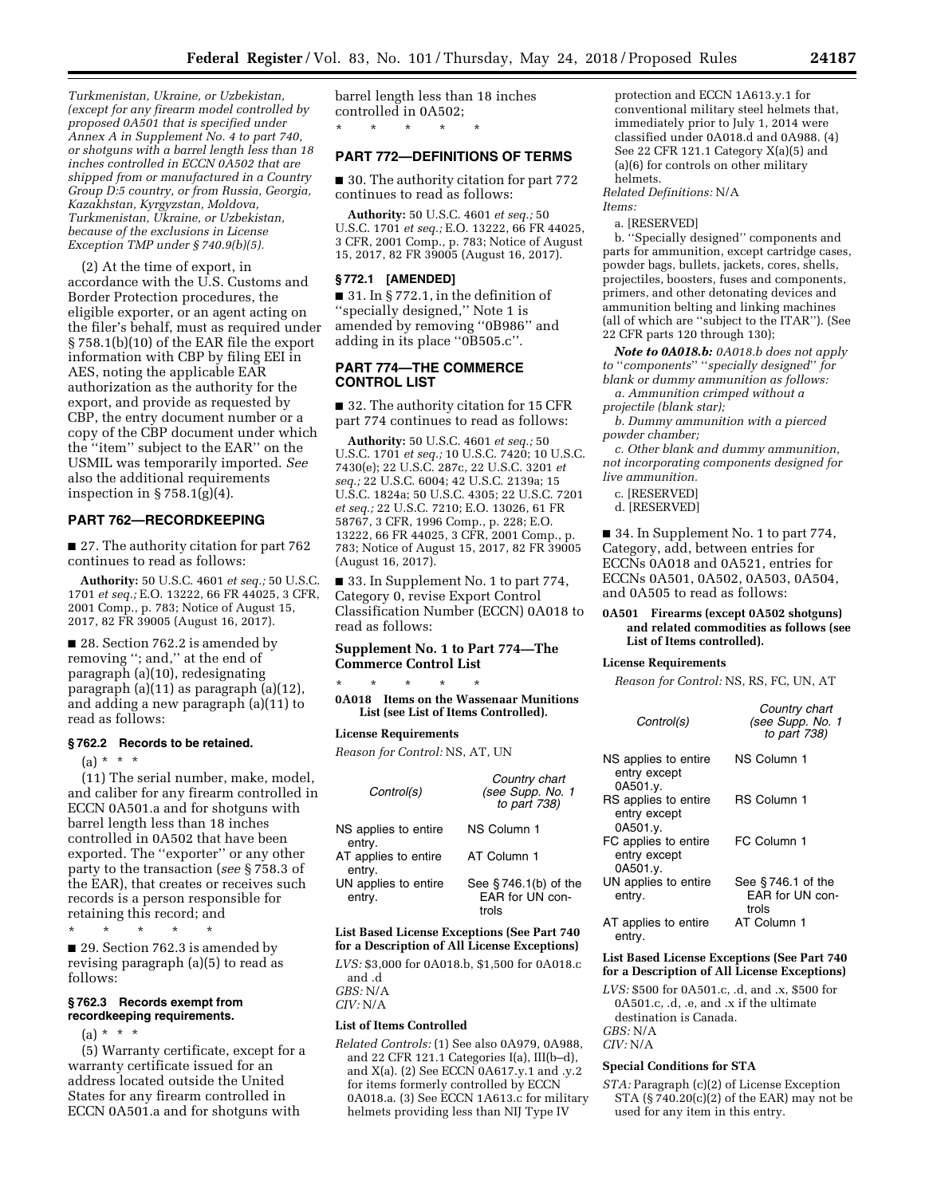*Turkmenistan, Ukraine, or Uzbekistan, (except for any firearm model controlled by proposed 0A501 that is specified under Annex A in Supplement No. 4 to part 740, or shotguns with a barrel length less than 18 inches controlled in ECCN 0A502 that are shipped from or manufactured in a Country Group D:5 country, or from Russia, Georgia, Kazakhstan, Kyrgyzstan, Moldova, Turkmenistan, Ukraine, or Uzbekistan, because of the exclusions in License Exception TMP under § 740.9(b)(5).*

(2) At the time of export, in accordance with the U.S. Customs and Border Protection procedures, the eligible exporter, or an agent acting on the filer's behalf, must as required under § 758.1(b)(10) of the EAR file the export information with CBP by filing EEI in AES, noting the applicable EAR authorization as the authority for the export, and provide as requested by CBP, the entry document number or a copy of the CBP document under which the ''item'' subject to the EAR'' on the USMIL was temporarily imported. *See* also the additional requirements inspection in § 758.1(g)(4).

## PART 762—RECORDKEEPING

■ 27. The authority citation for part 762 continues to read as follows:

**Authority:** 50 U.S.C. 4601 *et seq.;* 50 U.S.C. 1701 *et seq.;* E.O. 13222, 66 FR 44025, 3 CFR, 2001 Comp., p. 783; Notice of August 15, 2017, 82 FR 39005 (August 16, 2017).

■ 28. Section 762.2 is amended by removing ''; and,'' at the end of paragraph (a)(10), redesignating paragraph (a)(11) as paragraph (a)(12), and adding a new paragraph (a)(11) to read as follows:

### § 762.2 Records to be retained.

(a) * * *

(11) The serial number, make, model, and caliber for any firearm controlled in ECCN 0A501.a and for shotguns with barrel length less than 18 inches controlled in 0A502 that have been exported. The ''exporter'' or any other party to the transaction (*see* § 758.3 of the EAR), that creates or receives such records is a person responsible for retaining this record; and

\* \* \* \* \*

■ 29. Section 762.3 is amended by revising paragraph (a)(5) to read as follows:

### § 762.3 Records exempt from recordkeeping requirements.

(a) * * *

(5) Warranty certificate, except for a warranty certificate issued for an address located outside the United States for any firearm controlled in ECCN 0A501.a and for shotguns with barrel length less than 18 inches controlled in 0A502;

\* \* \* \* \*

## PART 772—DEFINITIONS OF TERMS

■ 30. The authority citation for part 772 continues to read as follows:

**Authority:** 50 U.S.C. 4601 *et seq.;* 50 U.S.C. 1701 *et seq.;* E.O. 13222, 66 FR 44025, 3 CFR, 2001 Comp., p. 783; Notice of August 15, 2017, 82 FR 39005 (August 16, 2017).

### § 772.1 [AMENDED]

■ 31. In § 772.1, in the definition of ''specially designed,'' Note 1 is amended by removing ''0B986'' and adding in its place ''0B505.c''.

## PART 774—THE COMMERCE CONTROL LIST

■ 32. The authority citation for 15 CFR part 774 continues to read as follows:

**Authority:** 50 U.S.C. 4601 *et seq.;* 50 U.S.C. 1701 *et seq.;* 10 U.S.C. 7420; 10 U.S.C. 7430(e); 22 U.S.C. 287c, 22 U.S.C. 3201 *et seq.;* 22 U.S.C. 6004; 42 U.S.C. 2139a; 15 U.S.C. 1824a; 50 U.S.C. 4305; 22 U.S.C. 7201 *et seq.;* 22 U.S.C. 7210; E.O. 13026, 61 FR 58767, 3 CFR, 1996 Comp., p. 228; E.O. 13222, 66 FR 44025, 3 CFR, 2001 Comp., p. 783; Notice of August 15, 2017, 82 FR 39005 (August 16, 2017).

■ 33. In Supplement No. 1 to part 774, Category 0, revise Export Control Classification Number (ECCN) 0A018 to read as follows:

### Supplement No. 1 to Part 774—The Commerce Control List

\* \* \* \* \*

**0A018 Items on the Wassenaar Munitions List (see List of Items Controlled).**

**License Requirements**

*Reason for Control:* NS, AT, UN

| Control(s) | Country chart (see Supp. No. 1 to part 738) |
|---|---|
| NS applies to entire entry. | NS Column 1 |
| AT applies to entire entry. | AT Column 1 |
| UN applies to entire entry. | See § 746.1(b) of the EAR for UN controls |

**List Based License Exceptions (See Part 740 for a Description of All License Exceptions)**

*LVS:* $3,000 for 0A018.b, $1,500 for 0A018.c and .d
*GBS:* N/A
*CIV:* N/A

**List of Items Controlled**

*Related Controls:* (1) See also 0A979, 0A988, and 22 CFR 121.1 Categories I(a), III(b–d), and X(a). (2) See ECCN 0A617.y.1 and .y.2 for items formerly controlled by ECCN 0A018.a. (3) See ECCN 1A613.c for military helmets providing less than NIJ Type IV protection and ECCN 1A613.y.1 for conventional military steel helmets that, immediately prior to July 1, 2014 were classified under 0A018.d and 0A988. (4) See 22 CFR 121.1 Category X(a)(5) and (a)(6) for controls on other military helmets.
*Related Definitions:* N/A
*Items:*

a. [RESERVED]

b. ''Specially designed'' components and parts for ammunition, except cartridge cases, powder bags, bullets, jackets, cores, shells, projectiles, boosters, fuses and components, primers, and other detonating devices and ammunition belting and linking machines (all of which are ''subject to the ITAR''). (See 22 CFR parts 120 through 130);

***Note to 0A018.b:*** *0A018.b does not apply to ''components'' ''specially designed'' for blank or dummy ammunition as follows:*

*a. Ammunition crimped without a projectile (blank star);*

*b. Dummy ammunition with a pierced powder chamber;*

*c. Other blank and dummy ammunition, not incorporating components designed for live ammunition.*

c. [RESERVED]

d. [RESERVED]

■ 34. In Supplement No. 1 to part 774, Category, add, between entries for ECCNs 0A018 and 0A521, entries for ECCNs 0A501, 0A502, 0A503, 0A504, and 0A505 to read as follows:

**0A501 Firearms (except 0A502 shotguns) and related commodities as follows (see List of Items controlled).**

**License Requirements**

*Reason for Control:* NS, RS, FC, UN, AT

| Control(s) | Country chart (see Supp. No. 1 to part 738) |
|---|---|
| NS applies to entire entry except 0A501.y. | NS Column 1 |
| RS applies to entire entry except 0A501.y. | RS Column 1 |
| FC applies to entire entry except 0A501.y. | FC Column 1 |
| UN applies to entire entry. | See § 746.1 of the EAR for UN controls |
| AT applies to entire entry. | AT Column 1 |

**List Based License Exceptions (See Part 740 for a Description of All License Exceptions)**

*LVS:* $500 for 0A501.c, .d, and .x, $500 for 0A501.c, .d, .e, and .x if the ultimate destination is Canada.
*GBS:* N/A
*CIV:* N/A

**Special Conditions for STA**

*STA:* Paragraph (c)(2) of License Exception STA (§ 740.20(c)(2) of the EAR) may not be used for any item in this entry.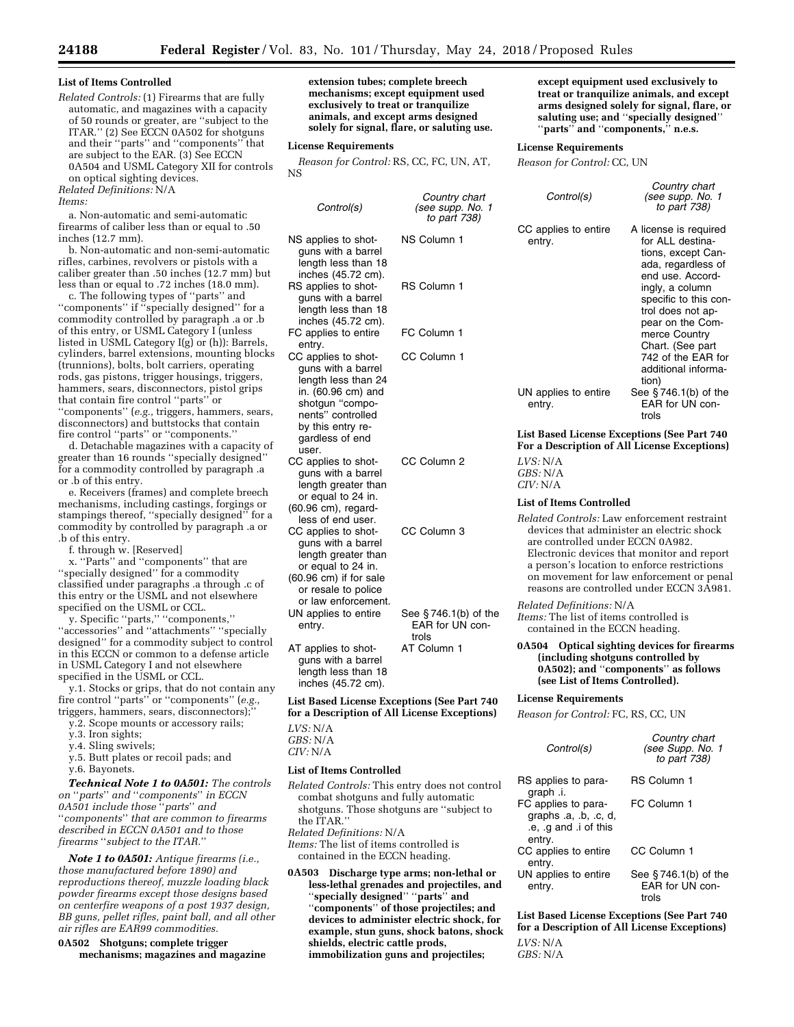**List of Items Controlled**

*Related Controls:* (1) Firearms that are fully automatic, and magazines with a capacity of 50 rounds or greater, are ''subject to the ITAR.'' (2) See ECCN 0A502 for shotguns and their ''parts'' and ''components'' that are subject to the EAR. (3) See ECCN 0A504 and USML Category XII for controls on optical sighting devices.

*Related Definitions:* N/A

*Items:*

a. Non-automatic and semi-automatic firearms of caliber less than or equal to .50 inches (12.7 mm).

b. Non-automatic and non-semi-automatic rifles, carbines, revolvers or pistols with a caliber greater than .50 inches (12.7 mm) but less than or equal to .72 inches (18.0 mm).

c. The following types of ''parts'' and ''components'' if ''specially designed'' for a commodity controlled by paragraph .a or .b of this entry, or USML Category I (unless listed in USML Category I(g) or (h)): Barrels, cylinders, barrel extensions, mounting blocks (trunnions), bolts, bolt carriers, operating rods, gas pistons, trigger housings, triggers, hammers, sears, disconnectors, pistol grips that contain fire control ''parts'' or ''components'' (*e.g.,* triggers, hammers, sears, disconnectors) and buttstocks that contain fire control ''parts'' or ''components.''

d. Detachable magazines with a capacity of greater than 16 rounds ''specially designed'' for a commodity controlled by paragraph .a or .b of this entry.

e. Receivers (frames) and complete breech mechanisms, including castings, forgings or stampings thereof, ''specially designed'' for a commodity by controlled by paragraph .a or .b of this entry.

f. through w. [Reserved]

x. ''Parts'' and ''components'' that are ''specially designed'' for a commodity classified under paragraphs .a through .c of this entry or the USML and not elsewhere specified on the USML or CCL.

y. Specific ''parts,'' ''components,'' ''accessories'' and ''attachments'' ''specially designed'' for a commodity subject to control in this ECCN or common to a defense article in USML Category I and not elsewhere specified in the USML or CCL.

y.1. Stocks or grips, that do not contain any fire control ''parts'' or ''components'' (*e.g.,* triggers, hammers, sears, disconnectors);''

y.2. Scope mounts or accessory rails;

y.3. Iron sights;

y.4. Sling swivels;

y.5. Butt plates or recoil pads; and

y.6. Bayonets.

***Technical Note 1 to 0A501:*** *The controls on ''parts'' and ''components'' in ECCN 0A501 include those ''parts'' and ''components'' that are common to firearms described in ECCN 0A501 and to those firearms ''subject to the ITAR.''*

***Note 1 to 0A501:*** *Antique firearms (i.e., those manufactured before 1890) and reproductions thereof, muzzle loading black powder firearms except those designs based on centerfire weapons of a post 1937 design, BB guns, pellet rifles, paint ball, and all other air rifles are EAR99 commodities.*

**0A502 Shotguns; complete trigger mechanisms; magazines and magazine extension tubes; complete breech mechanisms; except equipment used exclusively to treat or tranquilize animals, and except arms designed solely for signal, flare, or saluting use.**

**License Requirements**

*Reason for Control:* RS, CC, FC, UN, AT, NS

| *Control(s)* | *Country chart (see supp. No. 1 to part 738)* |
|---|---|
| NS applies to shotguns with a barrel length less than 18 inches (45.72 cm). | NS Column 1 |
| RS applies to shotguns with a barrel length less than 18 inches (45.72 cm). | RS Column 1 |
| FC applies to entire entry. | FC Column 1 |
| CC applies to shotguns with a barrel length less than 24 in. (60.96 cm) and shotgun ''components'' controlled by this entry regardless of end user. | CC Column 1 |
| CC applies to shotguns with a barrel length greater than or equal to 24 in. (60.96 cm), regardless of end user. | CC Column 2 |
| CC applies to shotguns with a barrel length greater than or equal to 24 in. (60.96 cm) if for sale or resale to police or law enforcement. | CC Column 3 |
| UN applies to entire entry. | See § 746.1(b) of the EAR for UN controls |
| AT applies to shotguns with a barrel length less than 18 inches (45.72 cm). | AT Column 1 |

**List Based License Exceptions (See Part 740 for a Description of All License Exceptions)**

*LVS:* N/A
*GBS:* N/A
*CIV:* N/A

**List of Items Controlled**

*Related Controls:* This entry does not control combat shotguns and fully automatic shotguns. Those shotguns are ''subject to the ITAR.''

*Related Definitions:* N/A

*Items:* The list of items controlled is contained in the ECCN heading.

**0A503 Discharge type arms; non-lethal or less-lethal grenades and projectiles, and ''specially designed'' ''parts'' and ''components'' of those projectiles; and devices to administer electric shock, for example, stun guns, shock batons, shock shields, electric cattle prods, immobilization guns and projectiles; except equipment used exclusively to treat or tranquilize animals, and except arms designed solely for signal, flare, or saluting use; and ''specially designed'' ''parts'' and ''components,'' n.e.s.**

**License Requirements**

*Reason for Control:* CC, UN

| *Control(s)* | *Country chart (see supp. No. 1 to part 738)* |
|---|---|
| CC applies to entire entry. | A license is required for ALL destinations, except Canada, regardless of end use. Accordingly, a column specific to this control does not appear on the Commerce Country Chart. (See part 742 of the EAR for additional information) |
| UN applies to entire entry. | See § 746.1(b) of the EAR for UN controls |

**List Based License Exceptions (See Part 740 For a Description of All License Exceptions)**

*LVS:* N/A
*GBS:* N/A
*CIV:* N/A

**List of Items Controlled**

*Related Controls:* Law enforcement restraint devices that administer an electric shock are controlled under ECCN 0A982. Electronic devices that monitor and report a person's location to enforce restrictions on movement for law enforcement or penal reasons are controlled under ECCN 3A981.

*Related Definitions:* N/A

*Items:* The list of items controlled is contained in the ECCN heading.

**0A504 Optical sighting devices for firearms (including shotguns controlled by 0A502); and ''components'' as follows (see List of Items Controlled).**

**License Requirements**

*Reason for Control:* FC, RS, CC, UN

| *Control(s)* | *Country chart (see Supp. No. 1 to part 738)* |
|---|---|
| RS applies to paragraph .i. | RS Column 1 |
| FC applies to paragraphs .a, .b, .c, d, .e, .g and .i of this entry. | FC Column 1 |
| CC applies to entire entry. | CC Column 1 |
| UN applies to entire entry. | See § 746.1(b) of the EAR for UN controls |

**List Based License Exceptions (See Part 740 for a Description of All License Exceptions)**

*LVS:* N/A
*GBS:* N/A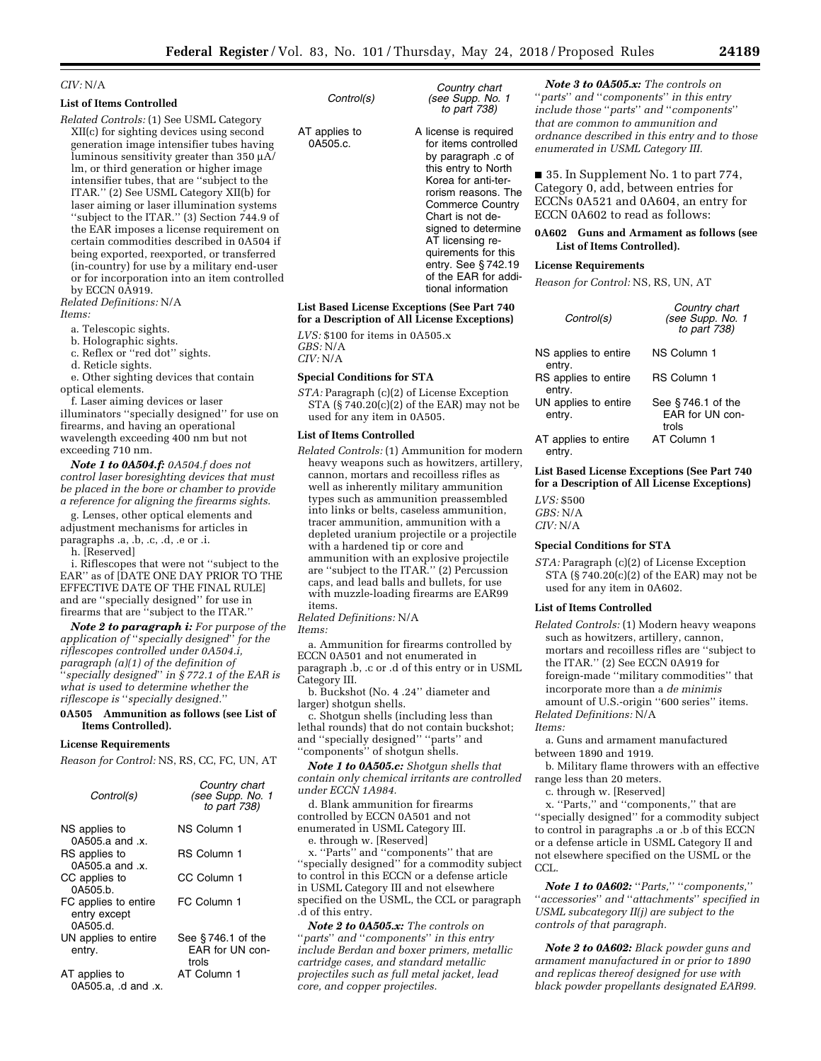*CIV:* N/A

**List of Items Controlled**

*Related Controls:* (1) See USML Category XII(c) for sighting devices using second generation image intensifier tubes having luminous sensitivity greater than 350 µA/lm, or third generation or higher image intensifier tubes, that are ''subject to the ITAR.'' (2) See USML Category XII(b) for laser aiming or laser illumination systems ''subject to the ITAR.'' (3) Section 744.9 of the EAR imposes a license requirement on certain commodities described in 0A504 if being exported, reexported, or transferred (in-country) for use by a military end-user or for incorporation into an item controlled by ECCN 0A919.

*Related Definitions:* N/A

*Items:*

a. Telescopic sights.

b. Holographic sights.

c. Reflex or ''red dot'' sights.

d. Reticle sights.

e. Other sighting devices that contain optical elements.

f. Laser aiming devices or laser illuminators ''specially designed'' for use on firearms, and having an operational wavelength exceeding 400 nm but not exceeding 710 nm.

***Note 1 to 0A504.f:*** *0A504.f does not control laser boresighting devices that must be placed in the bore or chamber to provide a reference for aligning the firearms sights.*

g. Lenses, other optical elements and adjustment mechanisms for articles in paragraphs .a, .b, .c, .d, .e or .i.

h. [Reserved]

i. Riflescopes that were not ''subject to the EAR'' as of [DATE ONE DAY PRIOR TO THE EFFECTIVE DATE OF THE FINAL RULE] and are ''specially designed'' for use in firearms that are ''subject to the ITAR.''

***Note 2 to paragraph i:*** *For purpose of the application of ''specially designed'' for the riflescopes controlled under 0A504.i, paragraph (a)(1) of the definition of ''specially designed'' in § 772.1 of the EAR is what is used to determine whether the riflescope is ''specially designed.''*

**0A505 Ammunition as follows (see List of Items Controlled).**

**License Requirements**

*Reason for Control:* NS, RS, CC, FC, UN, AT

| *Control(s)* | *Country chart (see Supp. No. 1 to part 738)* |
|---|---|
| NS applies to 0A505.a and .x. | NS Column 1 |
| RS applies to 0A505.a and .x. | RS Column 1 |
| CC applies to 0A505.b. | CC Column 1 |
| FC applies to entire entry except 0A505.d. | FC Column 1 |
| UN applies to entire entry. | See § 746.1 of the EAR for UN controls |
| AT applies to 0A505.a, .d and .x. | AT Column 1 |
| AT applies to 0A505.c. | A license is required for items controlled by paragraph .c of this entry to North Korea for anti-terrorism reasons. The Commerce Country Chart is not designed to determine AT licensing requirements for this entry. See § 742.19 of the EAR for additional information |

**List Based License Exceptions (See Part 740 for a Description of All License Exceptions)**

*LVS:* $100 for items in 0A505.x
*GBS:* N/A
*CIV:* N/A

**Special Conditions for STA**

*STA:* Paragraph (c)(2) of License Exception STA (§ 740.20(c)(2) of the EAR) may not be used for any item in 0A505.

**List of Items Controlled**

*Related Controls:* (1) Ammunition for modern heavy weapons such as howitzers, artillery, cannon, mortars and recoilless rifles as well as inherently military ammunition types such as ammunition preassembled into links or belts, caseless ammunition, tracer ammunition, ammunition with a depleted uranium projectile or a projectile with a hardened tip or core and ammunition with an explosive projectile are ''subject to the ITAR.'' (2) Percussion caps, and lead balls and bullets, for use with muzzle-loading firearms are EAR99 items.

*Related Definitions:* N/A

*Items:*

a. Ammunition for firearms controlled by ECCN 0A501 and not enumerated in paragraph .b, .c or .d of this entry or in USML Category III.

b. Buckshot (No. 4 .24'' diameter and larger) shotgun shells.

c. Shotgun shells (including less than lethal rounds) that do not contain buckshot; and ''specially designed'' ''parts'' and ''components'' of shotgun shells.

***Note 1 to 0A505.c:*** *Shotgun shells that contain only chemical irritants are controlled under ECCN 1A984.*

d. Blank ammunition for firearms controlled by ECCN 0A501 and not enumerated in USML Category III.

e. through w. [Reserved]

x. ''Parts'' and ''components'' that are ''specially designed'' for a commodity subject to control in this ECCN or a defense article in USML Category III and not elsewhere specified on the USML, the CCL or paragraph .d of this entry.

***Note 2 to 0A505.x:*** *The controls on ''parts'' and ''components'' in this entry include Berdan and boxer primers, metallic cartridge cases, and standard metallic projectiles such as full metal jacket, lead core, and copper projectiles.*

***Note 3 to 0A505.x:*** *The controls on ''parts'' and ''components'' in this entry include those ''parts'' and ''components'' that are common to ammunition and ordnance described in this entry and to those enumerated in USML Category III.*

■ 35. In Supplement No. 1 to part 774, Category 0, add, between entries for ECCNs 0A521 and 0A604, an entry for ECCN 0A602 to read as follows:

**0A602 Guns and Armament as follows (see List of Items Controlled).**

**License Requirements**

*Reason for Control:* NS, RS, UN, AT

| *Control(s)* | *Country chart (see Supp. No. 1 to part 738)* |
|---|---|
| NS applies to entire entry. | NS Column 1 |
| RS applies to entire entry. | RS Column 1 |
| UN applies to entire entry. | See § 746.1 of the EAR for UN controls |
| AT applies to entire entry. | AT Column 1 |

**List Based License Exceptions (See Part 740 for a Description of All License Exceptions)**

*LVS:* $500
*GBS:* N/A
*CIV:* N/A

**Special Conditions for STA**

*STA:* Paragraph (c)(2) of License Exception STA (§ 740.20(c)(2) of the EAR) may not be used for any item in 0A602.

**List of Items Controlled**

*Related Controls:* (1) Modern heavy weapons such as howitzers, artillery, cannon, mortars and recoilless rifles are ''subject to the ITAR.'' (2) See ECCN 0A919 for foreign-made ''military commodities'' that incorporate more than a *de minimis* amount of U.S.-origin ''600 series'' items.

*Related Definitions:* N/A

*Items:*

a. Guns and armament manufactured between 1890 and 1919.

b. Military flame throwers with an effective range less than 20 meters.

c. through w. [Reserved]

x. ''Parts,'' and ''components,'' that are ''specially designed'' for a commodity subject to control in paragraphs .a or .b of this ECCN or a defense article in USML Category II and not elsewhere specified on the USML or the CCL.

***Note 1 to 0A602:*** *''Parts,'' ''components,'' ''accessories'' and ''attachments'' specified in USML subcategory II(j) are subject to the controls of that paragraph.*

***Note 2 to 0A602:*** *Black powder guns and armament manufactured in or prior to 1890 and replicas thereof designed for use with black powder propellants designated EAR99.*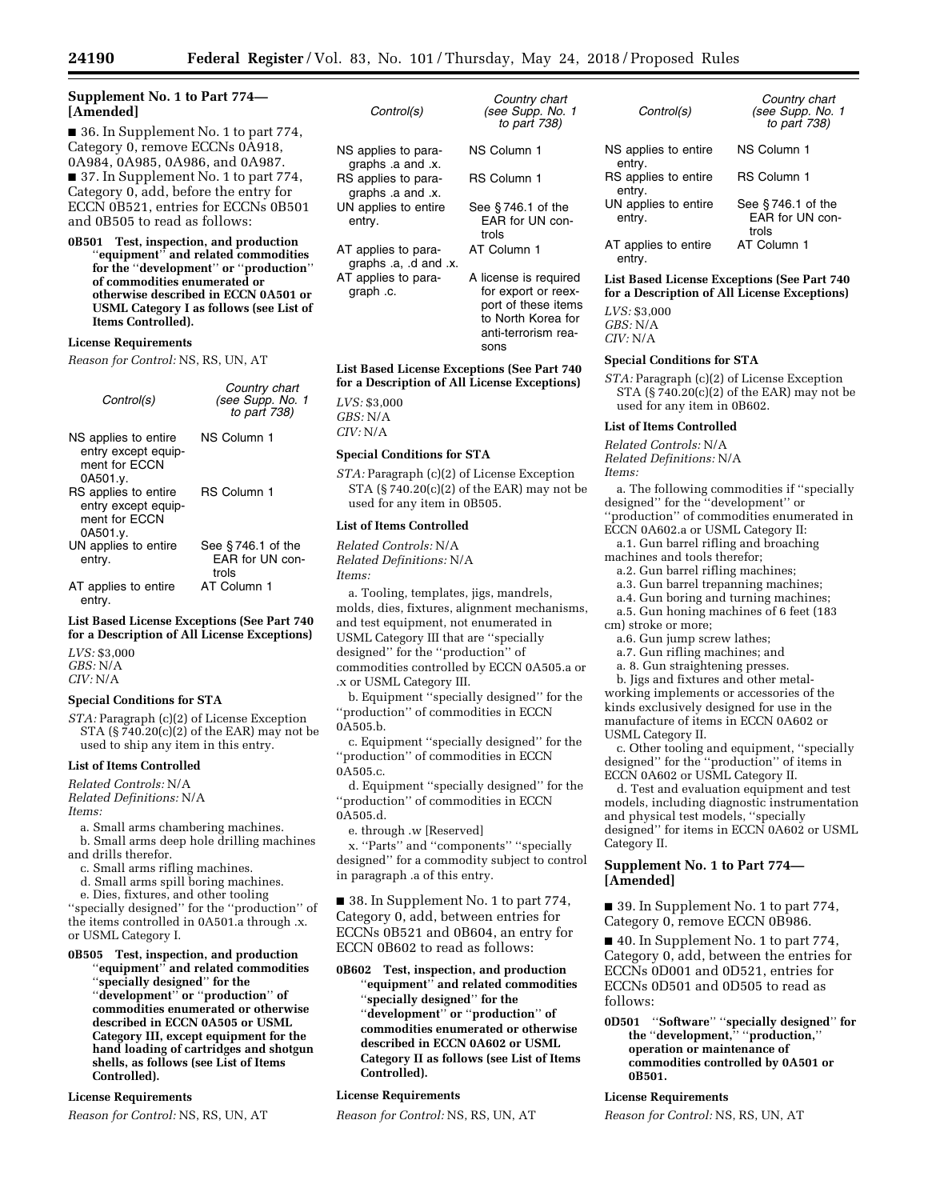## Supplement No. 1 to Part 774—[Amended]

■ 36. In Supplement No. 1 to part 774, Category 0, remove ECCNs 0A918, 0A984, 0A985, 0A986, and 0A987.

■ 37. In Supplement No. 1 to part 774, Category 0, add, before the entry for ECCN 0B521, entries for ECCNs 0B501 and 0B505 to read as follows:

**0B501 Test, inspection, and production "equipment" and related commodities for the "development" or "production" of commodities enumerated or otherwise described in ECCN 0A501 or USML Category I as follows (see List of Items Controlled).**

**License Requirements**

*Reason for Control:* NS, RS, UN, AT

| *Control(s)* | *Country chart (see Supp. No. 1 to part 738)* |
|---|---|
| NS applies to entire entry except equipment for ECCN 0A501.y. | NS Column 1 |
| RS applies to entire entry except equipment for ECCN 0A501.y. | RS Column 1 |
| UN applies to entire entry. | See § 746.1 of the EAR for UN controls |
| AT applies to entire entry. | AT Column 1 |

**List Based License Exceptions (See Part 740 for a Description of All License Exceptions)**

*LVS:* $3,000
*GBS:* N/A
*CIV:* N/A

**Special Conditions for STA**

*STA:* Paragraph (c)(2) of License Exception STA (§ 740.20(c)(2) of the EAR) may not be used to ship any item in this entry.

**List of Items Controlled**

*Related Controls:* N/A
*Related Definitions:* N/A
*Items:*

a. Small arms chambering machines.

b. Small arms deep hole drilling machines and drills therefor.

c. Small arms rifling machines.

d. Small arms spill boring machines.

e. Dies, fixtures, and other tooling "specially designed" for the "production" of the items controlled in 0A501.a through .x. or USML Category I.

**0B505 Test, inspection, and production "equipment" and related commodities "specially designed" for the "development" or "production" of commodities enumerated or otherwise described in ECCN 0A505 or USML Category III, except equipment for the hand loading of cartridges and shotgun shells, as follows (see List of Items Controlled).**

**License Requirements**

*Reason for Control:* NS, RS, UN, AT

| *Control(s)* | *Country chart (see Supp. No. 1 to part 738)* |
|---|---|
| NS applies to paragraphs .a and .x. | NS Column 1 |
| RS applies to paragraphs .a and .x. | RS Column 1 |
| UN applies to entire entry. | See § 746.1 of the EAR for UN controls |
| AT applies to paragraphs .a, .d and .x. | AT Column 1 |
| AT applies to paragraph .c. | A license is required for export or reexport of these items to North Korea for anti-terrorism reasons |

**List Based License Exceptions (See Part 740 for a Description of All License Exceptions)**

*LVS:* $3,000
*GBS:* N/A
*CIV:* N/A

**Special Conditions for STA**

*STA:* Paragraph (c)(2) of License Exception STA (§ 740.20(c)(2) of the EAR) may not be used for any item in 0B505.

**List of Items Controlled**

*Related Controls:* N/A
*Related Definitions:* N/A
*Items:*

a. Tooling, templates, jigs, mandrels, molds, dies, fixtures, alignment mechanisms, and test equipment, not enumerated in USML Category III that are "specially designed" for the "production" of commodities controlled by ECCN 0A505.a or .x or USML Category III.

b. Equipment "specially designed" for the "production" of commodities in ECCN 0A505.b.

c. Equipment "specially designed" for the "production" of commodities in ECCN 0A505.c.

d. Equipment "specially designed" for the "production" of commodities in ECCN 0A505.d.

e. through .w [Reserved]

x. "Parts" and "components" "specially designed" for a commodity subject to control in paragraph .a of this entry.

■ 38. In Supplement No. 1 to part 774, Category 0, add, between entries for ECCNs 0B521 and 0B604, an entry for ECCN 0B602 to read as follows:

**0B602 Test, inspection, and production "equipment" and related commodities "specially designed" for the "development" or "production" of commodities enumerated or otherwise described in ECCN 0A602 or USML Category II as follows (see List of Items Controlled).**

**License Requirements**

*Reason for Control:* NS, RS, UN, AT

| *Control(s)* | *Country chart (see Supp. No. 1 to part 738)* |
|---|---|
| NS applies to entire entry. | NS Column 1 |
| RS applies to entire entry. | RS Column 1 |
| UN applies to entire entry. | See § 746.1 of the EAR for UN controls |
| AT applies to entire entry. | AT Column 1 |

**List Based License Exceptions (See Part 740 for a Description of All License Exceptions)**

*LVS:* $3,000
*GBS:* N/A
*CIV:* N/A

**Special Conditions for STA**

*STA:* Paragraph (c)(2) of License Exception STA (§ 740.20(c)(2) of the EAR) may not be used for any item in 0B602.

**List of Items Controlled**

*Related Controls:* N/A
*Related Definitions:* N/A
*Items:*

a. The following commodities if "specially designed" for the "development" or "production" of commodities enumerated in ECCN 0A602.a or USML Category II:

a.1. Gun barrel rifling and broaching machines and tools therefor;

a.2. Gun barrel rifling machines;

a.3. Gun barrel trepanning machines;

a.4. Gun boring and turning machines;

a.5. Gun honing machines of 6 feet (183 cm) stroke or more;

a.6. Gun jump screw lathes;

a.7. Gun rifling machines; and

a. 8. Gun straightening presses.

b. Jigs and fixtures and other metal-working implements or accessories of the kinds exclusively designed for use in the manufacture of items in ECCN 0A602 or USML Category II.

c. Other tooling and equipment, "specially designed" for the "production" of items in ECCN 0A602 or USML Category II.

d. Test and evaluation equipment and test models, including diagnostic instrumentation and physical test models, "specially designed" for items in ECCN 0A602 or USML Category II.

## Supplement No. 1 to Part 774—[Amended]

■ 39. In Supplement No. 1 to part 774, Category 0, remove ECCN 0B986.

■ 40. In Supplement No. 1 to part 774, Category 0, add, between the entries for ECCNs 0D001 and 0D521, entries for ECCNs 0D501 and 0D505 to read as follows:

**0D501 "Software" "specially designed" for the "development," "production," operation or maintenance of commodities controlled by 0A501 or 0B501.**

**License Requirements**

*Reason for Control:* NS, RS, UN, AT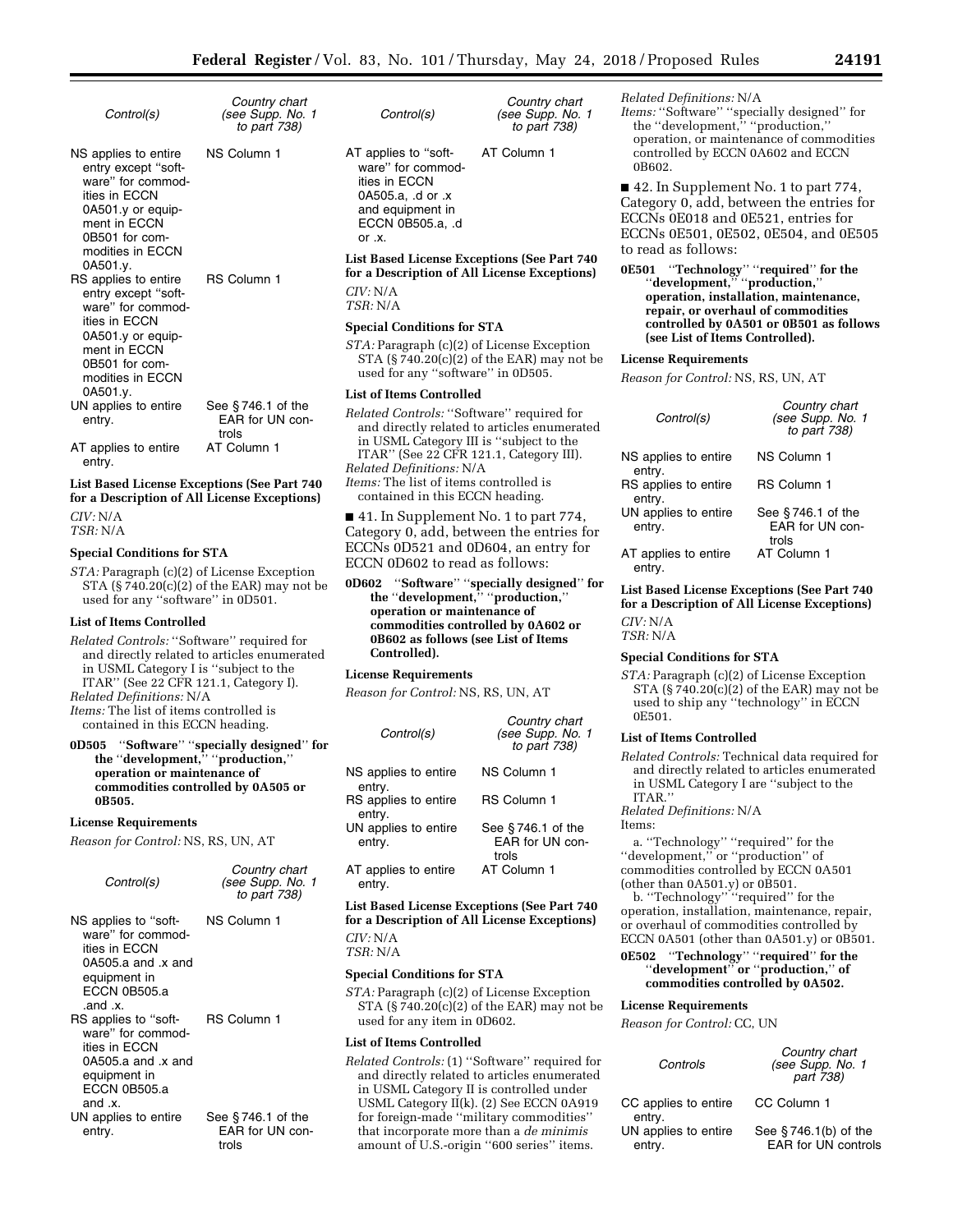| Control(s) | Country chart (see Supp. No. 1 to part 738) |
|---|---|
| NS applies to entire entry except "software" for commodities in ECCN 0A501.y or equipment in ECCN 0B501 for commodities in ECCN 0A501.y. | NS Column 1 |
| RS applies to entire entry except "software" for commodities in ECCN 0A501.y or equipment in ECCN 0B501 for commodities in ECCN 0A501.y. | RS Column 1 |
| UN applies to entire entry. | See § 746.1 of the EAR for UN controls |
| AT applies to entire entry. | AT Column 1 |

**List Based License Exceptions (See Part 740 for a Description of All License Exceptions)**

*CIV:* N/A
*TSR:* N/A

**Special Conditions for STA**

*STA:* Paragraph (c)(2) of License Exception STA (§ 740.20(c)(2) of the EAR) may not be used for any "software" in 0D501.

**List of Items Controlled**

*Related Controls:* "Software" required for and directly related to articles enumerated in USML Category I is "subject to the ITAR" (See 22 CFR 121.1, Category I).
*Related Definitions:* N/A
*Items:* The list of items controlled is contained in this ECCN heading.

**0D505 "Software" "specially designed" for the "development," "production," operation or maintenance of commodities controlled by 0A505 or 0B505.**

**License Requirements**

*Reason for Control:* NS, RS, UN, AT

| Control(s) | Country chart (see Supp. No. 1 to part 738) |
|---|---|
| NS applies to "software" for commodities in ECCN 0A505.a and .x and equipment in ECCN 0B505.a .and .x. | NS Column 1 |
| RS applies to "software" for commodities in ECCN 0A505.a and .x and equipment in ECCN 0B505.a and .x. | RS Column 1 |
| UN applies to entire entry. | See § 746.1 of the EAR for UN controls |
| AT applies to "software" for commodities in ECCN 0A505.a, .d or .x and equipment in ECCN 0B505.a, .d or .x. | AT Column 1 |

**List Based License Exceptions (See Part 740 for a Description of All License Exceptions)**

*CIV:* N/A
*TSR:* N/A

**Special Conditions for STA**

*STA:* Paragraph (c)(2) of License Exception STA (§ 740.20(c)(2) of the EAR) may not be used for any "software" in 0D505.

**List of Items Controlled**

*Related Controls:* "Software" required for and directly related to articles enumerated in USML Category III is "subject to the ITAR" (See 22 CFR 121.1, Category III).
*Related Definitions:* N/A
*Items:* The list of items controlled is contained in this ECCN heading.

■ 41. In Supplement No. 1 to part 774, Category 0, add, between the entries for ECCNs 0D521 and 0D604, an entry for ECCN 0D602 to read as follows:

**0D602 "Software" "specially designed" for the "development," "production," operation or maintenance of commodities controlled by 0A602 or 0B602 as follows (see List of Items Controlled).**

**License Requirements**

*Reason for Control:* NS, RS, UN, AT

| Control(s) | Country chart (see Supp. No. 1 to part 738) |
|---|---|
| NS applies to entire entry. | NS Column 1 |
| RS applies to entire entry. | RS Column 1 |
| UN applies to entire entry. | See § 746.1 of the EAR for UN controls |
| AT applies to entire entry. | AT Column 1 |

**List Based License Exceptions (See Part 740 for a Description of All License Exceptions)**

*CIV:* N/A
*TSR:* N/A

**Special Conditions for STA**

*STA:* Paragraph (c)(2) of License Exception STA (§ 740.20(c)(2) of the EAR) may not be used for any item in 0D602.

**List of Items Controlled**

*Related Controls:* (1) "Software" required for and directly related to articles enumerated in USML Category II is controlled under USML Category II(k). (2) See ECCN 0A919 for foreign-made "military commodities" that incorporate more than a *de minimis* amount of U.S.-origin "600 series" items.
*Related Definitions:* N/A
*Items:* "Software" "specially designed" for the "development," "production," operation, or maintenance of commodities controlled by ECCN 0A602 and ECCN 0B602.

■ 42. In Supplement No. 1 to part 774, Category 0, add, between the entries for ECCNs 0E018 and 0E521, entries for ECCNs 0E501, 0E502, 0E504, and 0E505 to read as follows:

**0E501 "Technology" "required" for the "development," "production," operation, installation, maintenance, repair, or overhaul of commodities controlled by 0A501 or 0B501 as follows (see List of Items Controlled).**

**License Requirements**

*Reason for Control:* NS, RS, UN, AT

| Control(s) | Country chart (see Supp. No. 1 to part 738) |
|---|---|
| NS applies to entire entry. | NS Column 1 |
| RS applies to entire entry. | RS Column 1 |
| UN applies to entire entry. | See § 746.1 of the EAR for UN controls |
| AT applies to entire entry. | AT Column 1 |

**List Based License Exceptions (See Part 740 for a Description of All License Exceptions)**

*CIV:* N/A
*TSR:* N/A

**Special Conditions for STA**

*STA:* Paragraph (c)(2) of License Exception STA (§ 740.20(c)(2) of the EAR) may not be used to ship any "technology" in ECCN 0E501.

**List of Items Controlled**

*Related Controls:* Technical data required for and directly related to articles enumerated in USML Category I are "subject to the ITAR."
*Related Definitions:* N/A
Items:

a. "Technology" "required" for the "development," or "production," of commodities controlled by ECCN 0A501 (other than 0A501.y) or 0B501.

b. "Technology" "required" for the operation, installation, maintenance, repair, or overhaul of commodities controlled by ECCN 0A501 (other than 0A501.y) or 0B501.

**0E502 "Technology" "required" for the "development" or "production," of commodities controlled by 0A502.**

**License Requirements**

*Reason for Control:* CC, UN

| Controls | Country chart (see Supp. No. 1 part 738) |
|---|---|
| CC applies to entire entry. | CC Column 1 |
| UN applies to entire entry. | See § 746.1(b) of the EAR for UN controls |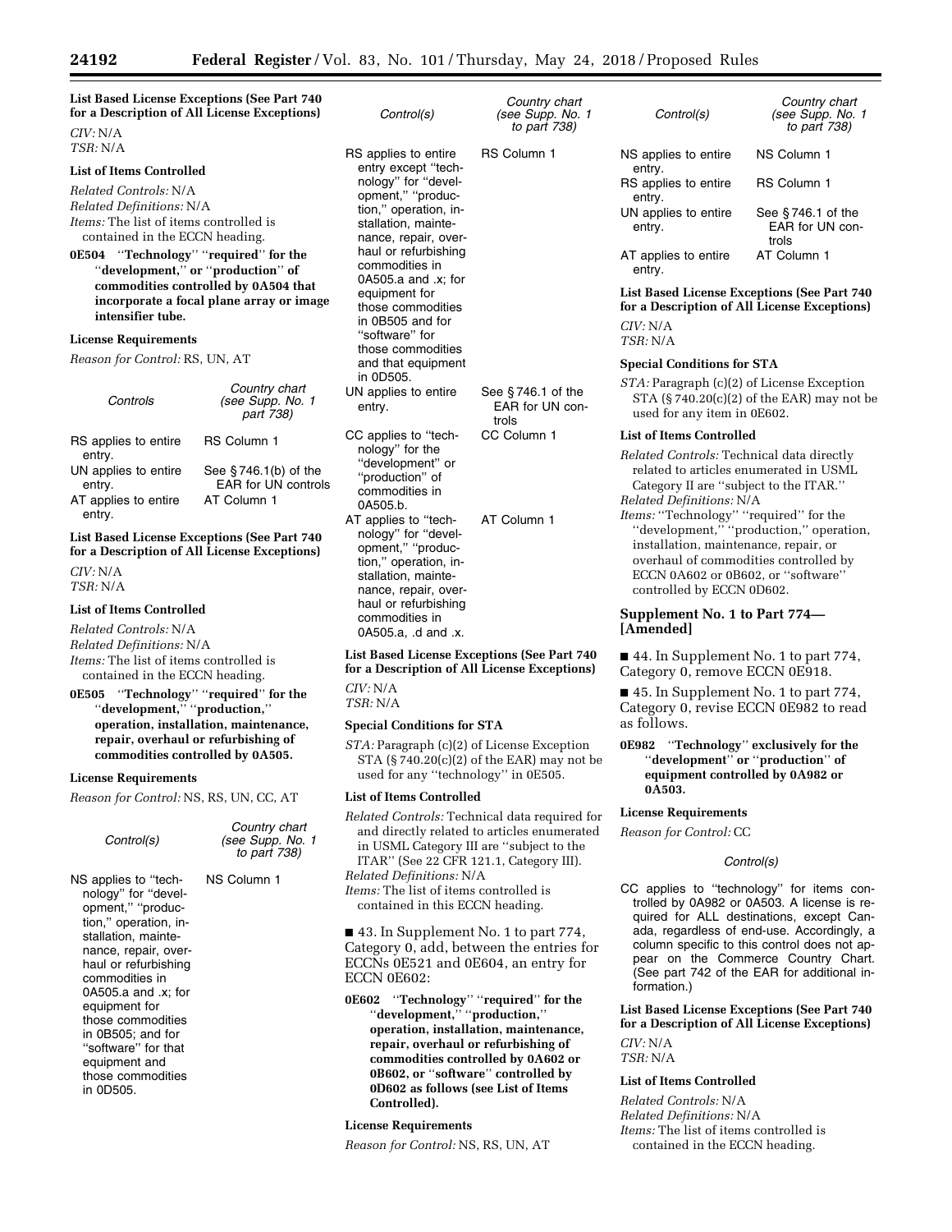**List Based License Exceptions (See Part 740 for a Description of All License Exceptions)**

*CIV:* N/A

*TSR:* N/A

**List of Items Controlled**

*Related Controls:* N/A

*Related Definitions:* N/A

*Items:* The list of items controlled is contained in the ECCN heading.

**0E504 "Technology" "required" for the "development," or "production" of commodities controlled by 0A504 that incorporate a focal plane array or image intensifier tube.**

**License Requirements**

*Reason for Control:* RS, UN, AT

| Controls | Country chart (see Supp. No. 1 part 738) |
|---|---|
| RS applies to entire entry. | RS Column 1 |
| UN applies to entire entry. | See § 746.1(b) of the EAR for UN controls |
| AT applies to entire entry. | AT Column 1 |

**List Based License Exceptions (See Part 740 for a Description of All License Exceptions)**

*CIV:* N/A

*TSR:* N/A

**List of Items Controlled**

*Related Controls:* N/A

*Related Definitions:* N/A

*Items:* The list of items controlled is contained in the ECCN heading.

**0E505 "Technology" "required" for the "development," "production," operation, installation, maintenance, repair, overhaul or refurbishing of commodities controlled by 0A505.**

**License Requirements**

*Reason for Control:* NS, RS, UN, CC, AT

| Control(s) | Country chart (see Supp. No. 1 to part 738) |
|---|---|
| NS applies to "technology" for "development," "production," operation, installation, maintenance, repair, overhaul or refurbishing commodities in 0A505.a and .x; for equipment for those commodities in 0B505; and for "software" for that equipment and those commodities in 0D505. | NS Column 1 |
| RS applies to entire entry except "technology" for "development," "production," operation, installation, maintenance, repair, overhaul or refurbishing commodities in 0A505.a and .x; for equipment for those commodities in 0B505 and for "software" for those commodities and that equipment in 0D505. | RS Column 1 |
| UN applies to entire entry. | See § 746.1 of the EAR for UN controls |
| CC applies to "technology" for the "development" or "production" of commodities in 0A505.b. | CC Column 1 |
| AT applies to "technology" for "development," "production," operation, installation, maintenance, repair, overhaul or refurbishing commodities in 0A505.a, .d and .x. | AT Column 1 |

**List Based License Exceptions (See Part 740 for a Description of All License Exceptions)**

*CIV:* N/A

*TSR:* N/A

**Special Conditions for STA**

*STA:* Paragraph (c)(2) of License Exception STA (§ 740.20(c)(2) of the EAR) may not be used for any "technology" in 0E505.

**List of Items Controlled**

*Related Controls:* Technical data required for and directly related to articles enumerated in USML Category III are "subject to the ITAR" (See 22 CFR 121.1, Category III).

*Related Definitions:* N/A

*Items:* The list of items controlled is contained in this ECCN heading.

■ 43. In Supplement No. 1 to part 774, Category 0, add, between the entries for ECCNs 0E521 and 0E604, an entry for ECCN 0E602:

**0E602 "Technology" "required" for the "development," "production," operation, installation, maintenance, repair, overhaul or refurbishing of commodities controlled by 0A602 or 0B602, or "software" controlled by 0D602 as follows (see List of Items Controlled).**

**License Requirements**

*Reason for Control:* NS, RS, UN, AT

| Control(s) | Country chart (see Supp. No. 1 to part 738) |
|---|---|
| NS applies to entire entry. | NS Column 1 |
| RS applies to entire entry. | RS Column 1 |
| UN applies to entire entry. | See § 746.1 of the EAR for UN controls |
| AT applies to entire entry. | AT Column 1 |

**List Based License Exceptions (See Part 740 for a Description of All License Exceptions)**

*CIV:* N/A

*TSR:* N/A

**Special Conditions for STA**

*STA:* Paragraph (c)(2) of License Exception STA (§ 740.20(c)(2) of the EAR) may not be used for any item in 0E602.

**List of Items Controlled**

*Related Controls:* Technical data directly related to articles enumerated in USML Category II are "subject to the ITAR."

*Related Definitions:* N/A

*Items:* "Technology" "required" for the "development," "production," operation, installation, maintenance, repair, or overhaul of commodities controlled by ECCN 0A602 or 0B602, or "software" controlled by ECCN 0D602.

## Supplement No. 1 to Part 774—[Amended]

■ 44. In Supplement No. 1 to part 774, Category 0, remove ECCN 0E918.

■ 45. In Supplement No. 1 to part 774, Category 0, revise ECCN 0E982 to read as follows.

**0E982 "Technology" exclusively for the "development" or "production" of equipment controlled by 0A982 or 0A503.**

**License Requirements**

*Reason for Control:* CC

| Control(s) |
|---|
| CC applies to "technology" for items controlled by 0A982 or 0A503. A license is required for ALL destinations, except Canada, regardless of end-use. Accordingly, a column specific to this control does not appear on the Commerce Country Chart. (See part 742 of the EAR for additional information.) |

**List Based License Exceptions (See Part 740 for a Description of All License Exceptions)**

*CIV:* N/A

*TSR:* N/A

**List of Items Controlled**

*Related Controls:* N/A

*Related Definitions:* N/A

*Items:* The list of items controlled is contained in the ECCN heading.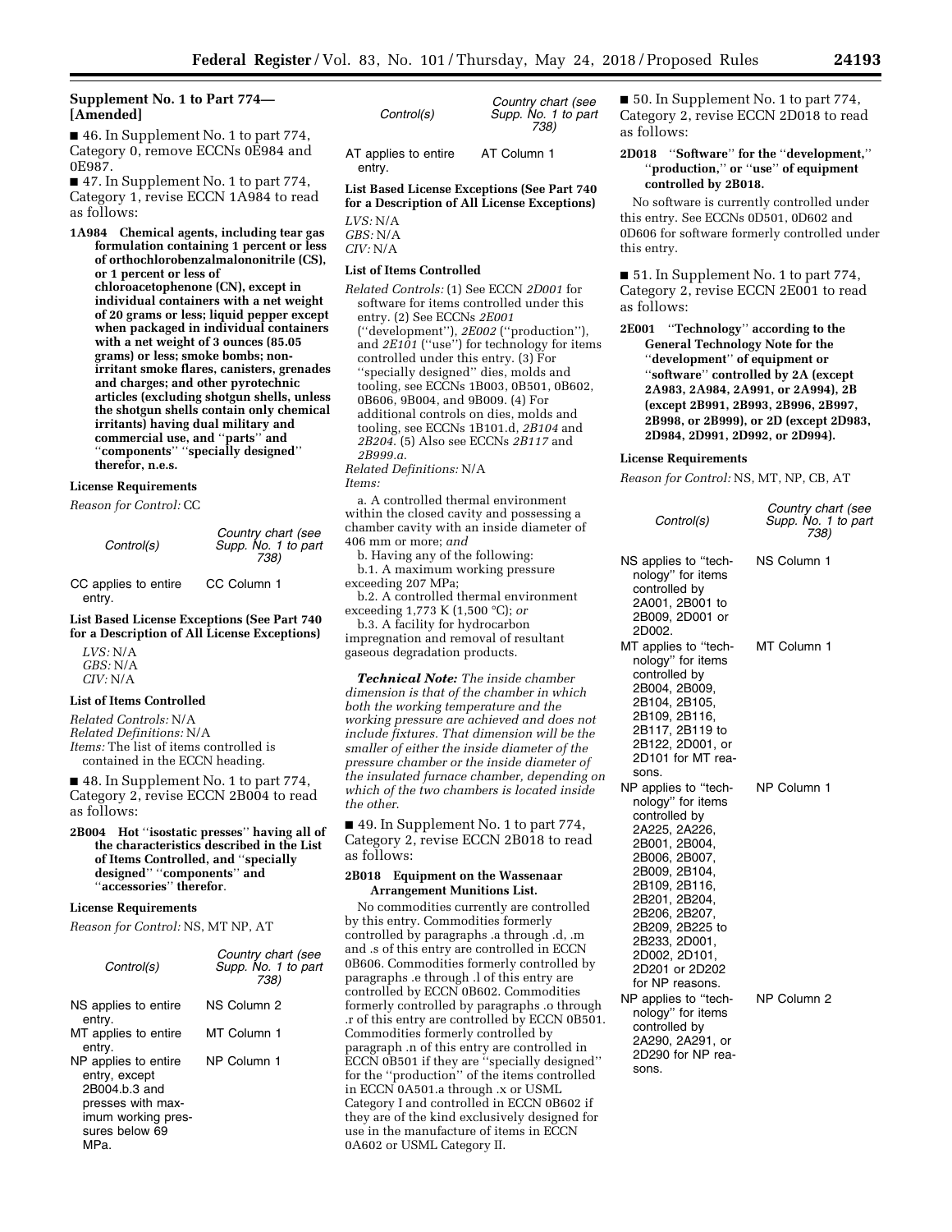## Supplement No. 1 to Part 774—[Amended]

■ 46. In Supplement No. 1 to part 774, Category 0, remove ECCNs 0E984 and 0E987.

■ 47. In Supplement No. 1 to part 774, Category 1, revise ECCN 1A984 to read as follows:

**1A984 Chemical agents, including tear gas formulation containing 1 percent or less of orthochlorobenzalmalononitrile (CS), or 1 percent or less of chloroacetophenone (CN), except in individual containers with a net weight of 20 grams or less; liquid pepper except when packaged in individual containers with a net weight of 3 ounces (85.05 grams) or less; smoke bombs; non-irritant smoke flares, canisters, grenades and charges; and other pyrotechnic articles (excluding shotgun shells, unless the shotgun shells contain only chemical irritants) having dual military and commercial use, and ''parts'' and ''components'' ''specially designed'' therefor, n.e.s.**

**License Requirements**

*Reason for Control:* CC

| *Control(s)* | *Country chart (see Supp. No. 1 to part 738)* |
|---|---|
| CC applies to entire entry. | CC Column 1 |

**List Based License Exceptions (See Part 740 for a Description of All License Exceptions)**

*LVS:* N/A
*GBS:* N/A
*CIV:* N/A

**List of Items Controlled**

*Related Controls:* N/A
*Related Definitions:* N/A
*Items:* The list of items controlled is contained in the ECCN heading.

■ 48. In Supplement No. 1 to part 774, Category 2, revise ECCN 2B004 to read as follows:

**2B004 Hot ''isostatic presses'' having all of the characteristics described in the List of Items Controlled, and ''specially designed'' ''components'' and ''accessories'' therefor.**

**License Requirements**

*Reason for Control:* NS, MT NP, AT

| *Control(s)* | *Country chart (see Supp. No. 1 to part 738)* |
|---|---|
| NS applies to entire entry. | NS Column 2 |
| MT applies to entire entry. | MT Column 1 |
| NP applies to entire entry, except 2B004.b.3 and presses with maximum working pressures below 69 MPa. | NP Column 1 |
| AT applies to entire entry. | AT Column 1 |

**List Based License Exceptions (See Part 740 for a Description of All License Exceptions)**

*LVS:* N/A
*GBS:* N/A
*CIV:* N/A

**List of Items Controlled**

*Related Controls:* (1) See ECCN *2D001* for software for items controlled under this entry. (2) See ECCNs *2E001* (''development''), *2E002* (''production''), and *2E101* (''use'') for technology for items controlled under this entry. (3) For ''specially designed'' dies, molds and tooling, see ECCNs 1B003, 0B501, 0B602, 0B606, 9B004, and 9B009. (4) For additional controls on dies, molds and tooling, see ECCNs 1B101.d, *2B104* and *2B204*. (5) Also see ECCNs *2B117* and *2B999.a*.
*Related Definitions:* N/A
*Items:*

a. A controlled thermal environment within the closed cavity and possessing a chamber cavity with an inside diameter of 406 mm or more; *and*

b. Having any of the following:

b.1. A maximum working pressure exceeding 207 MPa;

b.2. A controlled thermal environment exceeding 1,773 K (1,500 °C); *or*

b.3. A facility for hydrocarbon impregnation and removal of resultant gaseous degradation products.

***Technical Note:*** *The inside chamber dimension is that of the chamber in which both the working temperature and the working pressure are achieved and does not include fixtures. That dimension will be the smaller of either the inside diameter of the pressure chamber or the inside diameter of the insulated furnace chamber, depending on which of the two chambers is located inside the other.*

■ 49. In Supplement No. 1 to part 774, Category 2, revise ECCN 2B018 to read as follows:

**2B018 Equipment on the Wassenaar Arrangement Munitions List.**

No commodities currently are controlled by this entry. Commodities formerly controlled by paragraphs .a through .d, .m and .s of this entry are controlled in ECCN 0B606. Commodities formerly controlled by paragraphs .e through .l of this entry are controlled by ECCN 0B602. Commodities formerly controlled by paragraphs .o through .r of this entry are controlled by ECCN 0B501. Commodities formerly controlled by paragraph .n of this entry are controlled in ECCN 0B501 if they are ''specially designed'' for the ''production'' of the items controlled in ECCN 0A501.a through .x or USML Category I and controlled in ECCN 0B602 if they are of the kind exclusively designed for use in the manufacture of items in ECCN 0A602 or USML Category II.

■ 50. In Supplement No. 1 to part 774, Category 2, revise ECCN 2D018 to read as follows:

**2D018 ''Software'' for the ''development,'' ''production,'' or ''use'' of equipment controlled by 2B018.**

No software is currently controlled under this entry. See ECCNs 0D501, 0D602 and 0D606 for software formerly controlled under this entry.

■ 51. In Supplement No. 1 to part 774, Category 2, revise ECCN 2E001 to read as follows:

**2E001 ''Technology'' according to the General Technology Note for the ''development'' of equipment or ''software'' controlled by 2A (except 2A983, 2A984, 2A991, or 2A994), 2B (except 2B991, 2B993, 2B996, 2B997, 2B998, or 2B999), or 2D (except 2D983, 2D984, 2D991, 2D992, or 2D994).**

**License Requirements**

*Reason for Control:* NS, MT, NP, CB, AT

| *Control(s)* | *Country chart (see Supp. No. 1 to part 738)* |
|---|---|
| NS applies to ''technology'' for items controlled by 2A001, 2B001 to 2B009, 2D001 or 2D002. | NS Column 1 |
| MT applies to ''technology'' for items controlled by 2B004, 2B009, 2B104, 2B105, 2B109, 2B116, 2B117, 2B119 to 2B122, 2D001, or 2D101 for MT reasons. | MT Column 1 |
| NP applies to ''technology'' for items controlled by 2A225, 2A226, 2B001, 2B004, 2B006, 2B007, 2B009, 2B104, 2B109, 2B116, 2B201, 2B204, 2B206, 2B207, 2B209, 2B225 to 2B233, 2D001, 2D002, 2D101, 2D201 or 2D202 for NP reasons. | NP Column 1 |
| NP applies to ''technology'' for items controlled by 2A290, 2A291, or 2D290 for NP reasons. | NP Column 2 |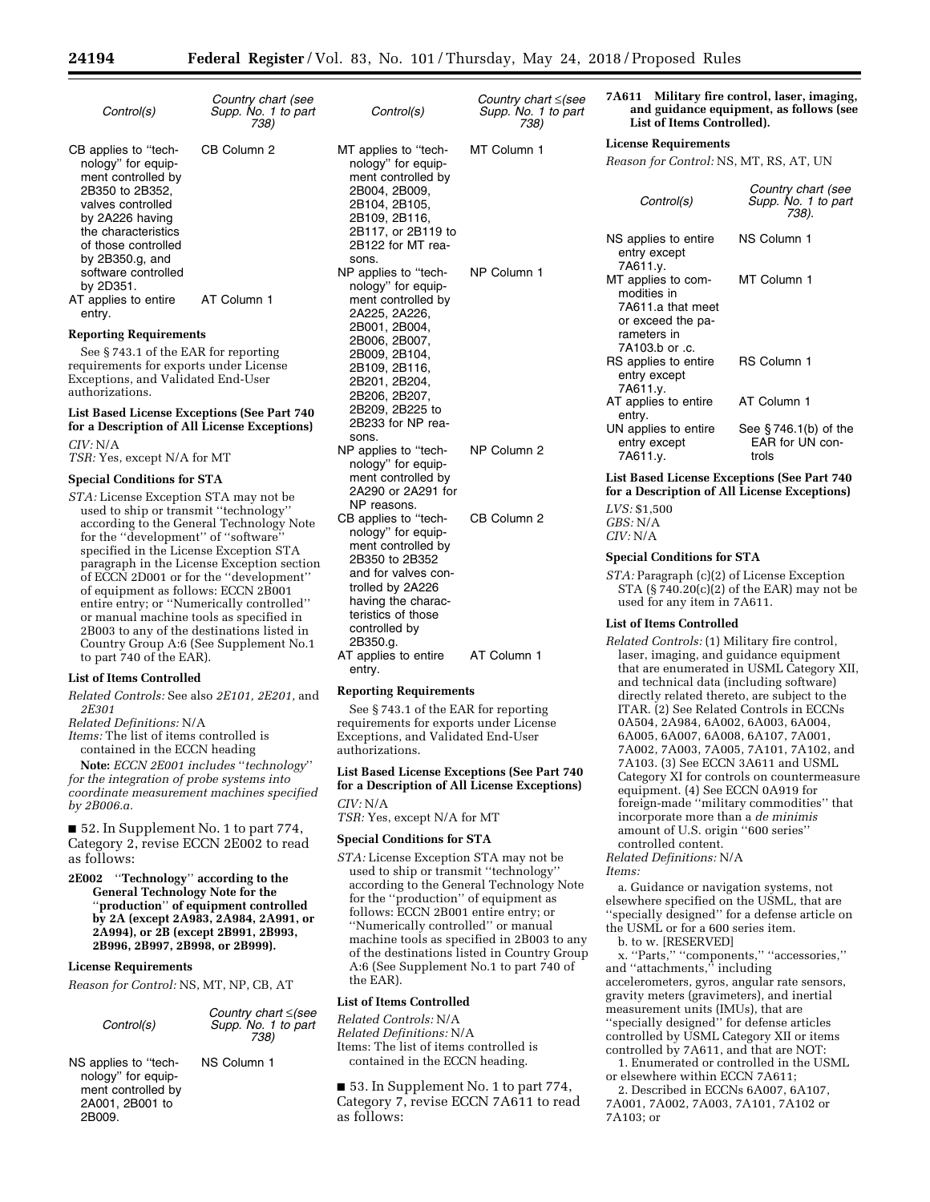| Control(s) | Country chart (see Supp. No. 1 to part 738) |
|---|---|
| CB applies to "technology" for equipment controlled by 2B350 to 2B352, valves controlled by 2A226 having the characteristics of those controlled by 2B350.g, and software controlled by 2D351. | CB Column 2 |
| AT applies to entire entry. | AT Column 1 |

**Reporting Requirements**

See § 743.1 of the EAR for reporting requirements for exports under License Exceptions, and Validated End-User authorizations.

**List Based License Exceptions (See Part 740 for a Description of All License Exceptions)**

*CIV:* N/A

*TSR:* Yes, except N/A for MT

**Special Conditions for STA**

*STA:* License Exception STA may not be used to ship or transmit "technology" according to the General Technology Note for the "development" of "software" specified in the License Exception STA paragraph in the License Exception section of ECCN 2D001 or for the "development" of equipment as follows: ECCN 2B001 entire entry; or "Numerically controlled" or manual machine tools as specified in 2B003 to any of the destinations listed in Country Group A:6 (See Supplement No.1 to part 740 of the EAR).

**List of Items Controlled**

*Related Controls:* See also *2E101, 2E201,* and *2E301*

*Related Definitions:* N/A

*Items:* The list of items controlled is contained in the ECCN heading

**Note:** *ECCN 2E001 includes "technology" for the integration of probe systems into coordinate measurement machines specified by 2B006.a.*

■ 52. In Supplement No. 1 to part 774, Category 2, revise ECCN 2E002 to read as follows:

**2E002 "Technology" according to the General Technology Note for the "production" of equipment controlled by 2A (except 2A983, 2A984, 2A991, or 2A994), or 2B (except 2B991, 2B993, 2B996, 2B997, 2B998, or 2B999).**

**License Requirements**

*Reason for Control:* NS, MT, NP, CB, AT

| Control(s) | Country chart ≤(see Supp. No. 1 to part 738) |
|---|---|
| NS applies to "technology" for equipment controlled by 2A001, 2B001 to 2B009. | NS Column 1 |
| MT applies to "technology" for equipment controlled by 2B004, 2B009, 2B104, 2B105, 2B109, 2B116, 2B117, or 2B119 to 2B122 for MT reasons. | MT Column 1 |
| NP applies to "technology" for equipment controlled by 2A225, 2A226, 2B001, 2B004, 2B006, 2B007, 2B009, 2B104, 2B109, 2B116, 2B201, 2B204, 2B206, 2B207, 2B209, 2B225 to 2B233 for NP reasons. | NP Column 1 |
| NP applies to "technology" for equipment controlled by 2A290 or 2A291 for NP reasons. | NP Column 2 |
| CB applies to "technology" for equipment controlled by 2B350 to 2B352 and for valves controlled by 2A226 having the characteristics of those controlled by 2B350.g. | CB Column 2 |
| AT applies to entire entry. | AT Column 1 |

**Reporting Requirements**

See § 743.1 of the EAR for reporting requirements for exports under License Exceptions, and Validated End-User authorizations.

**List Based License Exceptions (See Part 740 for a Description of All License Exceptions)**

*CIV:* N/A

*TSR:* Yes, except N/A for MT

**Special Conditions for STA**

*STA:* License Exception STA may not be used to ship or transmit "technology" according to the General Technology Note for the "production" of equipment as follows: ECCN 2B001 entire entry; or "Numerically controlled" or manual machine tools as specified in 2B003 to any of the destinations listed in Country Group A:6 (See Supplement No.1 to part 740 of the EAR).

**List of Items Controlled**

*Related Controls:* N/A

*Related Definitions:* N/A

Items: The list of items controlled is contained in the ECCN heading.

■ 53. In Supplement No. 1 to part 774, Category 7, revise ECCN 7A611 to read as follows:

**7A611 Military fire control, laser, imaging, and guidance equipment, as follows (see List of Items Controlled).**

**License Requirements**

*Reason for Control:* NS, MT, RS, AT, UN

| Control(s) | Country chart (see Supp. No. 1 to part 738). |
|---|---|
| NS applies to entire entry except 7A611.y. | NS Column 1 |
| MT applies to commodities in 7A611.a that meet or exceed the parameters in 7A103.b or .c. | MT Column 1 |
| RS applies to entire entry except 7A611.y. | RS Column 1 |
| AT applies to entire entry. | AT Column 1 |
| UN applies to entire entry except 7A611.y. | See § 746.1(b) of the EAR for UN controls |

**List Based License Exceptions (See Part 740 for a Description of All License Exceptions)**

*LVS:* $1,500

*GBS:* N/A

*CIV:* N/A

**Special Conditions for STA**

*STA:* Paragraph (c)(2) of License Exception STA (§ 740.20(c)(2) of the EAR) may not be used for any item in 7A611.

**List of Items Controlled**

*Related Controls:* (1) Military fire control, laser, imaging, and guidance equipment that are enumerated in USML Category XII, and technical data (including software) directly related thereto, are subject to the ITAR. (2) See Related Controls in ECCNs 0A504, 2A984, 6A002, 6A003, 6A004, 6A005, 6A007, 6A008, 6A107, 7A001, 7A002, 7A003, 7A005, 7A101, 7A102, and 7A103. (3) See ECCN 3A611 and USML Category XI for controls on countermeasure equipment. (4) See ECCN 0A919 for foreign-made "military commodities" that incorporate more than a *de minimis* amount of U.S. origin "600 series" controlled content.

*Related Definitions:* N/A

*Items:*

a. Guidance or navigation systems, not elsewhere specified on the USML, that are "specially designed" for a defense article on the USML or for a 600 series item.

b. to w. [RESERVED]

x. "Parts," "components," "accessories," and "attachments," including accelerometers, gyros, angular rate sensors, gravity meters (gravimeters), and inertial measurement units (IMUs), that are "specially designed" for defense articles controlled by USML Category XII or items controlled by 7A611, and that are NOT:

1. Enumerated or controlled in the USML or elsewhere within ECCN 7A611;

2. Described in ECCNs 6A007, 6A107, 7A001, 7A002, 7A003, 7A101, 7A102 or 7A103; or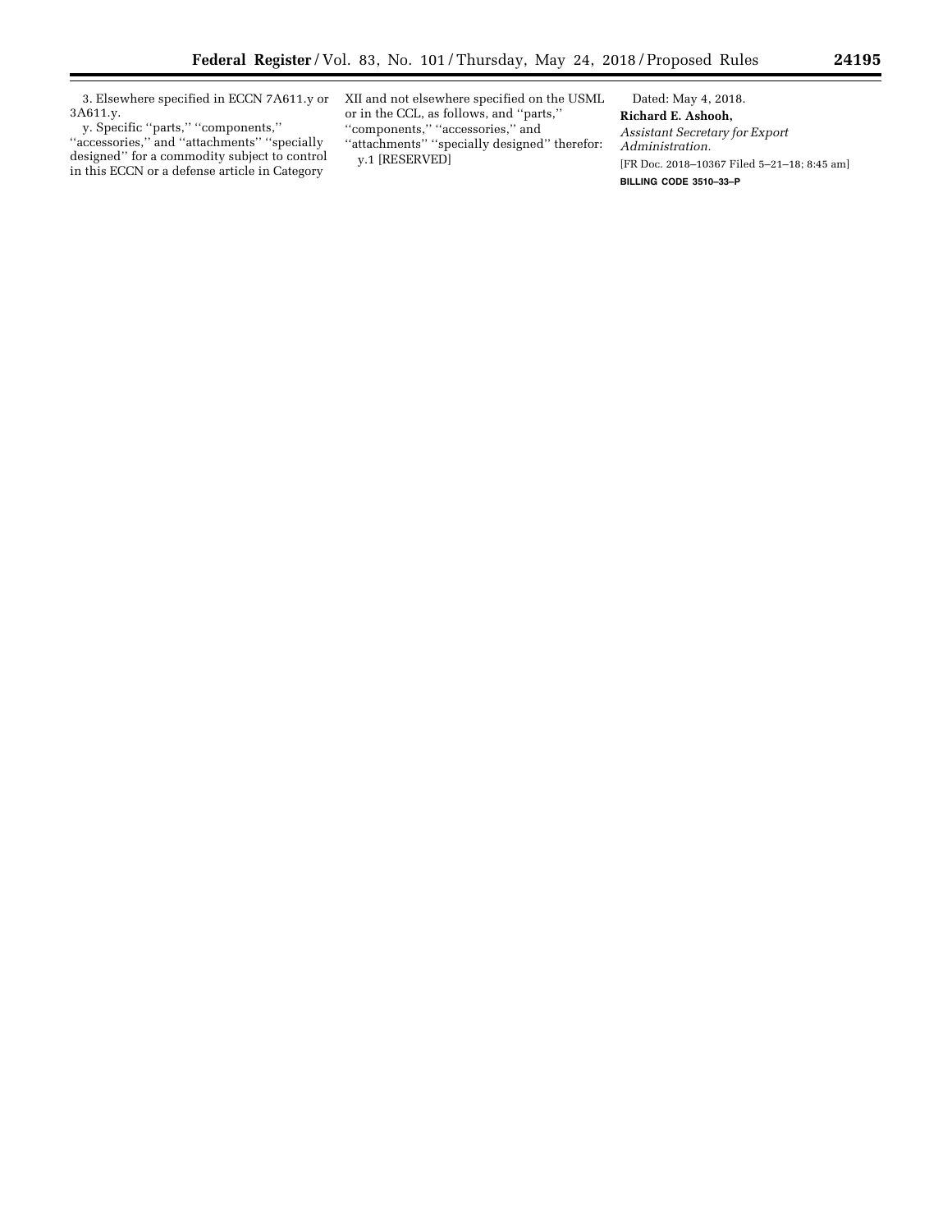3. Elsewhere specified in ECCN 7A611.y or 3A611.y.

y. Specific ''parts,'' ''components,'' ''accessories,'' and ''attachments'' ''specially designed'' for a commodity subject to control in this ECCN or a defense article in Category XII and not elsewhere specified on the USML or in the CCL, as follows, and ''parts,'' ''components,'' ''accessories,'' and ''attachments'' ''specially designed'' therefor:

y.1 [RESERVED]

Dated: May 4, 2018.

**Richard E. Ashooh,**

*Assistant Secretary for Export Administration.*

[FR Doc. 2018–10367 Filed 5–21–18; 8:45 am]

**BILLING CODE 3510–33–P**